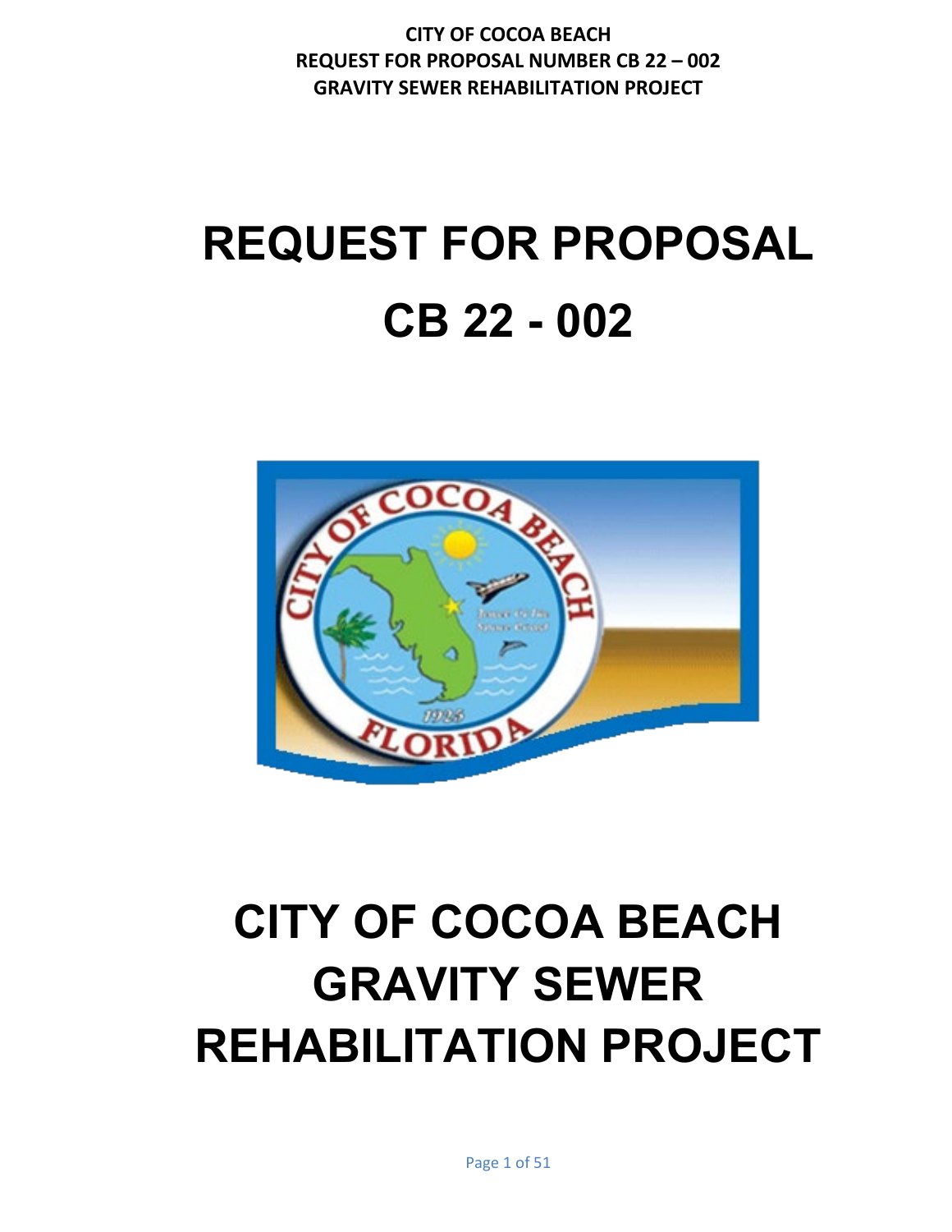# REQUEST FOR PROPOSAL

# CB 22 - 002

# CITY OF COCOA BEACH GRAVITY SEWER REHABILITATION PROJECT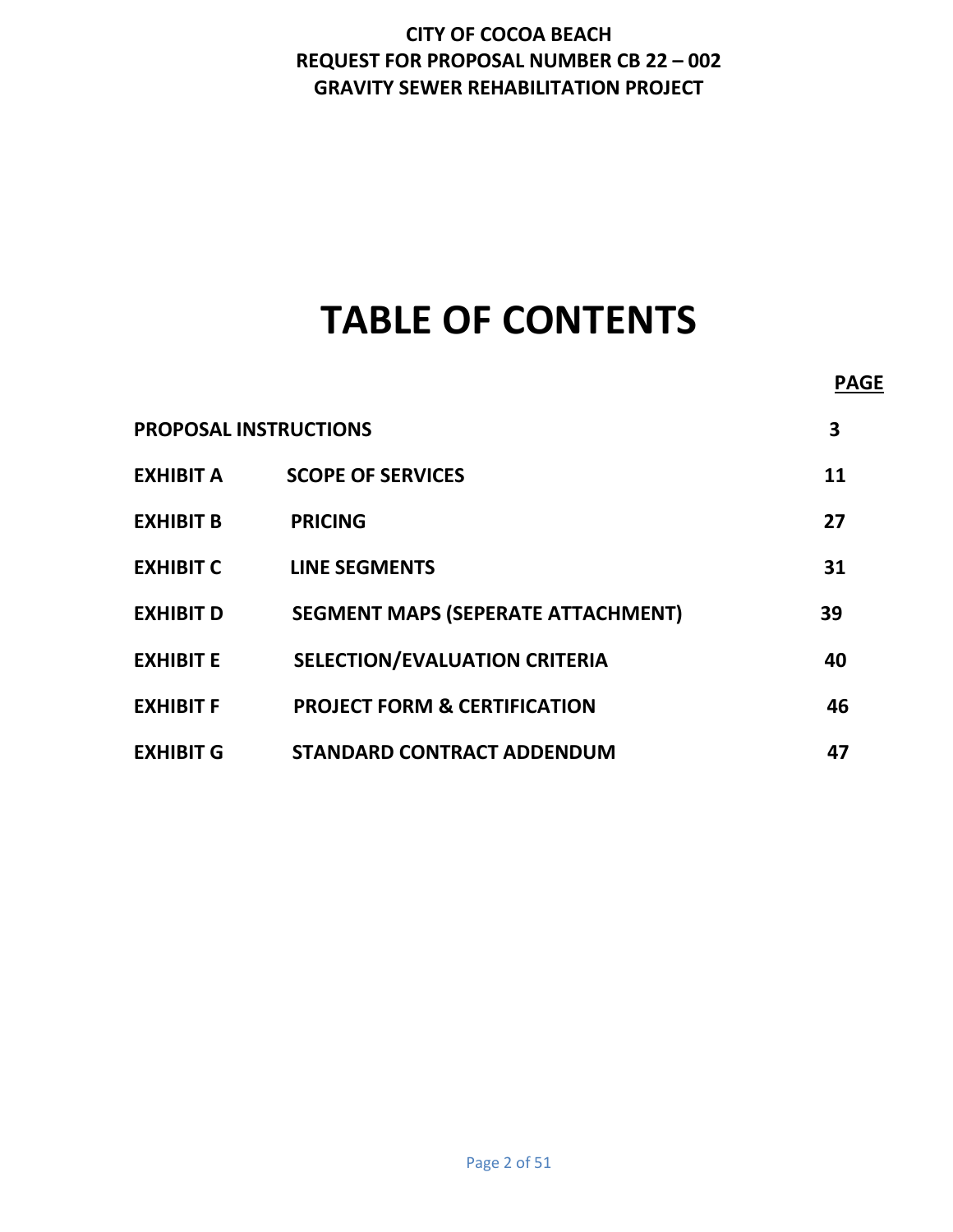**CITY OF COCOA BEACH**
**REQUEST FOR PROPOSAL NUMBER CB 22 – 002**
**GRAVITY SEWER REHABILITATION PROJECT**

# TABLE OF CONTENTS

| | | PAGE |
|---|---|---|
| PROPOSAL INSTRUCTIONS | | 3 |
| EXHIBIT A | SCOPE OF SERVICES | 11 |
| EXHIBIT B | PRICING | 27 |
| EXHIBIT C | LINE SEGMENTS | 31 |
| EXHIBIT D | SEGMENT MAPS (SEPERATE ATTACHMENT) | 39 |
| EXHIBIT E | SELECTION/EVALUATION CRITERIA | 40 |
| EXHIBIT F | PROJECT FORM & CERTIFICATION | 46 |
| EXHIBIT G | STANDARD CONTRACT ADDENDUM | 47 |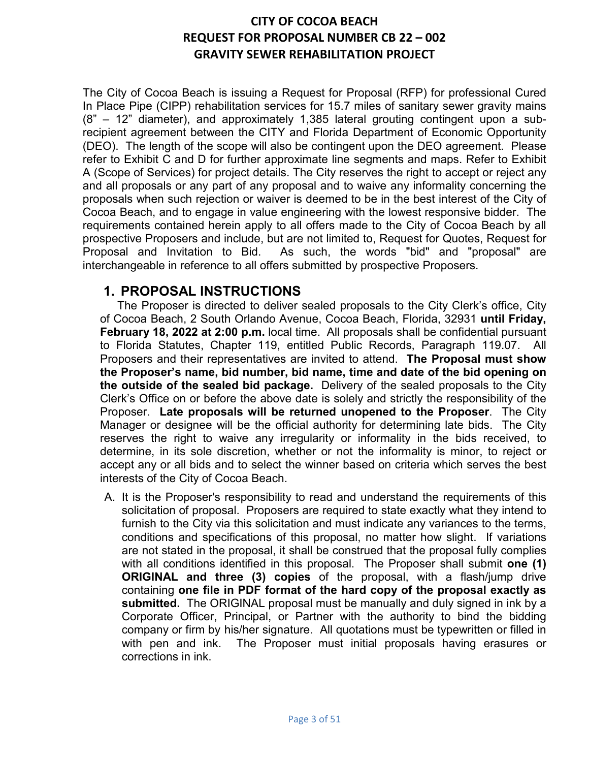# CITY OF COCOA BEACH
# REQUEST FOR PROPOSAL NUMBER CB 22 – 002
# GRAVITY SEWER REHABILITATION PROJECT

The City of Cocoa Beach is issuing a Request for Proposal (RFP) for professional Cured In Place Pipe (CIPP) rehabilitation services for 15.7 miles of sanitary sewer gravity mains (8" – 12" diameter), and approximately 1,385 lateral grouting contingent upon a sub-recipient agreement between the CITY and Florida Department of Economic Opportunity (DEO). The length of the scope will also be contingent upon the DEO agreement. Please refer to Exhibit C and D for further approximate line segments and maps. Refer to Exhibit A (Scope of Services) for project details. The City reserves the right to accept or reject any and all proposals or any part of any proposal and to waive any informality concerning the proposals when such rejection or waiver is deemed to be in the best interest of the City of Cocoa Beach, and to engage in value engineering with the lowest responsive bidder. The requirements contained herein apply to all offers made to the City of Cocoa Beach by all prospective Proposers and include, but are not limited to, Request for Quotes, Request for Proposal and Invitation to Bid. As such, the words "bid" and "proposal" are interchangeable in reference to all offers submitted by prospective Proposers.

## 1. PROPOSAL INSTRUCTIONS

The Proposer is directed to deliver sealed proposals to the City Clerk's office, City of Cocoa Beach, 2 South Orlando Avenue, Cocoa Beach, Florida, 32931 **until Friday, February 18, 2022 at 2:00 p.m.** local time. All proposals shall be confidential pursuant to Florida Statutes, Chapter 119, entitled Public Records, Paragraph 119.07. All Proposers and their representatives are invited to attend. **The Proposal must show the Proposer's name, bid number, bid name, time and date of the bid opening on the outside of the sealed bid package.** Delivery of the sealed proposals to the City Clerk's Office on or before the above date is solely and strictly the responsibility of the Proposer. **Late proposals will be returned unopened to the Proposer**. The City Manager or designee will be the official authority for determining late bids. The City reserves the right to waive any irregularity or informality in the bids received, to determine, in its sole discretion, whether or not the informality is minor, to reject or accept any or all bids and to select the winner based on criteria which serves the best interests of the City of Cocoa Beach.

A. It is the Proposer's responsibility to read and understand the requirements of this solicitation of proposal. Proposers are required to state exactly what they intend to furnish to the City via this solicitation and must indicate any variances to the terms, conditions and specifications of this proposal, no matter how slight. If variations are not stated in the proposal, it shall be construed that the proposal fully complies with all conditions identified in this proposal. The Proposer shall submit **one (1) ORIGINAL and three (3) copies** of the proposal, with a flash/jump drive containing **one file in PDF format of the hard copy of the proposal exactly as submitted.** The ORIGINAL proposal must be manually and duly signed in ink by a Corporate Officer, Principal, or Partner with the authority to bind the bidding company or firm by his/her signature. All quotations must be typewritten or filled in with pen and ink. The Proposer must initial proposals having erasures or corrections in ink.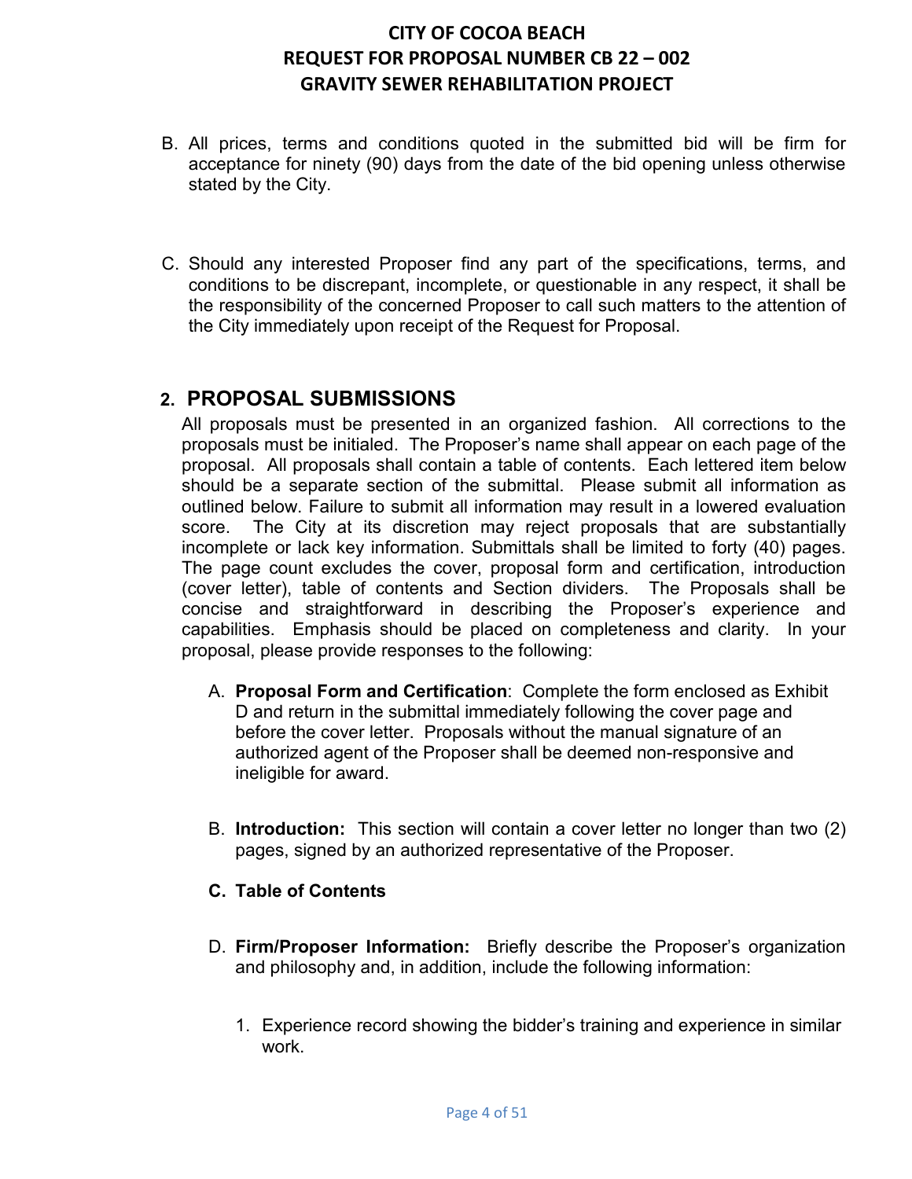B. All prices, terms and conditions quoted in the submitted bid will be firm for acceptance for ninety (90) days from the date of the bid opening unless otherwise stated by the City.

C. Should any interested Proposer find any part of the specifications, terms, and conditions to be discrepant, incomplete, or questionable in any respect, it shall be the responsibility of the concerned Proposer to call such matters to the attention of the City immediately upon receipt of the Request for Proposal.

## 2. PROPOSAL SUBMISSIONS

All proposals must be presented in an organized fashion. All corrections to the proposals must be initialed. The Proposer's name shall appear on each page of the proposal. All proposals shall contain a table of contents. Each lettered item below should be a separate section of the submittal. Please submit all information as outlined below. Failure to submit all information may result in a lowered evaluation score. The City at its discretion may reject proposals that are substantially incomplete or lack key information. Submittals shall be limited to forty (40) pages. The page count excludes the cover, proposal form and certification, introduction (cover letter), table of contents and Section dividers. The Proposals shall be concise and straightforward in describing the Proposer's experience and capabilities. Emphasis should be placed on completeness and clarity. In your proposal, please provide responses to the following:

A. **Proposal Form and Certification**: Complete the form enclosed as Exhibit D and return in the submittal immediately following the cover page and before the cover letter. Proposals without the manual signature of an authorized agent of the Proposer shall be deemed non-responsive and ineligible for award.

B. **Introduction:** This section will contain a cover letter no longer than two (2) pages, signed by an authorized representative of the Proposer.

**C. Table of Contents**

D. **Firm/Proposer Information:** Briefly describe the Proposer's organization and philosophy and, in addition, include the following information:

1. Experience record showing the bidder's training and experience in similar work.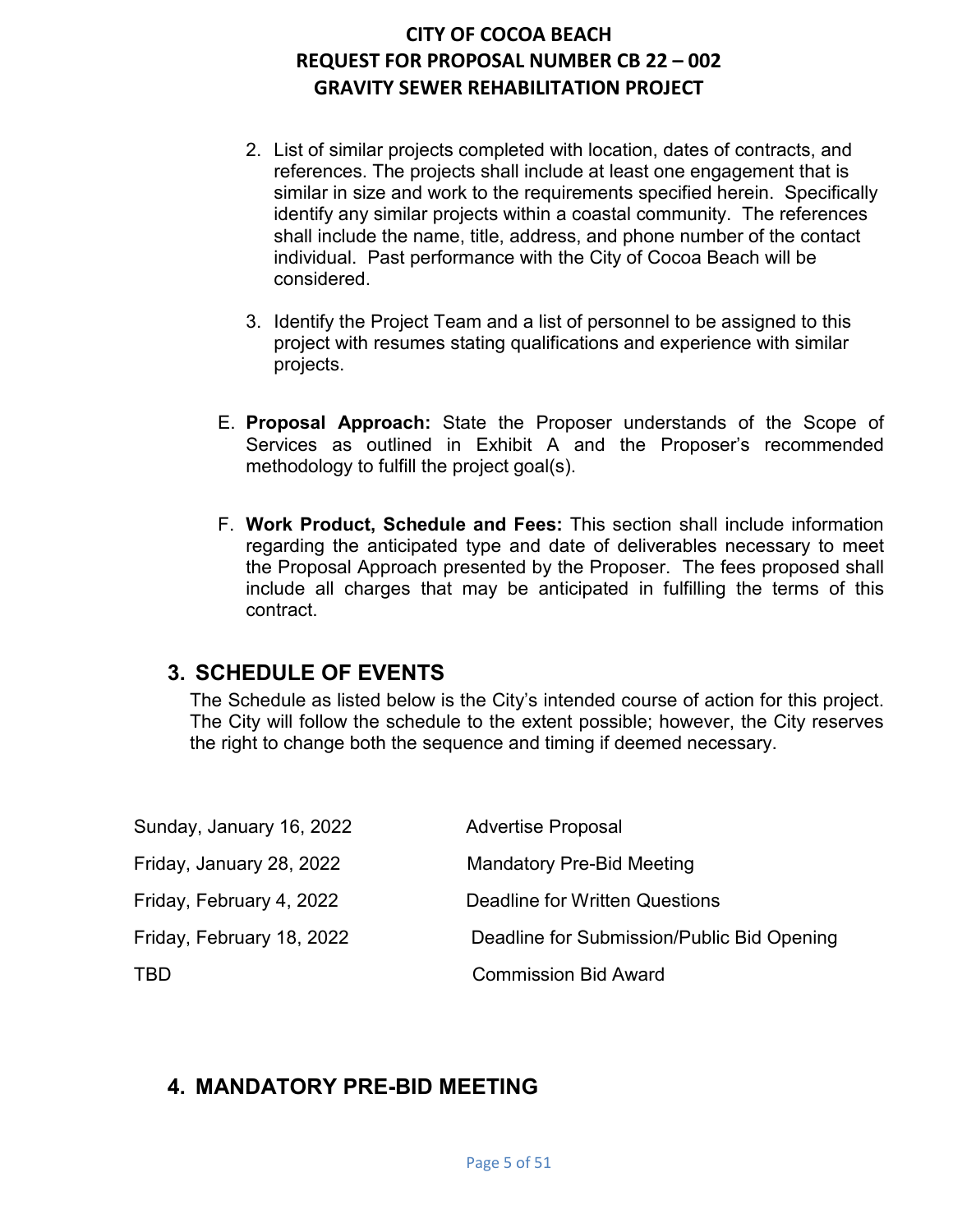2. List of similar projects completed with location, dates of contracts, and references. The projects shall include at least one engagement that is similar in size and work to the requirements specified herein. Specifically identify any similar projects within a coastal community. The references shall include the name, title, address, and phone number of the contact individual. Past performance with the City of Cocoa Beach will be considered.

3. Identify the Project Team and a list of personnel to be assigned to this project with resumes stating qualifications and experience with similar projects.

E. **Proposal Approach:** State the Proposer understands of the Scope of Services as outlined in Exhibit A and the Proposer's recommended methodology to fulfill the project goal(s).

F. **Work Product, Schedule and Fees:** This section shall include information regarding the anticipated type and date of deliverables necessary to meet the Proposal Approach presented by the Proposer. The fees proposed shall include all charges that may be anticipated in fulfilling the terms of this contract.

## 3. SCHEDULE OF EVENTS

The Schedule as listed below is the City's intended course of action for this project. The City will follow the schedule to the extent possible; however, the City reserves the right to change both the sequence and timing if deemed necessary.

| | |
|---|---|
| Sunday, January 16, 2022 | Advertise Proposal |
| Friday, January 28, 2022 | Mandatory Pre-Bid Meeting |
| Friday, February 4, 2022 | Deadline for Written Questions |
| Friday, February 18, 2022 | Deadline for Submission/Public Bid Opening |
| TBD | Commission Bid Award |

## 4. MANDATORY PRE-BID MEETING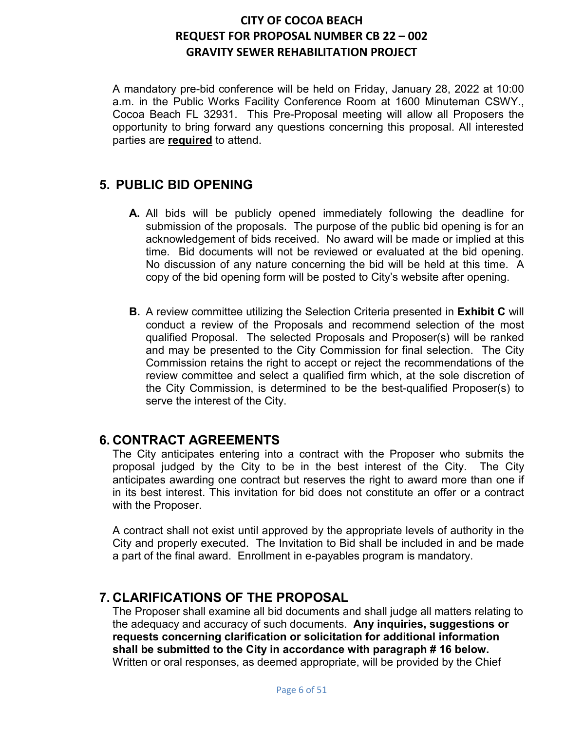A mandatory pre-bid conference will be held on Friday, January 28, 2022 at 10:00 a.m. in the Public Works Facility Conference Room at 1600 Minuteman CSWY., Cocoa Beach FL 32931. This Pre-Proposal meeting will allow all Proposers the opportunity to bring forward any questions concerning this proposal. All interested parties are **required** to attend.

## 5. PUBLIC BID OPENING

**A.** All bids will be publicly opened immediately following the deadline for submission of the proposals. The purpose of the public bid opening is for an acknowledgement of bids received. No award will be made or implied at this time. Bid documents will not be reviewed or evaluated at the bid opening. No discussion of any nature concerning the bid will be held at this time. A copy of the bid opening form will be posted to City's website after opening.

**B.** A review committee utilizing the Selection Criteria presented in **Exhibit C** will conduct a review of the Proposals and recommend selection of the most qualified Proposal. The selected Proposals and Proposer(s) will be ranked and may be presented to the City Commission for final selection. The City Commission retains the right to accept or reject the recommendations of the review committee and select a qualified firm which, at the sole discretion of the City Commission, is determined to be the best-qualified Proposer(s) to serve the interest of the City.

## 6. CONTRACT AGREEMENTS

The City anticipates entering into a contract with the Proposer who submits the proposal judged by the City to be in the best interest of the City. The City anticipates awarding one contract but reserves the right to award more than one if in its best interest. This invitation for bid does not constitute an offer or a contract with the Proposer.

A contract shall not exist until approved by the appropriate levels of authority in the City and properly executed. The Invitation to Bid shall be included in and be made a part of the final award. Enrollment in e-payables program is mandatory.

## 7. CLARIFICATIONS OF THE PROPOSAL

The Proposer shall examine all bid documents and shall judge all matters relating to the adequacy and accuracy of such documents. **Any inquiries, suggestions or requests concerning clarification or solicitation for additional information shall be submitted to the City in accordance with paragraph # 16 below.** Written or oral responses, as deemed appropriate, will be provided by the Chief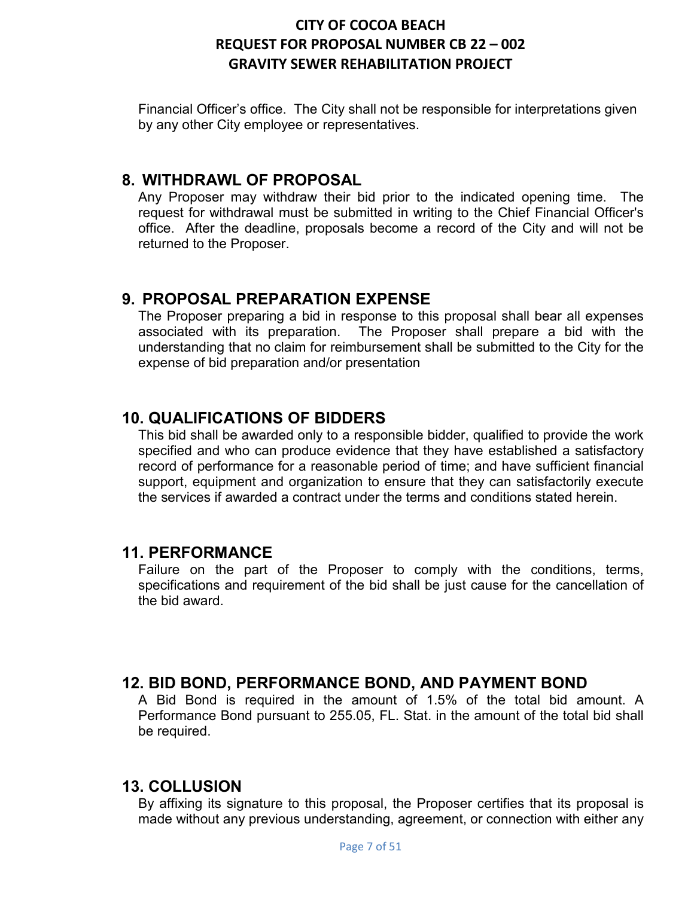Financial Officer's office. The City shall not be responsible for interpretations given by any other City employee or representatives.

## 8. WITHDRAWL OF PROPOSAL

Any Proposer may withdraw their bid prior to the indicated opening time. The request for withdrawal must be submitted in writing to the Chief Financial Officer's office. After the deadline, proposals become a record of the City and will not be returned to the Proposer.

## 9. PROPOSAL PREPARATION EXPENSE

The Proposer preparing a bid in response to this proposal shall bear all expenses associated with its preparation. The Proposer shall prepare a bid with the understanding that no claim for reimbursement shall be submitted to the City for the expense of bid preparation and/or presentation

## 10. QUALIFICATIONS OF BIDDERS

This bid shall be awarded only to a responsible bidder, qualified to provide the work specified and who can produce evidence that they have established a satisfactory record of performance for a reasonable period of time; and have sufficient financial support, equipment and organization to ensure that they can satisfactorily execute the services if awarded a contract under the terms and conditions stated herein.

## 11. PERFORMANCE

Failure on the part of the Proposer to comply with the conditions, terms, specifications and requirement of the bid shall be just cause for the cancellation of the bid award.

## 12. BID BOND, PERFORMANCE BOND, AND PAYMENT BOND

A Bid Bond is required in the amount of 1.5% of the total bid amount. A Performance Bond pursuant to 255.05, FL. Stat. in the amount of the total bid shall be required.

## 13. COLLUSION

By affixing its signature to this proposal, the Proposer certifies that its proposal is made without any previous understanding, agreement, or connection with either any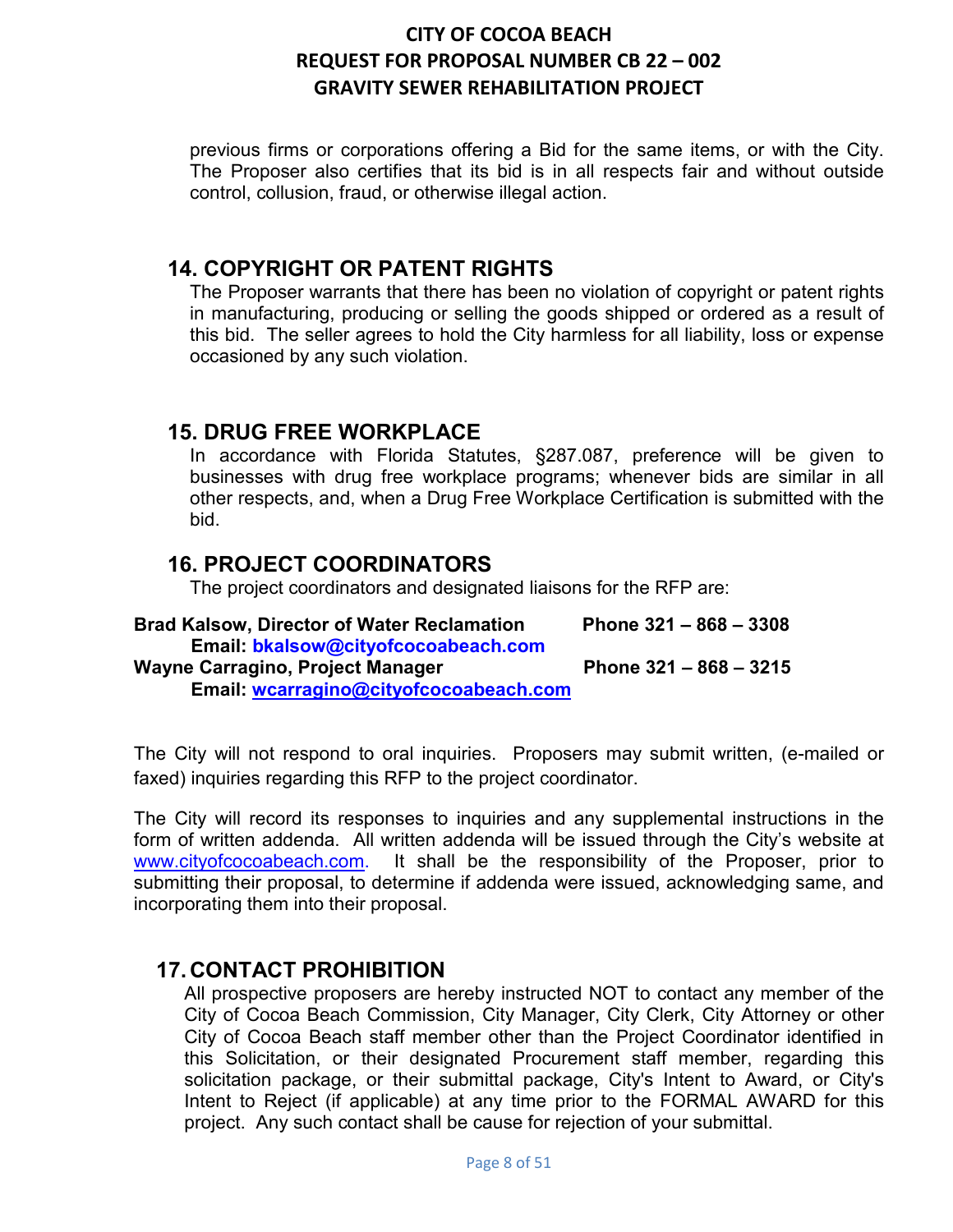previous firms or corporations offering a Bid for the same items, or with the City. The Proposer also certifies that its bid is in all respects fair and without outside control, collusion, fraud, or otherwise illegal action.

## 14. COPYRIGHT OR PATENT RIGHTS

The Proposer warrants that there has been no violation of copyright or patent rights in manufacturing, producing or selling the goods shipped or ordered as a result of this bid. The seller agrees to hold the City harmless for all liability, loss or expense occasioned by any such violation.

## 15. DRUG FREE WORKPLACE

In accordance with Florida Statutes, §287.087, preference will be given to businesses with drug free workplace programs; whenever bids are similar in all other respects, and, when a Drug Free Workplace Certification is submitted with the bid.

## 16. PROJECT COORDINATORS

The project coordinators and designated liaisons for the RFP are:

**Brad Kalsow, Director of Water Reclamation** **Phone 321 – 868 – 3308**
**Email: bkalsow@cityofcocoabeach.com**
**Wayne Carragino, Project Manager** **Phone 321 – 868 – 3215**
**Email: wcarragino@cityofcocoabeach.com**

The City will not respond to oral inquiries. Proposers may submit written, (e-mailed or faxed) inquiries regarding this RFP to the project coordinator.

The City will record its responses to inquiries and any supplemental instructions in the form of written addenda. All written addenda will be issued through the City's website at www.cityofcocoabeach.com. It shall be the responsibility of the Proposer, prior to submitting their proposal, to determine if addenda were issued, acknowledging same, and incorporating them into their proposal.

## 17. CONTACT PROHIBITION

All prospective proposers are hereby instructed NOT to contact any member of the City of Cocoa Beach Commission, City Manager, City Clerk, City Attorney or other City of Cocoa Beach staff member other than the Project Coordinator identified in this Solicitation, or their designated Procurement staff member, regarding this solicitation package, or their submittal package, City's Intent to Award, or City's Intent to Reject (if applicable) at any time prior to the FORMAL AWARD for this project. Any such contact shall be cause for rejection of your submittal.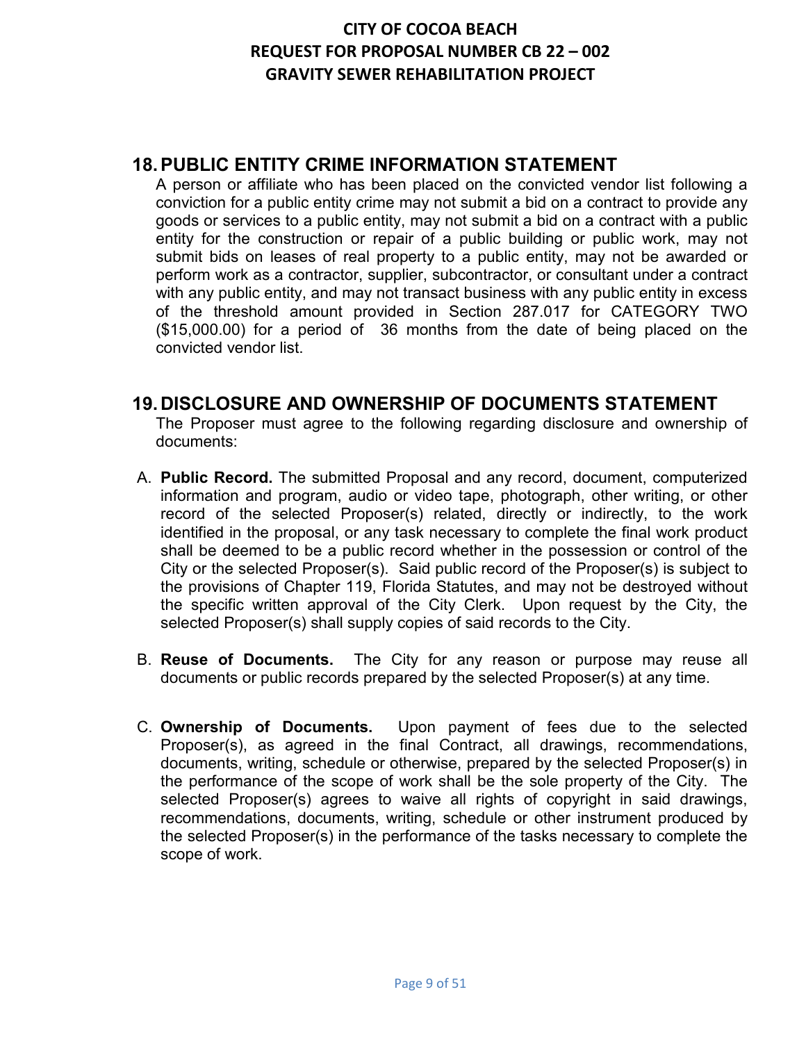## 18. PUBLIC ENTITY CRIME INFORMATION STATEMENT

A person or affiliate who has been placed on the convicted vendor list following a conviction for a public entity crime may not submit a bid on a contract to provide any goods or services to a public entity, may not submit a bid on a contract with a public entity for the construction or repair of a public building or public work, may not submit bids on leases of real property to a public entity, may not be awarded or perform work as a contractor, supplier, subcontractor, or consultant under a contract with any public entity, and may not transact business with any public entity in excess of the threshold amount provided in Section 287.017 for CATEGORY TWO ($15,000.00) for a period of 36 months from the date of being placed on the convicted vendor list.

## 19. DISCLOSURE AND OWNERSHIP OF DOCUMENTS STATEMENT

The Proposer must agree to the following regarding disclosure and ownership of documents:

A. **Public Record.** The submitted Proposal and any record, document, computerized information and program, audio or video tape, photograph, other writing, or other record of the selected Proposer(s) related, directly or indirectly, to the work identified in the proposal, or any task necessary to complete the final work product shall be deemed to be a public record whether in the possession or control of the City or the selected Proposer(s). Said public record of the Proposer(s) is subject to the provisions of Chapter 119, Florida Statutes, and may not be destroyed without the specific written approval of the City Clerk. Upon request by the City, the selected Proposer(s) shall supply copies of said records to the City.

B. **Reuse of Documents.** The City for any reason or purpose may reuse all documents or public records prepared by the selected Proposer(s) at any time.

C. **Ownership of Documents.** Upon payment of fees due to the selected Proposer(s), as agreed in the final Contract, all drawings, recommendations, documents, writing, schedule or otherwise, prepared by the selected Proposer(s) in the performance of the scope of work shall be the sole property of the City. The selected Proposer(s) agrees to waive all rights of copyright in said drawings, recommendations, documents, writing, schedule or other instrument produced by the selected Proposer(s) in the performance of the tasks necessary to complete the scope of work.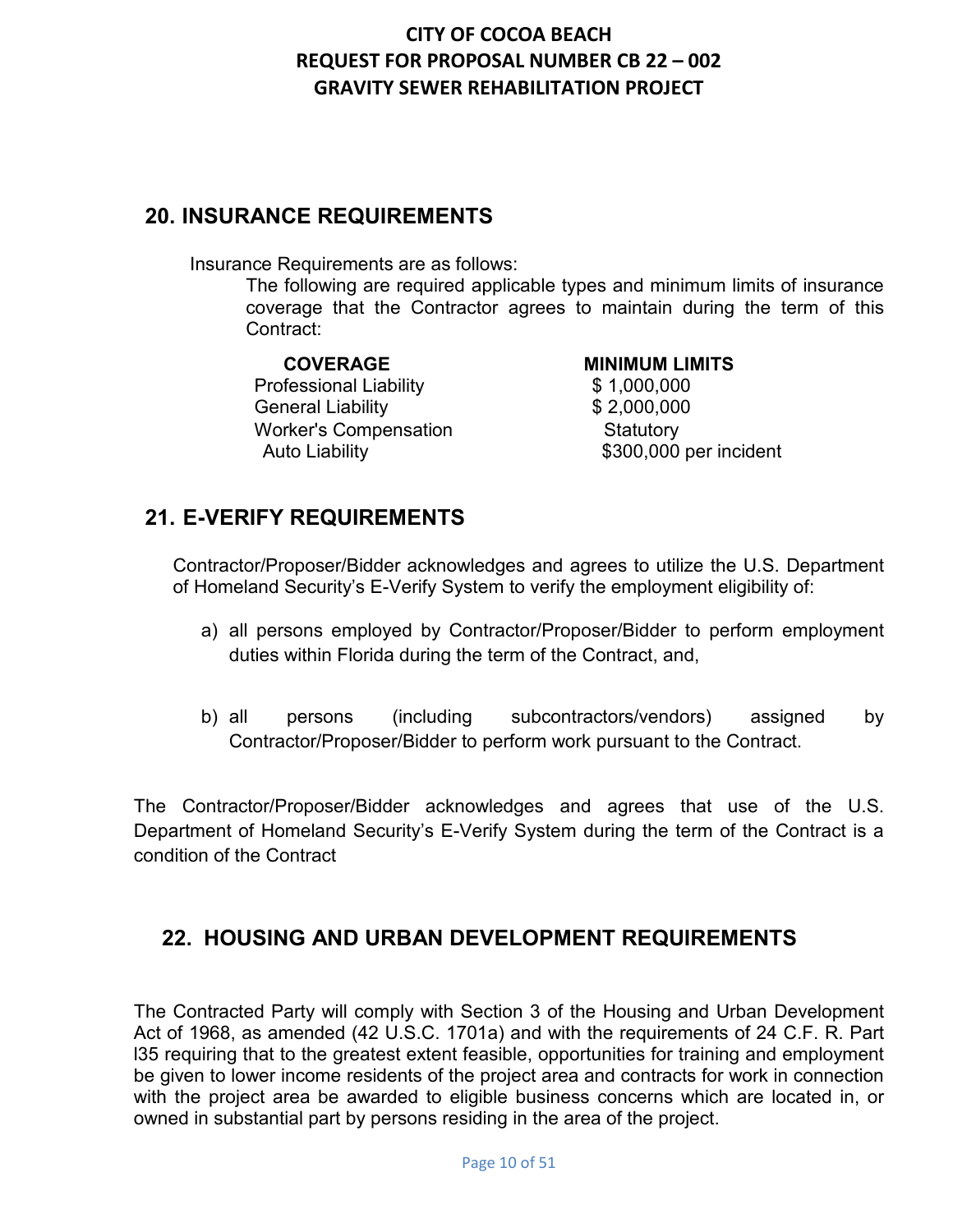## 20. INSURANCE REQUIREMENTS

Insurance Requirements are as follows:

The following are required applicable types and minimum limits of insurance coverage that the Contractor agrees to maintain during the term of this Contract:

| COVERAGE | MINIMUM LIMITS |
|---|---|
| Professional Liability | $ 1,000,000 |
| General Liability | $ 2,000,000 |
| Worker's Compensation | Statutory |
| Auto Liability | $300,000 per incident |

## 21. E-VERIFY REQUIREMENTS

Contractor/Proposer/Bidder acknowledges and agrees to utilize the U.S. Department of Homeland Security's E-Verify System to verify the employment eligibility of:

a) all persons employed by Contractor/Proposer/Bidder to perform employment duties within Florida during the term of the Contract, and,

b) all persons (including subcontractors/vendors) assigned by Contractor/Proposer/Bidder to perform work pursuant to the Contract.

The Contractor/Proposer/Bidder acknowledges and agrees that use of the U.S. Department of Homeland Security's E-Verify System during the term of the Contract is a condition of the Contract

## 22. HOUSING AND URBAN DEVELOPMENT REQUIREMENTS

The Contracted Party will comply with Section 3 of the Housing and Urban Development Act of 1968, as amended (42 U.S.C. 1701a) and with the requirements of 24 C.F. R. Part l35 requiring that to the greatest extent feasible, opportunities for training and employment be given to lower income residents of the project area and contracts for work in connection with the project area be awarded to eligible business concerns which are located in, or owned in substantial part by persons residing in the area of the project.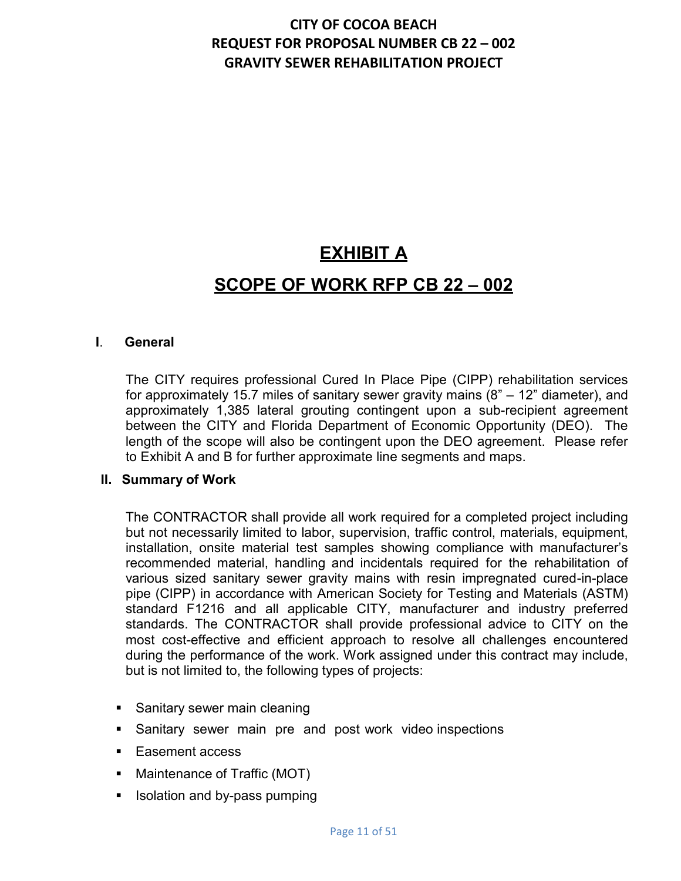# EXHIBIT A

# SCOPE OF WORK RFP CB 22 – 002

## I. General

The CITY requires professional Cured In Place Pipe (CIPP) rehabilitation services for approximately 15.7 miles of sanitary sewer gravity mains (8" – 12" diameter), and approximately 1,385 lateral grouting contingent upon a sub-recipient agreement between the CITY and Florida Department of Economic Opportunity (DEO). The length of the scope will also be contingent upon the DEO agreement. Please refer to Exhibit A and B for further approximate line segments and maps.

## II. Summary of Work

The CONTRACTOR shall provide all work required for a completed project including but not necessarily limited to labor, supervision, traffic control, materials, equipment, installation, onsite material test samples showing compliance with manufacturer's recommended material, handling and incidentals required for the rehabilitation of various sized sanitary sewer gravity mains with resin impregnated cured-in-place pipe (CIPP) in accordance with American Society for Testing and Materials (ASTM) standard F1216 and all applicable CITY, manufacturer and industry preferred standards. The CONTRACTOR shall provide professional advice to CITY on the most cost-effective and efficient approach to resolve all challenges encountered during the performance of the work. Work assigned under this contract may include, but is not limited to, the following types of projects:

- Sanitary sewer main cleaning
- Sanitary sewer main pre and post work video inspections
- Easement access
- Maintenance of Traffic (MOT)
- Isolation and by-pass pumping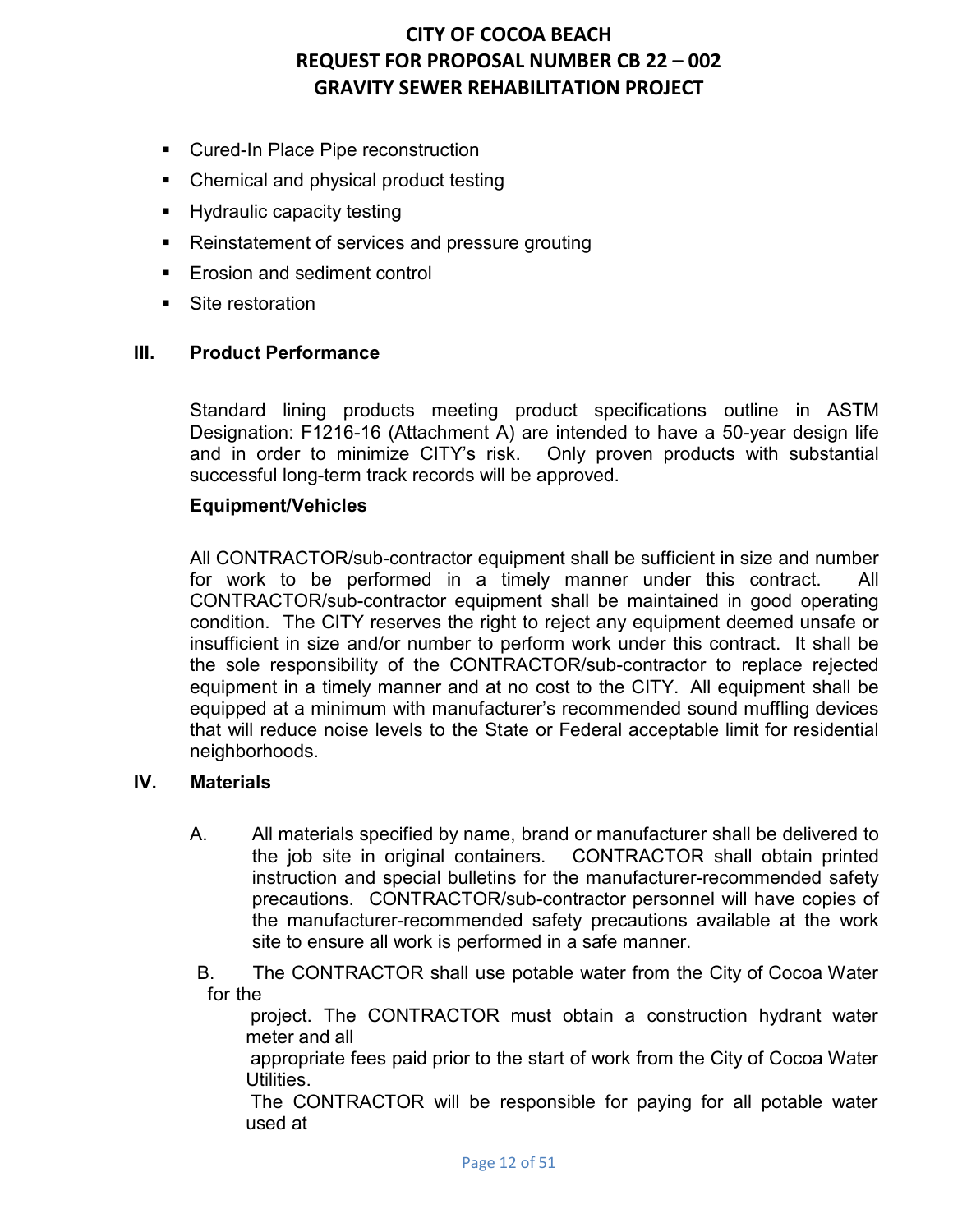- Cured-In Place Pipe reconstruction
- Chemical and physical product testing
- Hydraulic capacity testing
- Reinstatement of services and pressure grouting
- Erosion and sediment control
- Site restoration

## III. Product Performance

Standard lining products meeting product specifications outline in ASTM Designation: F1216-16 (Attachment A) are intended to have a 50-year design life and in order to minimize CITY's risk. Only proven products with substantial successful long-term track records will be approved.

**Equipment/Vehicles**

All CONTRACTOR/sub-contractor equipment shall be sufficient in size and number for work to be performed in a timely manner under this contract. All CONTRACTOR/sub-contractor equipment shall be maintained in good operating condition. The CITY reserves the right to reject any equipment deemed unsafe or insufficient in size and/or number to perform work under this contract. It shall be the sole responsibility of the CONTRACTOR/sub-contractor to replace rejected equipment in a timely manner and at no cost to the CITY. All equipment shall be equipped at a minimum with manufacturer's recommended sound muffling devices that will reduce noise levels to the State or Federal acceptable limit for residential neighborhoods.

## IV. Materials

A. All materials specified by name, brand or manufacturer shall be delivered to the job site in original containers. CONTRACTOR shall obtain printed instruction and special bulletins for the manufacturer-recommended safety precautions. CONTRACTOR/sub-contractor personnel will have copies of the manufacturer-recommended safety precautions available at the work site to ensure all work is performed in a safe manner.

B. The CONTRACTOR shall use potable water from the City of Cocoa Water for the project. The CONTRACTOR must obtain a construction hydrant water meter and all appropriate fees paid prior to the start of work from the City of Cocoa Water Utilities. The CONTRACTOR will be responsible for paying for all potable water used at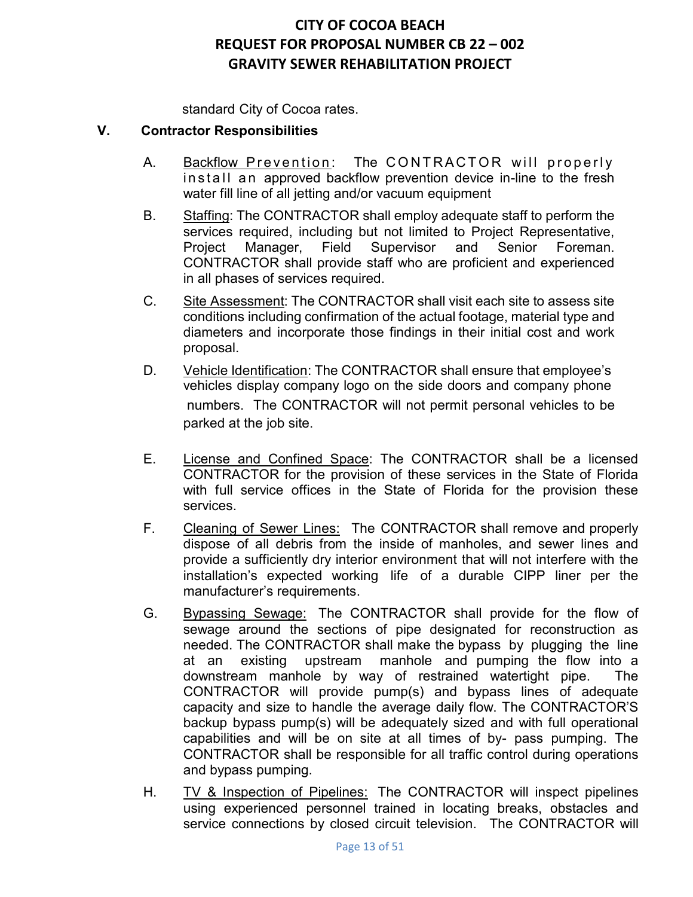standard City of Cocoa rates.

## V. Contractor Responsibilities

A. Backflow Prevention: The CONTRACTOR will properly install an approved backflow prevention device in-line to the fresh water fill line of all jetting and/or vacuum equipment

B. Staffing: The CONTRACTOR shall employ adequate staff to perform the services required, including but not limited to Project Representative, Project Manager, Field Supervisor and Senior Foreman. CONTRACTOR shall provide staff who are proficient and experienced in all phases of services required.

C. Site Assessment: The CONTRACTOR shall visit each site to assess site conditions including confirmation of the actual footage, material type and diameters and incorporate those findings in their initial cost and work proposal.

D. Vehicle Identification: The CONTRACTOR shall ensure that employee's vehicles display company logo on the side doors and company phone numbers. The CONTRACTOR will not permit personal vehicles to be parked at the job site.

E. License and Confined Space: The CONTRACTOR shall be a licensed CONTRACTOR for the provision of these services in the State of Florida with full service offices in the State of Florida for the provision these services.

F. Cleaning of Sewer Lines: The CONTRACTOR shall remove and properly dispose of all debris from the inside of manholes, and sewer lines and provide a sufficiently dry interior environment that will not interfere with the installation's expected working life of a durable CIPP liner per the manufacturer's requirements.

G. Bypassing Sewage: The CONTRACTOR shall provide for the flow of sewage around the sections of pipe designated for reconstruction as needed. The CONTRACTOR shall make the bypass by plugging the line at an existing upstream manhole and pumping the flow into a downstream manhole by way of restrained watertight pipe. The CONTRACTOR will provide pump(s) and bypass lines of adequate capacity and size to handle the average daily flow. The CONTRACTOR'S backup bypass pump(s) will be adequately sized and with full operational capabilities and will be on site at all times of by- pass pumping. The CONTRACTOR shall be responsible for all traffic control during operations and bypass pumping.

H. TV & Inspection of Pipelines: The CONTRACTOR will inspect pipelines using experienced personnel trained in locating breaks, obstacles and service connections by closed circuit television. The CONTRACTOR will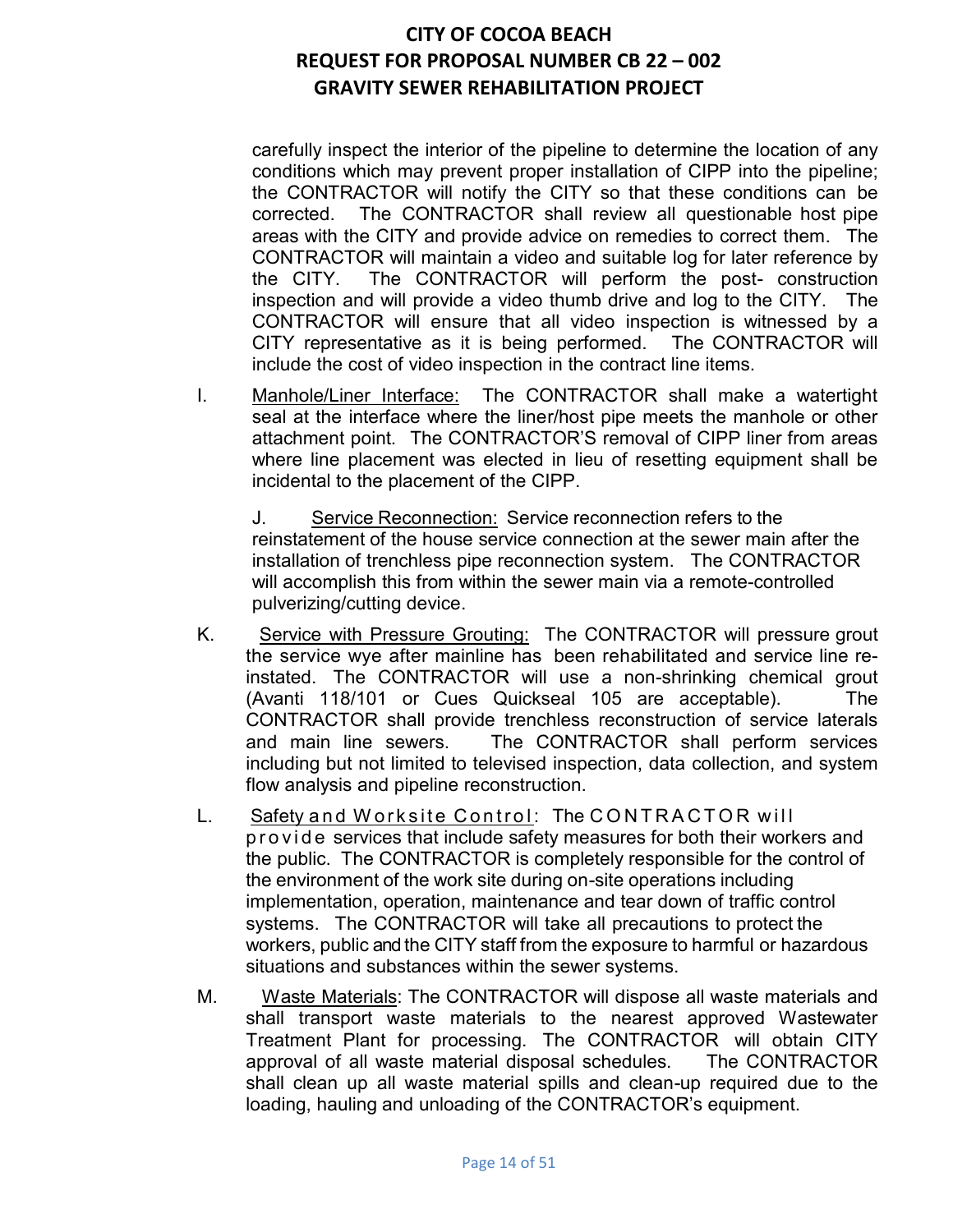carefully inspect the interior of the pipeline to determine the location of any conditions which may prevent proper installation of CIPP into the pipeline; the CONTRACTOR will notify the CITY so that these conditions can be corrected. The CONTRACTOR shall review all questionable host pipe areas with the CITY and provide advice on remedies to correct them. The CONTRACTOR will maintain a video and suitable log for later reference by the CITY. The CONTRACTOR will perform the post- construction inspection and will provide a video thumb drive and log to the CITY. The CONTRACTOR will ensure that all video inspection is witnessed by a CITY representative as it is being performed. The CONTRACTOR will include the cost of video inspection in the contract line items.

I. Manhole/Liner Interface: The CONTRACTOR shall make a watertight seal at the interface where the liner/host pipe meets the manhole or other attachment point. The CONTRACTOR'S removal of CIPP liner from areas where line placement was elected in lieu of resetting equipment shall be incidental to the placement of the CIPP.

J. Service Reconnection: Service reconnection refers to the reinstatement of the house service connection at the sewer main after the installation of trenchless pipe reconnection system. The CONTRACTOR will accomplish this from within the sewer main via a remote-controlled pulverizing/cutting device.

K. Service with Pressure Grouting: The CONTRACTOR will pressure grout the service wye after mainline has been rehabilitated and service line re-instated. The CONTRACTOR will use a non-shrinking chemical grout (Avanti 118/101 or Cues Quickseal 105 are acceptable). The CONTRACTOR shall provide trenchless reconstruction of service laterals and main line sewers. The CONTRACTOR shall perform services including but not limited to televised inspection, data collection, and system flow analysis and pipeline reconstruction.

L. Safety and Worksite Control: The CONTRACTOR will provide services that include safety measures for both their workers and the public. The CONTRACTOR is completely responsible for the control of the environment of the work site during on-site operations including implementation, operation, maintenance and tear down of traffic control systems. The CONTRACTOR will take all precautions to protect the workers, public and the CITY staff from the exposure to harmful or hazardous situations and substances within the sewer systems.

M. Waste Materials: The CONTRACTOR will dispose all waste materials and shall transport waste materials to the nearest approved Wastewater Treatment Plant for processing. The CONTRACTOR will obtain CITY approval of all waste material disposal schedules. The CONTRACTOR shall clean up all waste material spills and clean-up required due to the loading, hauling and unloading of the CONTRACTOR's equipment.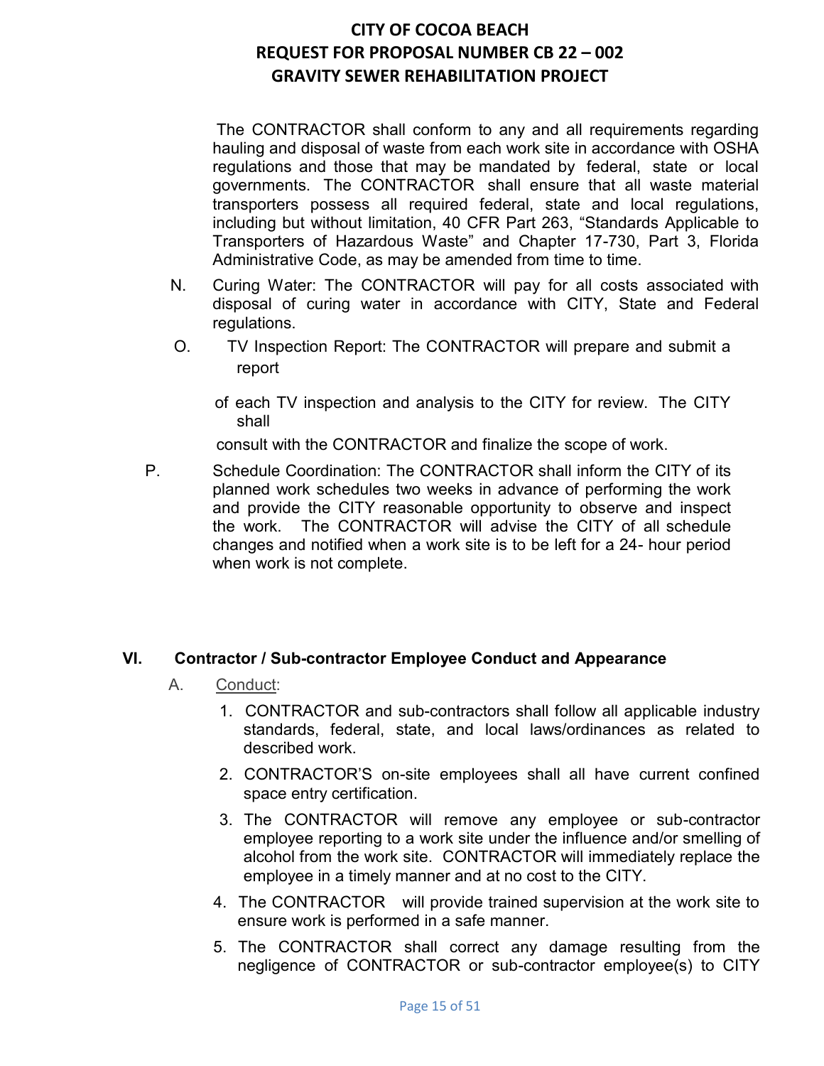The CONTRACTOR shall conform to any and all requirements regarding hauling and disposal of waste from each work site in accordance with OSHA regulations and those that may be mandated by federal, state or local governments. The CONTRACTOR shall ensure that all waste material transporters possess all required federal, state and local regulations, including but without limitation, 40 CFR Part 263, "Standards Applicable to Transporters of Hazardous Waste" and Chapter 17-730, Part 3, Florida Administrative Code, as may be amended from time to time.

N. Curing Water: The CONTRACTOR will pay for all costs associated with disposal of curing water in accordance with CITY, State and Federal regulations.

O. TV Inspection Report: The CONTRACTOR will prepare and submit a report of each TV inspection and analysis to the CITY for review. The CITY shall consult with the CONTRACTOR and finalize the scope of work.

P. Schedule Coordination: The CONTRACTOR shall inform the CITY of its planned work schedules two weeks in advance of performing the work and provide the CITY reasonable opportunity to observe and inspect the work. The CONTRACTOR will advise the CITY of all schedule changes and notified when a work site is to be left for a 24- hour period when work is not complete.

## VI. Contractor / Sub-contractor Employee Conduct and Appearance

A. Conduct:

1. CONTRACTOR and sub-contractors shall follow all applicable industry standards, federal, state, and local laws/ordinances as related to described work.
2. CONTRACTOR'S on-site employees shall all have current confined space entry certification.
3. The CONTRACTOR will remove any employee or sub-contractor employee reporting to a work site under the influence and/or smelling of alcohol from the work site. CONTRACTOR will immediately replace the employee in a timely manner and at no cost to the CITY.
4. The CONTRACTOR will provide trained supervision at the work site to ensure work is performed in a safe manner.
5. The CONTRACTOR shall correct any damage resulting from the negligence of CONTRACTOR or sub-contractor employee(s) to CITY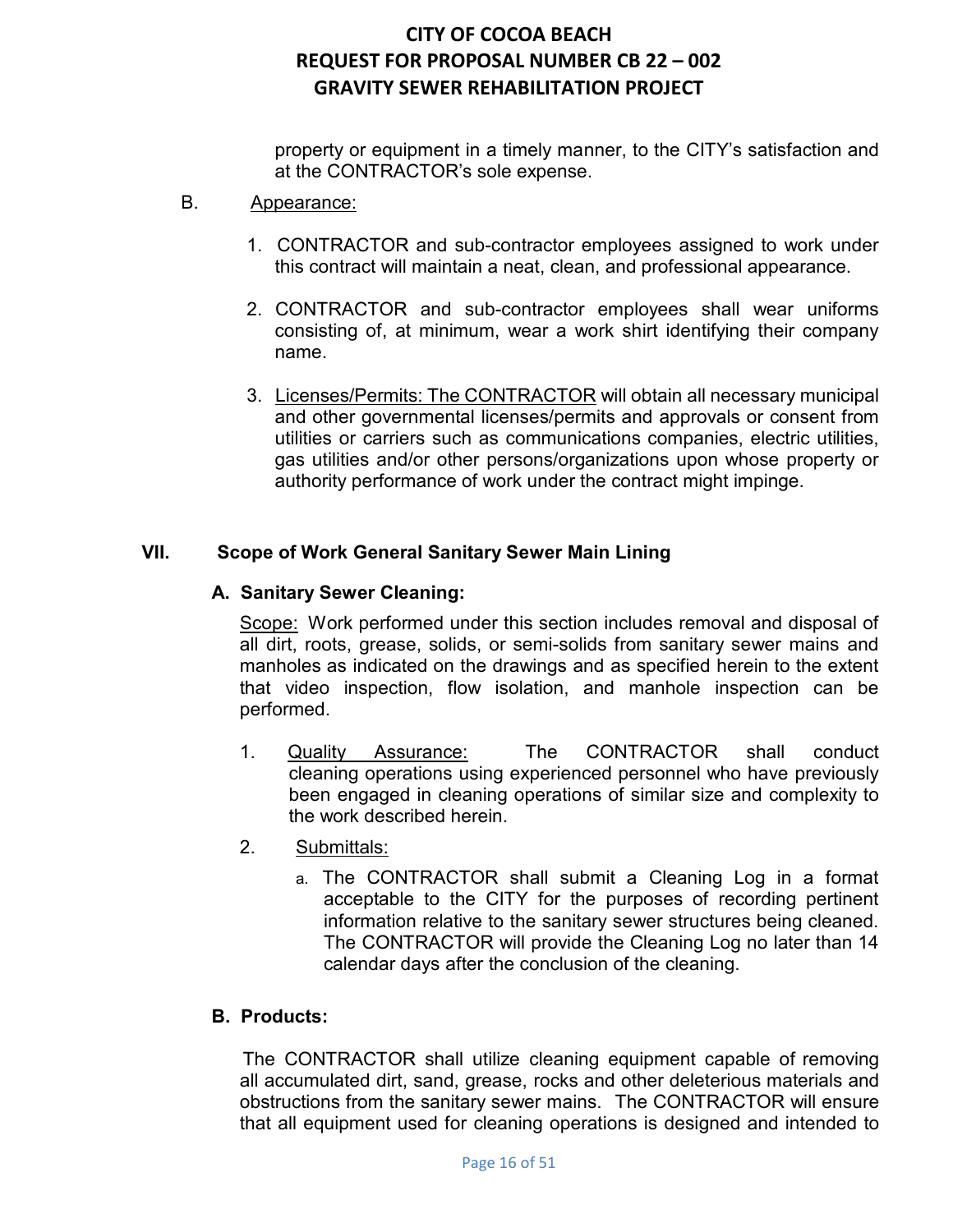property or equipment in a timely manner, to the CITY's satisfaction and at the CONTRACTOR's sole expense.

B. Appearance:

1. CONTRACTOR and sub-contractor employees assigned to work under this contract will maintain a neat, clean, and professional appearance.

2. CONTRACTOR and sub-contractor employees shall wear uniforms consisting of, at minimum, wear a work shirt identifying their company name.

3. Licenses/Permits: The CONTRACTOR will obtain all necessary municipal and other governmental licenses/permits and approvals or consent from utilities or carriers such as communications companies, electric utilities, gas utilities and/or other persons/organizations upon whose property or authority performance of work under the contract might impinge.

## VII. Scope of Work General Sanitary Sewer Main Lining

### A. Sanitary Sewer Cleaning:

Scope: Work performed under this section includes removal and disposal of all dirt, roots, grease, solids, or semi-solids from sanitary sewer mains and manholes as indicated on the drawings and as specified herein to the extent that video inspection, flow isolation, and manhole inspection can be performed.

1. Quality Assurance: The CONTRACTOR shall conduct cleaning operations using experienced personnel who have previously been engaged in cleaning operations of similar size and complexity to the work described herein.

2. Submittals:

   a. The CONTRACTOR shall submit a Cleaning Log in a format acceptable to the CITY for the purposes of recording pertinent information relative to the sanitary sewer structures being cleaned. The CONTRACTOR will provide the Cleaning Log no later than 14 calendar days after the conclusion of the cleaning.

### B. Products:

The CONTRACTOR shall utilize cleaning equipment capable of removing all accumulated dirt, sand, grease, rocks and other deleterious materials and obstructions from the sanitary sewer mains. The CONTRACTOR will ensure that all equipment used for cleaning operations is designed and intended to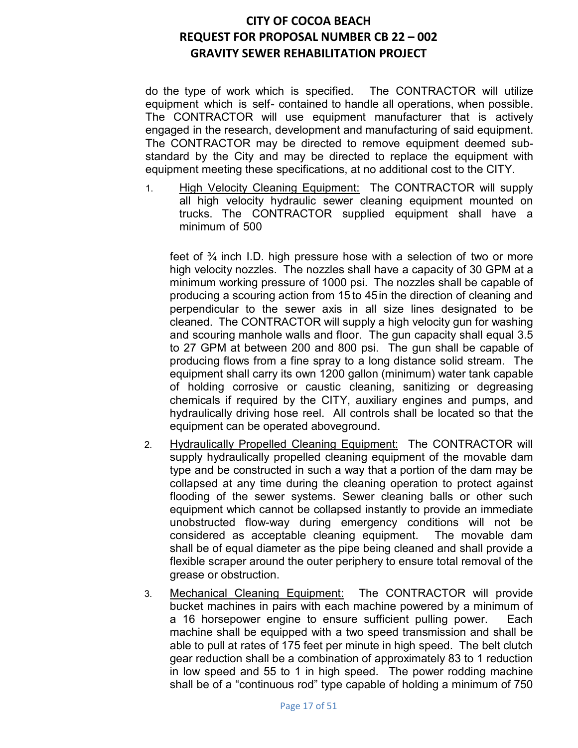do the type of work which is specified. The CONTRACTOR will utilize equipment which is self- contained to handle all operations, when possible. The CONTRACTOR will use equipment manufacturer that is actively engaged in the research, development and manufacturing of said equipment. The CONTRACTOR may be directed to remove equipment deemed sub-standard by the City and may be directed to replace the equipment with equipment meeting these specifications, at no additional cost to the CITY.

1. High Velocity Cleaning Equipment: The CONTRACTOR will supply all high velocity hydraulic sewer cleaning equipment mounted on trucks. The CONTRACTOR supplied equipment shall have a minimum of 500

   feet of ¾ inch I.D. high pressure hose with a selection of two or more high velocity nozzles. The nozzles shall have a capacity of 30 GPM at a minimum working pressure of 1000 psi. The nozzles shall be capable of producing a scouring action from 15 to 45 in the direction of cleaning and perpendicular to the sewer axis in all size lines designated to be cleaned. The CONTRACTOR will supply a high velocity gun for washing and scouring manhole walls and floor. The gun capacity shall equal 3.5 to 27 GPM at between 200 and 800 psi. The gun shall be capable of producing flows from a fine spray to a long distance solid stream. The equipment shall carry its own 1200 gallon (minimum) water tank capable of holding corrosive or caustic cleaning, sanitizing or degreasing chemicals if required by the CITY, auxiliary engines and pumps, and hydraulically driving hose reel. All controls shall be located so that the equipment can be operated aboveground.

2. Hydraulically Propelled Cleaning Equipment: The CONTRACTOR will supply hydraulically propelled cleaning equipment of the movable dam type and be constructed in such a way that a portion of the dam may be collapsed at any time during the cleaning operation to protect against flooding of the sewer systems. Sewer cleaning balls or other such equipment which cannot be collapsed instantly to provide an immediate unobstructed flow-way during emergency conditions will not be considered as acceptable cleaning equipment. The movable dam shall be of equal diameter as the pipe being cleaned and shall provide a flexible scraper around the outer periphery to ensure total removal of the grease or obstruction.

3. Mechanical Cleaning Equipment: The CONTRACTOR will provide bucket machines in pairs with each machine powered by a minimum of a 16 horsepower engine to ensure sufficient pulling power. Each machine shall be equipped with a two speed transmission and shall be able to pull at rates of 175 feet per minute in high speed. The belt clutch gear reduction shall be a combination of approximately 83 to 1 reduction in low speed and 55 to 1 in high speed. The power rodding machine shall be of a "continuous rod" type capable of holding a minimum of 750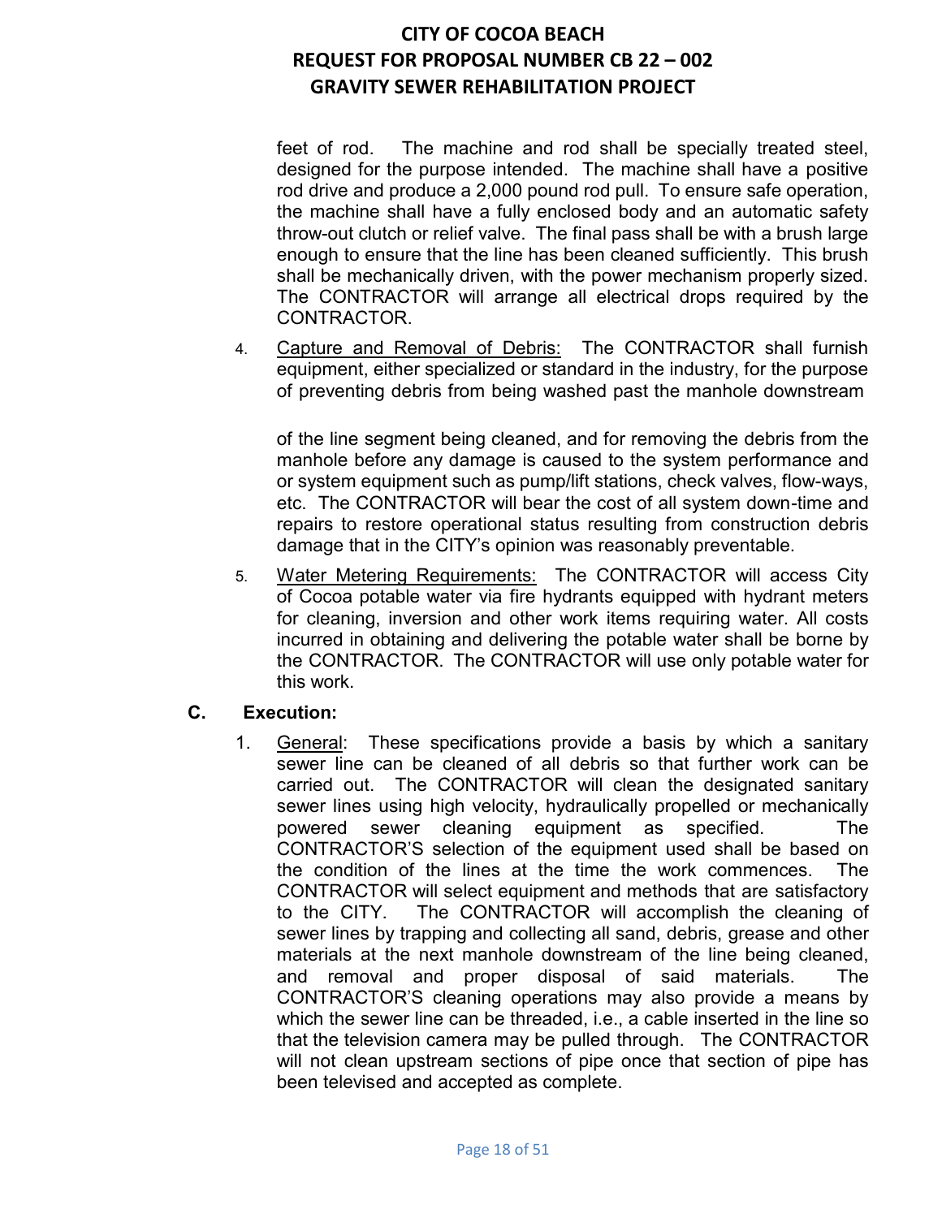feet of rod. The machine and rod shall be specially treated steel, designed for the purpose intended. The machine shall have a positive rod drive and produce a 2,000 pound rod pull. To ensure safe operation, the machine shall have a fully enclosed body and an automatic safety throw-out clutch or relief valve. The final pass shall be with a brush large enough to ensure that the line has been cleaned sufficiently. This brush shall be mechanically driven, with the power mechanism properly sized. The CONTRACTOR will arrange all electrical drops required by the CONTRACTOR.

4. Capture and Removal of Debris: The CONTRACTOR shall furnish equipment, either specialized or standard in the industry, for the purpose of preventing debris from being washed past the manhole downstream of the line segment being cleaned, and for removing the debris from the manhole before any damage is caused to the system performance and or system equipment such as pump/lift stations, check valves, flow-ways, etc. The CONTRACTOR will bear the cost of all system down-time and repairs to restore operational status resulting from construction debris damage that in the CITY's opinion was reasonably preventable.

5. Water Metering Requirements: The CONTRACTOR will access City of Cocoa potable water via fire hydrants equipped with hydrant meters for cleaning, inversion and other work items requiring water. All costs incurred in obtaining and delivering the potable water shall be borne by the CONTRACTOR. The CONTRACTOR will use only potable water for this work.

**C. Execution:**

1. General: These specifications provide a basis by which a sanitary sewer line can be cleaned of all debris so that further work can be carried out. The CONTRACTOR will clean the designated sanitary sewer lines using high velocity, hydraulically propelled or mechanically powered sewer cleaning equipment as specified. The CONTRACTOR'S selection of the equipment used shall be based on the condition of the lines at the time the work commences. The CONTRACTOR will select equipment and methods that are satisfactory to the CITY. The CONTRACTOR will accomplish the cleaning of sewer lines by trapping and collecting all sand, debris, grease and other materials at the next manhole downstream of the line being cleaned, and removal and proper disposal of said materials. The CONTRACTOR'S cleaning operations may also provide a means by which the sewer line can be threaded, i.e., a cable inserted in the line so that the television camera may be pulled through. The CONTRACTOR will not clean upstream sections of pipe once that section of pipe has been televised and accepted as complete.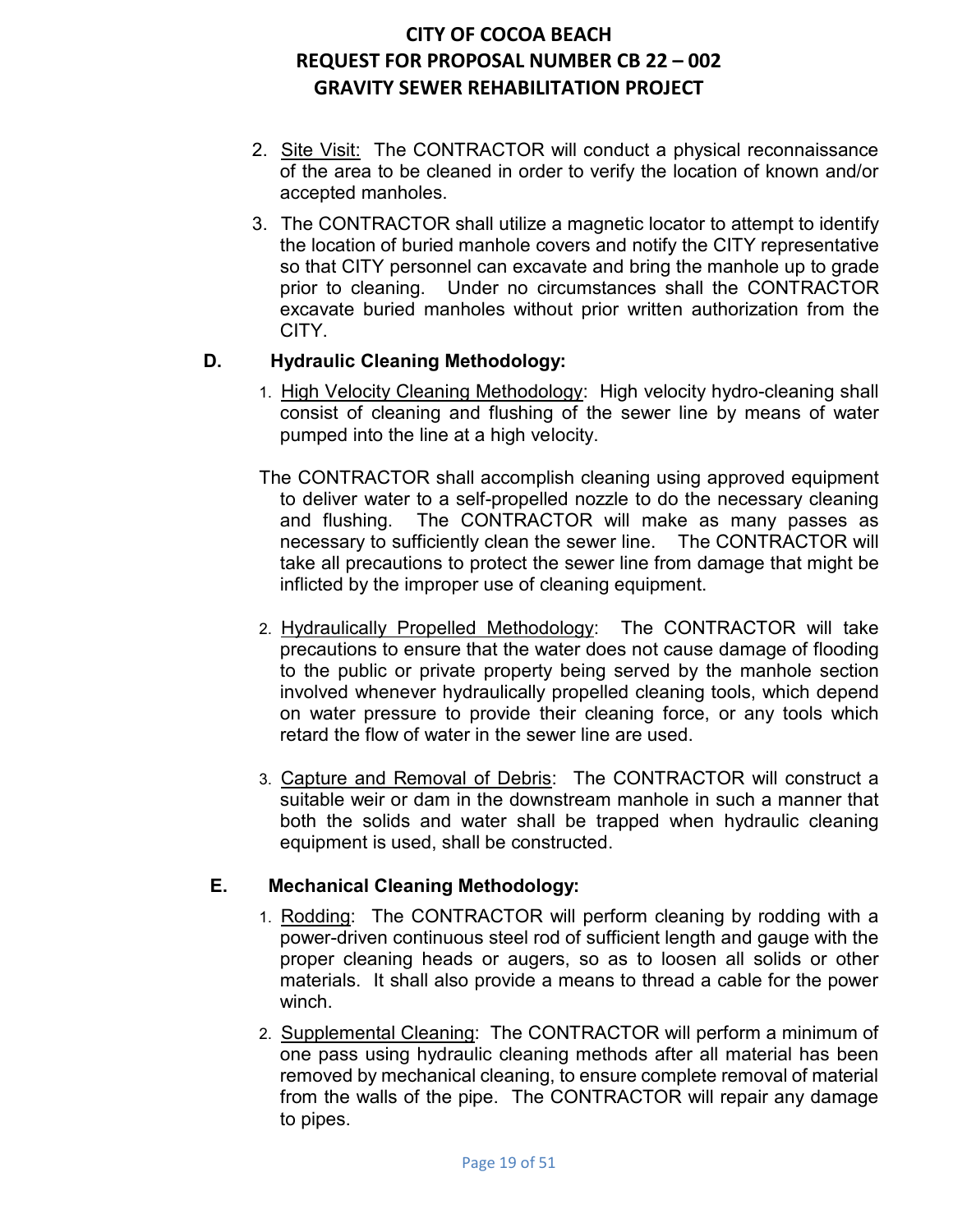2. Site Visit: The CONTRACTOR will conduct a physical reconnaissance of the area to be cleaned in order to verify the location of known and/or accepted manholes.

3. The CONTRACTOR shall utilize a magnetic locator to attempt to identify the location of buried manhole covers and notify the CITY representative so that CITY personnel can excavate and bring the manhole up to grade prior to cleaning. Under no circumstances shall the CONTRACTOR excavate buried manholes without prior written authorization from the CITY.

**D. Hydraulic Cleaning Methodology:**

1. High Velocity Cleaning Methodology: High velocity hydro-cleaning shall consist of cleaning and flushing of the sewer line by means of water pumped into the line at a high velocity.

   The CONTRACTOR shall accomplish cleaning using approved equipment to deliver water to a self-propelled nozzle to do the necessary cleaning and flushing. The CONTRACTOR will make as many passes as necessary to sufficiently clean the sewer line. The CONTRACTOR will take all precautions to protect the sewer line from damage that might be inflicted by the improper use of cleaning equipment.

2. Hydraulically Propelled Methodology: The CONTRACTOR will take precautions to ensure that the water does not cause damage of flooding to the public or private property being served by the manhole section involved whenever hydraulically propelled cleaning tools, which depend on water pressure to provide their cleaning force, or any tools which retard the flow of water in the sewer line are used.

3. Capture and Removal of Debris: The CONTRACTOR will construct a suitable weir or dam in the downstream manhole in such a manner that both the solids and water shall be trapped when hydraulic cleaning equipment is used, shall be constructed.

**E. Mechanical Cleaning Methodology:**

1. Rodding: The CONTRACTOR will perform cleaning by rodding with a power-driven continuous steel rod of sufficient length and gauge with the proper cleaning heads or augers, so as to loosen all solids or other materials. It shall also provide a means to thread a cable for the power winch.

2. Supplemental Cleaning: The CONTRACTOR will perform a minimum of one pass using hydraulic cleaning methods after all material has been removed by mechanical cleaning, to ensure complete removal of material from the walls of the pipe. The CONTRACTOR will repair any damage to pipes.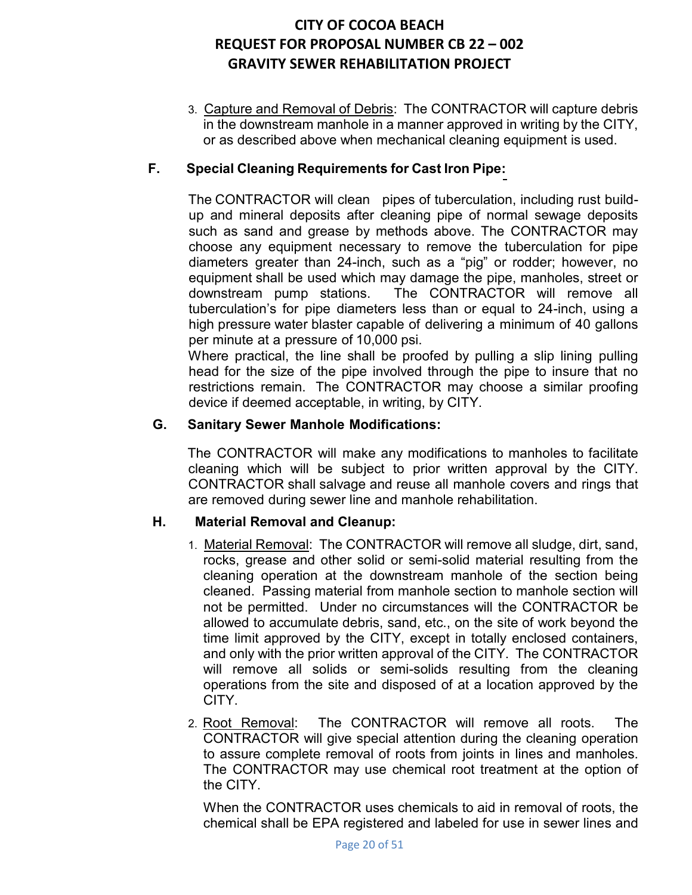3. Capture and Removal of Debris: The CONTRACTOR will capture debris in the downstream manhole in a manner approved in writing by the CITY, or as described above when mechanical cleaning equipment is used.

**F. Special Cleaning Requirements for Cast Iron Pipe:**

The CONTRACTOR will clean pipes of tuberculation, including rust build-up and mineral deposits after cleaning pipe of normal sewage deposits such as sand and grease by methods above. The CONTRACTOR may choose any equipment necessary to remove the tuberculation for pipe diameters greater than 24-inch, such as a "pig" or rodder; however, no equipment shall be used which may damage the pipe, manholes, street or downstream pump stations. The CONTRACTOR will remove all tuberculation's for pipe diameters less than or equal to 24-inch, using a high pressure water blaster capable of delivering a minimum of 40 gallons per minute at a pressure of 10,000 psi.

Where practical, the line shall be proofed by pulling a slip lining pulling head for the size of the pipe involved through the pipe to insure that no restrictions remain. The CONTRACTOR may choose a similar proofing device if deemed acceptable, in writing, by CITY.

**G. Sanitary Sewer Manhole Modifications:**

The CONTRACTOR will make any modifications to manholes to facilitate cleaning which will be subject to prior written approval by the CITY. CONTRACTOR shall salvage and reuse all manhole covers and rings that are removed during sewer line and manhole rehabilitation.

**H. Material Removal and Cleanup:**

1. Material Removal: The CONTRACTOR will remove all sludge, dirt, sand, rocks, grease and other solid or semi-solid material resulting from the cleaning operation at the downstream manhole of the section being cleaned. Passing material from manhole section to manhole section will not be permitted. Under no circumstances will the CONTRACTOR be allowed to accumulate debris, sand, etc., on the site of work beyond the time limit approved by the CITY, except in totally enclosed containers, and only with the prior written approval of the CITY. The CONTRACTOR will remove all solids or semi-solids resulting from the cleaning operations from the site and disposed of at a location approved by the CITY.

2. Root Removal: The CONTRACTOR will remove all roots. The CONTRACTOR will give special attention during the cleaning operation to assure complete removal of roots from joints in lines and manholes. The CONTRACTOR may use chemical root treatment at the option of the CITY.

   When the CONTRACTOR uses chemicals to aid in removal of roots, the chemical shall be EPA registered and labeled for use in sewer lines and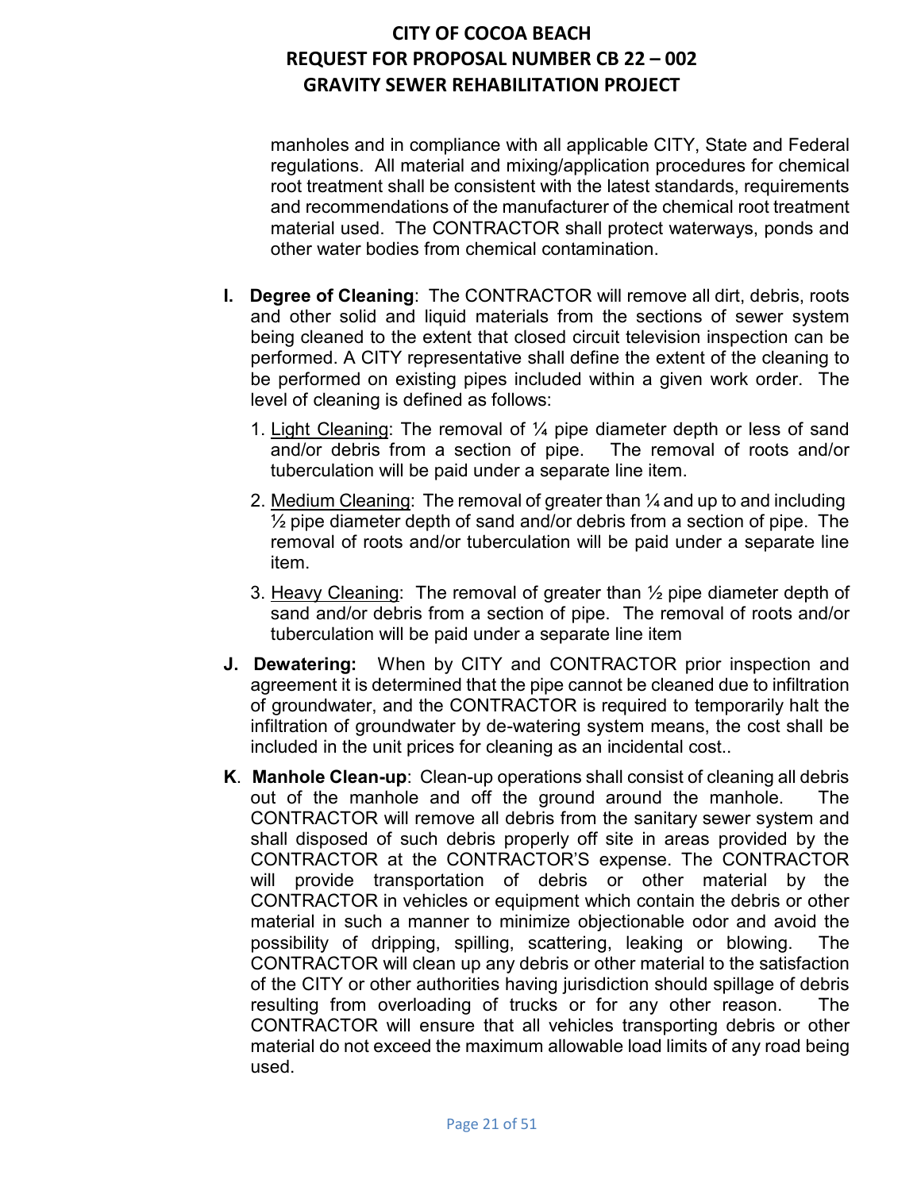manholes and in compliance with all applicable CITY, State and Federal regulations. All material and mixing/application procedures for chemical root treatment shall be consistent with the latest standards, requirements and recommendations of the manufacturer of the chemical root treatment material used. The CONTRACTOR shall protect waterways, ponds and other water bodies from chemical contamination.

**I. Degree of Cleaning**: The CONTRACTOR will remove all dirt, debris, roots and other solid and liquid materials from the sections of sewer system being cleaned to the extent that closed circuit television inspection can be performed. A CITY representative shall define the extent of the cleaning to be performed on existing pipes included within a given work order. The level of cleaning is defined as follows:

1. Light Cleaning: The removal of ¼ pipe diameter depth or less of sand and/or debris from a section of pipe. The removal of roots and/or tuberculation will be paid under a separate line item.
2. Medium Cleaning: The removal of greater than ¼ and up to and including ½ pipe diameter depth of sand and/or debris from a section of pipe. The removal of roots and/or tuberculation will be paid under a separate line item.
3. Heavy Cleaning: The removal of greater than ½ pipe diameter depth of sand and/or debris from a section of pipe. The removal of roots and/or tuberculation will be paid under a separate line item

**J. Dewatering:** When by CITY and CONTRACTOR prior inspection and agreement it is determined that the pipe cannot be cleaned due to infiltration of groundwater, and the CONTRACTOR is required to temporarily halt the infiltration of groundwater by de-watering system means, the cost shall be included in the unit prices for cleaning as an incidental cost..

**K. Manhole Clean-up**: Clean-up operations shall consist of cleaning all debris out of the manhole and off the ground around the manhole. The CONTRACTOR will remove all debris from the sanitary sewer system and shall disposed of such debris properly off site in areas provided by the CONTRACTOR at the CONTRACTOR'S expense. The CONTRACTOR will provide transportation of debris or other material by the CONTRACTOR in vehicles or equipment which contain the debris or other material in such a manner to minimize objectionable odor and avoid the possibility of dripping, spilling, scattering, leaking or blowing. The CONTRACTOR will clean up any debris or other material to the satisfaction of the CITY or other authorities having jurisdiction should spillage of debris resulting from overloading of trucks or for any other reason. The CONTRACTOR will ensure that all vehicles transporting debris or other material do not exceed the maximum allowable load limits of any road being used.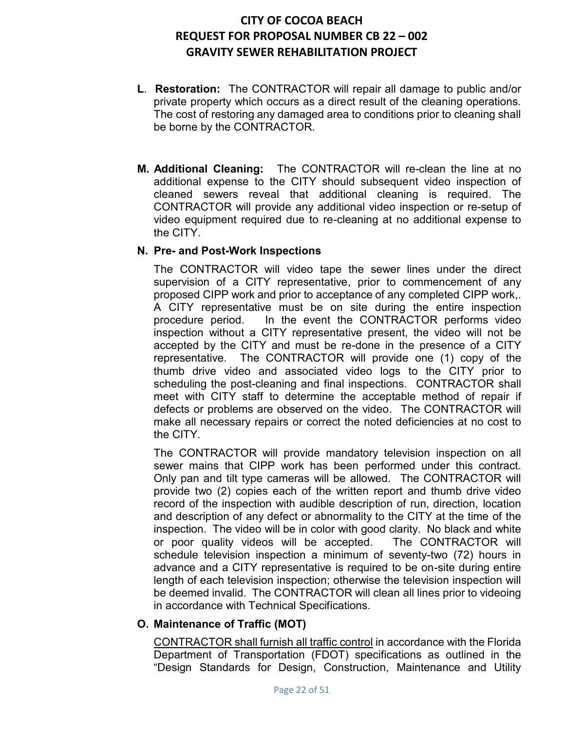**L**. **Restoration:** The CONTRACTOR will repair all damage to public and/or private property which occurs as a direct result of the cleaning operations. The cost of restoring any damaged area to conditions prior to cleaning shall be borne by the CONTRACTOR.

**M. Additional Cleaning:** The CONTRACTOR will re-clean the line at no additional expense to the CITY should subsequent video inspection of cleaned sewers reveal that additional cleaning is required. The CONTRACTOR will provide any additional video inspection or re-setup of video equipment required due to re-cleaning at no additional expense to the CITY.

**N. Pre- and Post-Work Inspections**

The CONTRACTOR will video tape the sewer lines under the direct supervision of a CITY representative, prior to commencement of any proposed CIPP work and prior to acceptance of any completed CIPP work,. A CITY representative must be on site during the entire inspection procedure period. In the event the CONTRACTOR performs video inspection without a CITY representative present, the video will not be accepted by the CITY and must be re-done in the presence of a CITY representative. The CONTRACTOR will provide one (1) copy of the thumb drive video and associated video logs to the CITY prior to scheduling the post-cleaning and final inspections. CONTRACTOR shall meet with CITY staff to determine the acceptable method of repair if defects or problems are observed on the video. The CONTRACTOR will make all necessary repairs or correct the noted deficiencies at no cost to the CITY.

The CONTRACTOR will provide mandatory television inspection on all sewer mains that CIPP work has been performed under this contract. Only pan and tilt type cameras will be allowed. The CONTRACTOR will provide two (2) copies each of the written report and thumb drive video record of the inspection with audible description of run, direction, location and description of any defect or abnormality to the CITY at the time of the inspection. The video will be in color with good clarity. No black and white or poor quality videos will be accepted. The CONTRACTOR will schedule television inspection a minimum of seventy-two (72) hours in advance and a CITY representative is required to be on-site during entire length of each television inspection; otherwise the television inspection will be deemed invalid. The CONTRACTOR will clean all lines prior to videoing in accordance with Technical Specifications.

**O. Maintenance of Traffic (MOT)**

CONTRACTOR shall furnish all traffic control in accordance with the Florida Department of Transportation (FDOT) specifications as outlined in the "Design Standards for Design, Construction, Maintenance and Utility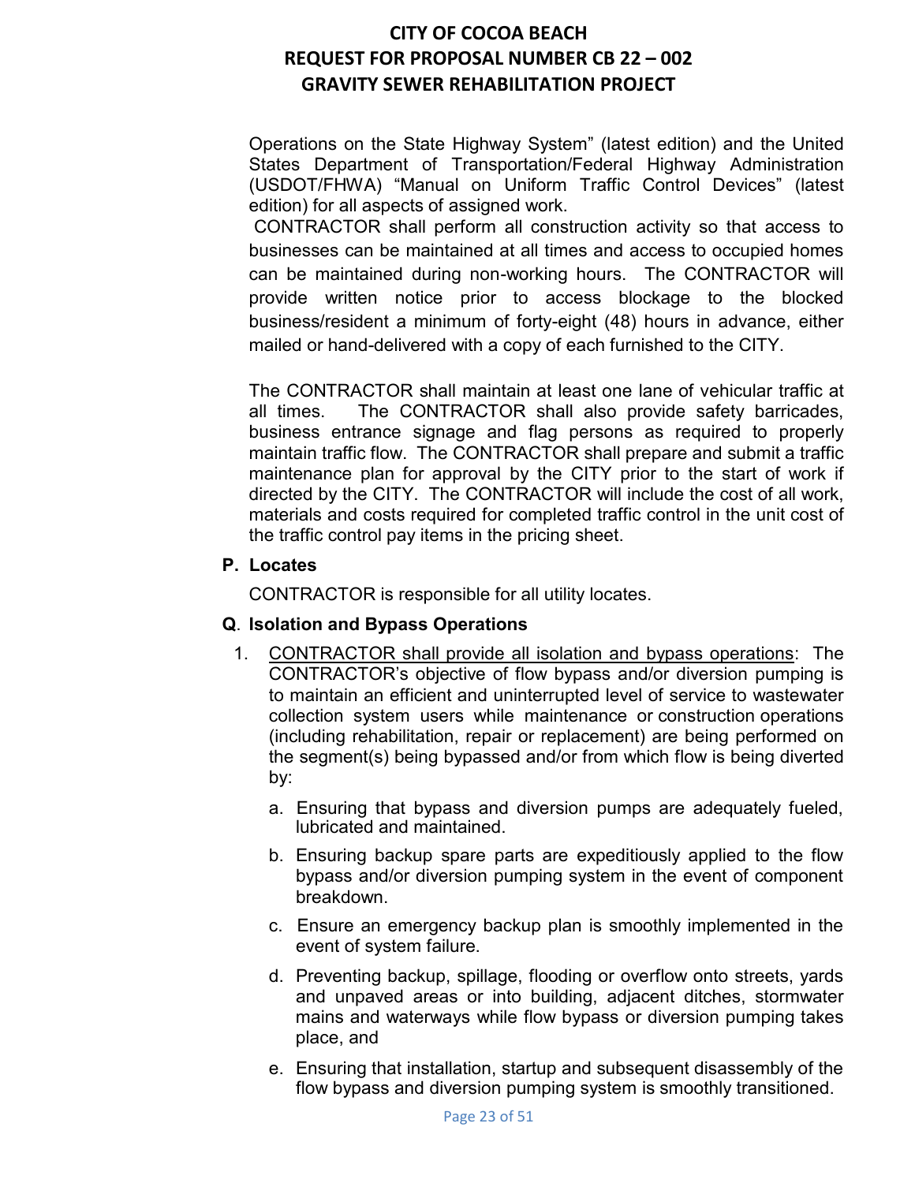Operations on the State Highway System" (latest edition) and the United States Department of Transportation/Federal Highway Administration (USDOT/FHWA) "Manual on Uniform Traffic Control Devices" (latest edition) for all aspects of assigned work.

CONTRACTOR shall perform all construction activity so that access to businesses can be maintained at all times and access to occupied homes can be maintained during non-working hours. The CONTRACTOR will provide written notice prior to access blockage to the blocked business/resident a minimum of forty-eight (48) hours in advance, either mailed or hand-delivered with a copy of each furnished to the CITY.

The CONTRACTOR shall maintain at least one lane of vehicular traffic at all times. The CONTRACTOR shall also provide safety barricades, business entrance signage and flag persons as required to properly maintain traffic flow. The CONTRACTOR shall prepare and submit a traffic maintenance plan for approval by the CITY prior to the start of work if directed by the CITY. The CONTRACTOR will include the cost of all work, materials and costs required for completed traffic control in the unit cost of the traffic control pay items in the pricing sheet.

**P. Locates**

CONTRACTOR is responsible for all utility locates.

**Q. Isolation and Bypass Operations**

1. <u>CONTRACTOR shall provide all isolation and bypass operations</u>: The CONTRACTOR's objective of flow bypass and/or diversion pumping is to maintain an efficient and uninterrupted level of service to wastewater collection system users while maintenance or construction operations (including rehabilitation, repair or replacement) are being performed on the segment(s) being bypassed and/or from which flow is being diverted by:

   a. Ensuring that bypass and diversion pumps are adequately fueled, lubricated and maintained.

   b. Ensuring backup spare parts are expeditiously applied to the flow bypass and/or diversion pumping system in the event of component breakdown.

   c. Ensure an emergency backup plan is smoothly implemented in the event of system failure.

   d. Preventing backup, spillage, flooding or overflow onto streets, yards and unpaved areas or into building, adjacent ditches, stormwater mains and waterways while flow bypass or diversion pumping takes place, and

   e. Ensuring that installation, startup and subsequent disassembly of the flow bypass and diversion pumping system is smoothly transitioned.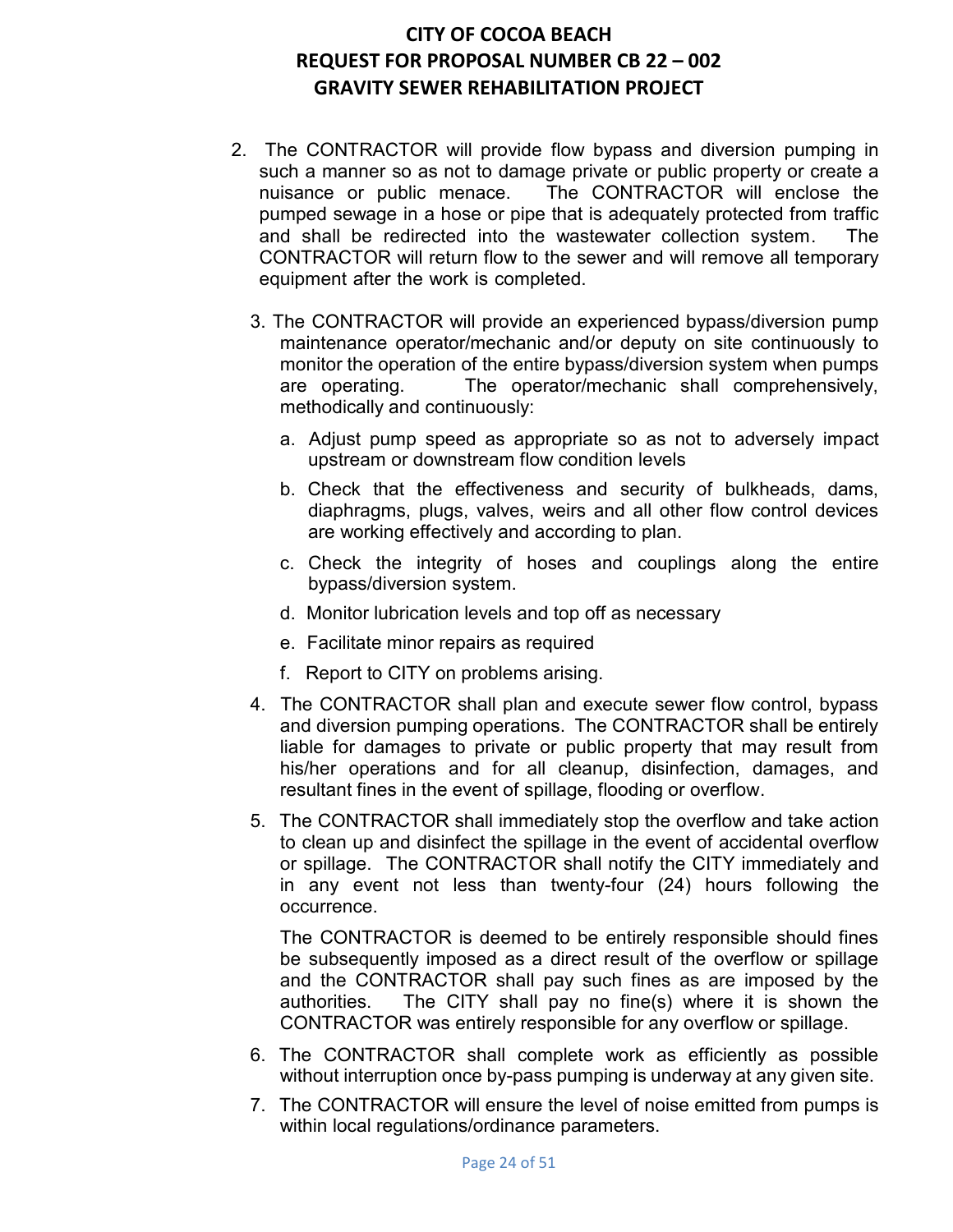2. The CONTRACTOR will provide flow bypass and diversion pumping in such a manner so as not to damage private or public property or create a nuisance or public menace. The CONTRACTOR will enclose the pumped sewage in a hose or pipe that is adequately protected from traffic and shall be redirected into the wastewater collection system. The CONTRACTOR will return flow to the sewer and will remove all temporary equipment after the work is completed.

3. The CONTRACTOR will provide an experienced bypass/diversion pump maintenance operator/mechanic and/or deputy on site continuously to monitor the operation of the entire bypass/diversion system when pumps are operating. The operator/mechanic shall comprehensively, methodically and continuously:

   a. Adjust pump speed as appropriate so as not to adversely impact upstream or downstream flow condition levels

   b. Check that the effectiveness and security of bulkheads, dams, diaphragms, plugs, valves, weirs and all other flow control devices are working effectively and according to plan.

   c. Check the integrity of hoses and couplings along the entire bypass/diversion system.

   d. Monitor lubrication levels and top off as necessary

   e. Facilitate minor repairs as required

   f. Report to CITY on problems arising.

4. The CONTRACTOR shall plan and execute sewer flow control, bypass and diversion pumping operations. The CONTRACTOR shall be entirely liable for damages to private or public property that may result from his/her operations and for all cleanup, disinfection, damages, and resultant fines in the event of spillage, flooding or overflow.

5. The CONTRACTOR shall immediately stop the overflow and take action to clean up and disinfect the spillage in the event of accidental overflow or spillage. The CONTRACTOR shall notify the CITY immediately and in any event not less than twenty-four (24) hours following the occurrence.

   The CONTRACTOR is deemed to be entirely responsible should fines be subsequently imposed as a direct result of the overflow or spillage and the CONTRACTOR shall pay such fines as are imposed by the authorities. The CITY shall pay no fine(s) where it is shown the CONTRACTOR was entirely responsible for any overflow or spillage.

6. The CONTRACTOR shall complete work as efficiently as possible without interruption once by-pass pumping is underway at any given site.

7. The CONTRACTOR will ensure the level of noise emitted from pumps is within local regulations/ordinance parameters.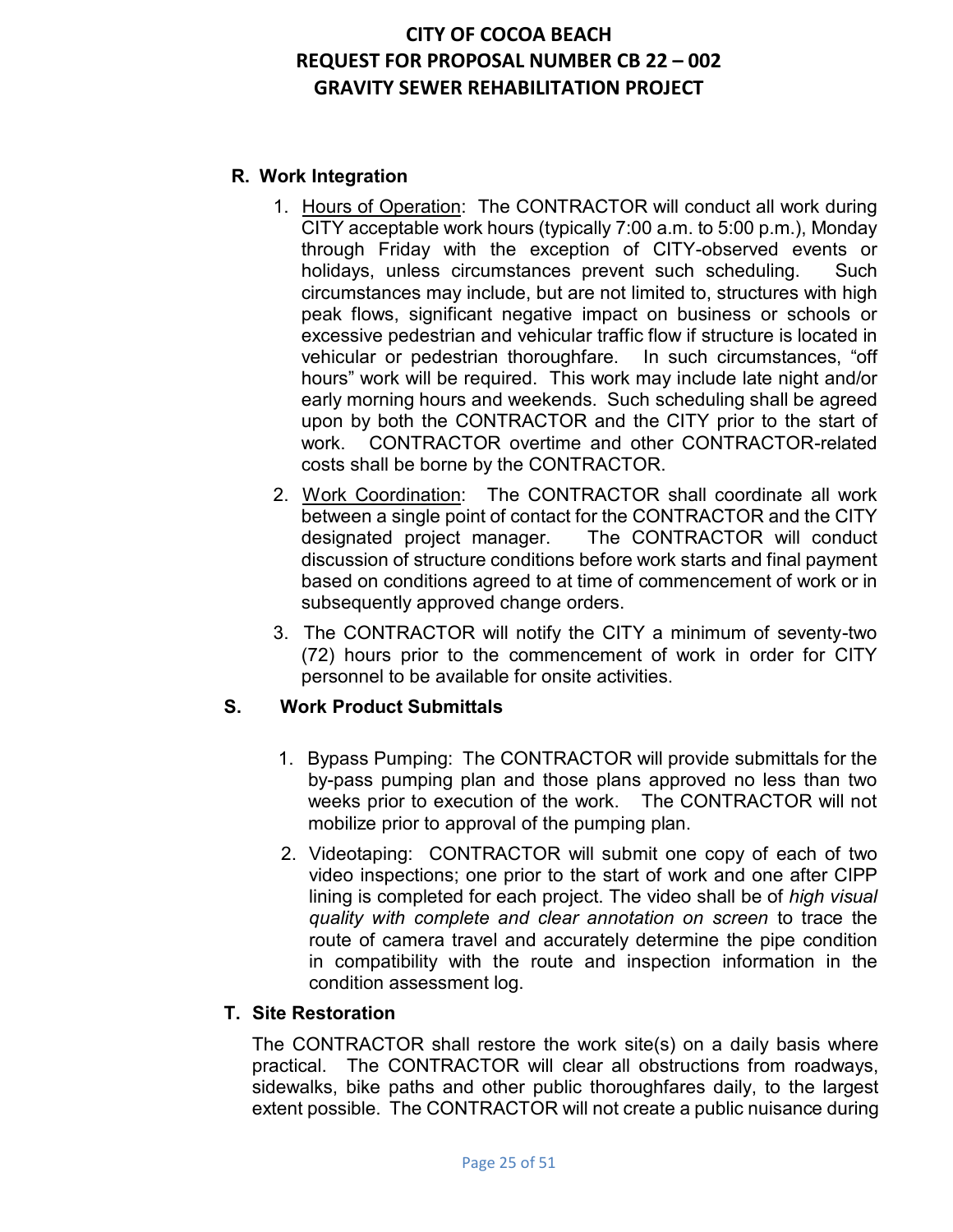## R. Work Integration

1. Hours of Operation: The CONTRACTOR will conduct all work during CITY acceptable work hours (typically 7:00 a.m. to 5:00 p.m.), Monday through Friday with the exception of CITY-observed events or holidays, unless circumstances prevent such scheduling. Such circumstances may include, but are not limited to, structures with high peak flows, significant negative impact on business or schools or excessive pedestrian and vehicular traffic flow if structure is located in vehicular or pedestrian thoroughfare. In such circumstances, "off hours" work will be required. This work may include late night and/or early morning hours and weekends. Such scheduling shall be agreed upon by both the CONTRACTOR and the CITY prior to the start of work. CONTRACTOR overtime and other CONTRACTOR-related costs shall be borne by the CONTRACTOR.
2. Work Coordination: The CONTRACTOR shall coordinate all work between a single point of contact for the CONTRACTOR and the CITY designated project manager. The CONTRACTOR will conduct discussion of structure conditions before work starts and final payment based on conditions agreed to at time of commencement of work or in subsequently approved change orders.
3. The CONTRACTOR will notify the CITY a minimum of seventy-two (72) hours prior to the commencement of work in order for CITY personnel to be available for onsite activities.

## S. Work Product Submittals

1. Bypass Pumping: The CONTRACTOR will provide submittals for the by-pass pumping plan and those plans approved no less than two weeks prior to execution of the work. The CONTRACTOR will not mobilize prior to approval of the pumping plan.
2. Videotaping: CONTRACTOR will submit one copy of each of two video inspections; one prior to the start of work and one after CIPP lining is completed for each project. The video shall be of *high visual quality with complete and clear annotation on screen* to trace the route of camera travel and accurately determine the pipe condition in compatibility with the route and inspection information in the condition assessment log.

## T. Site Restoration

The CONTRACTOR shall restore the work site(s) on a daily basis where practical. The CONTRACTOR will clear all obstructions from roadways, sidewalks, bike paths and other public thoroughfares daily, to the largest extent possible. The CONTRACTOR will not create a public nuisance during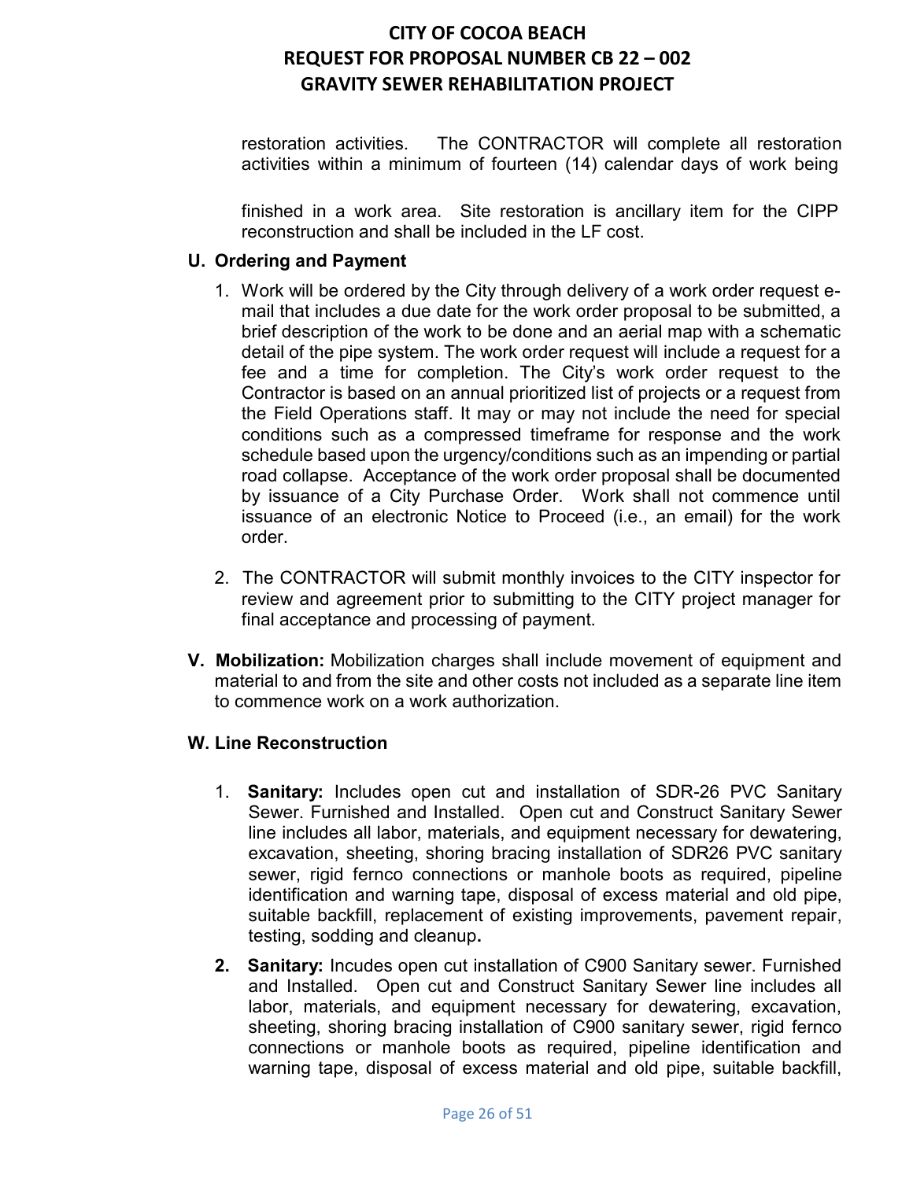restoration activities. The CONTRACTOR will complete all restoration activities within a minimum of fourteen (14) calendar days of work being

finished in a work area. Site restoration is ancillary item for the CIPP reconstruction and shall be included in the LF cost.

**U. Ordering and Payment**

1. Work will be ordered by the City through delivery of a work order request e-mail that includes a due date for the work order proposal to be submitted, a brief description of the work to be done and an aerial map with a schematic detail of the pipe system. The work order request will include a request for a fee and a time for completion. The City's work order request to the Contractor is based on an annual prioritized list of projects or a request from the Field Operations staff. It may or may not include the need for special conditions such as a compressed timeframe for response and the work schedule based upon the urgency/conditions such as an impending or partial road collapse. Acceptance of the work order proposal shall be documented by issuance of a City Purchase Order. Work shall not commence until issuance of an electronic Notice to Proceed (i.e., an email) for the work order.

2. The CONTRACTOR will submit monthly invoices to the CITY inspector for review and agreement prior to submitting to the CITY project manager for final acceptance and processing of payment.

**V. Mobilization:** Mobilization charges shall include movement of equipment and material to and from the site and other costs not included as a separate line item to commence work on a work authorization.

**W. Line Reconstruction**

1. **Sanitary:** Includes open cut and installation of SDR-26 PVC Sanitary Sewer. Furnished and Installed. Open cut and Construct Sanitary Sewer line includes all labor, materials, and equipment necessary for dewatering, excavation, sheeting, shoring bracing installation of SDR26 PVC sanitary sewer, rigid fernco connections or manhole boots as required, pipeline identification and warning tape, disposal of excess material and old pipe, suitable backfill, replacement of existing improvements, pavement repair, testing, sodding and cleanup**.**

2. **Sanitary:** Incudes open cut installation of C900 Sanitary sewer. Furnished and Installed. Open cut and Construct Sanitary Sewer line includes all labor, materials, and equipment necessary for dewatering, excavation, sheeting, shoring bracing installation of C900 sanitary sewer, rigid fernco connections or manhole boots as required, pipeline identification and warning tape, disposal of excess material and old pipe, suitable backfill,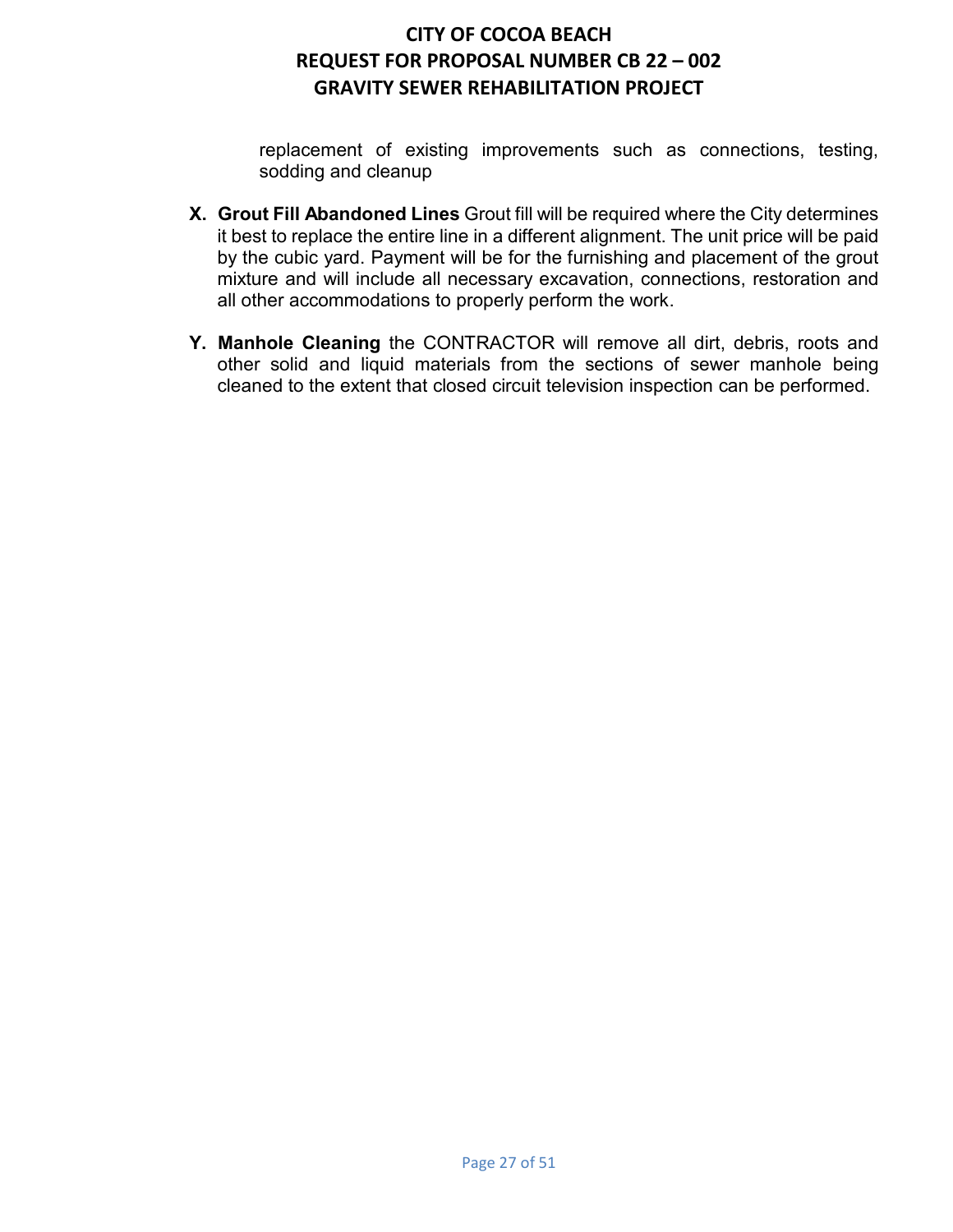replacement of existing improvements such as connections, testing, sodding and cleanup

**X. Grout Fill Abandoned Lines** Grout fill will be required where the City determines it best to replace the entire line in a different alignment. The unit price will be paid by the cubic yard. Payment will be for the furnishing and placement of the grout mixture and will include all necessary excavation, connections, restoration and all other accommodations to properly perform the work.

**Y. Manhole Cleaning** the CONTRACTOR will remove all dirt, debris, roots and other solid and liquid materials from the sections of sewer manhole being cleaned to the extent that closed circuit television inspection can be performed.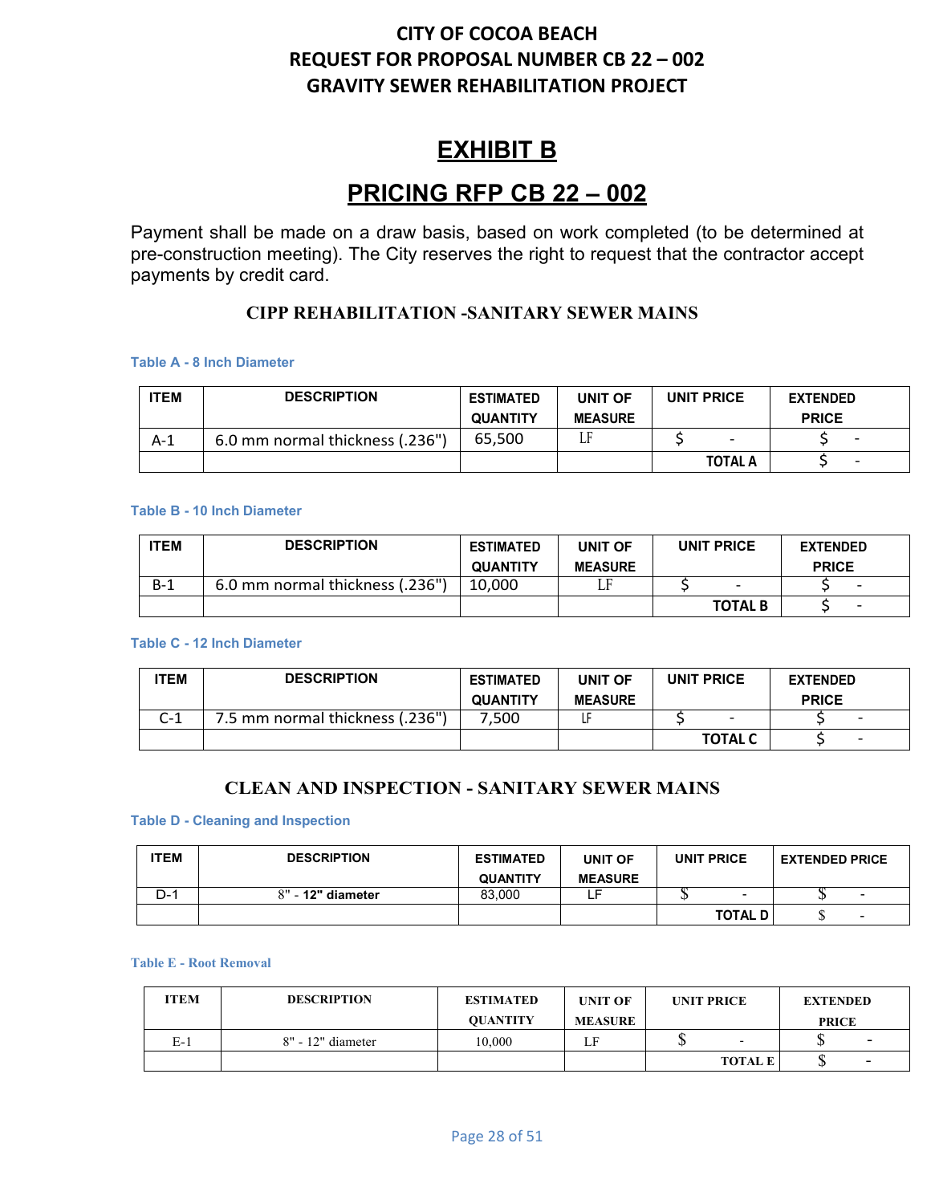# CITY OF COCOA BEACH
# REQUEST FOR PROPOSAL NUMBER CB 22 – 002
# GRAVITY SEWER REHABILITATION PROJECT

## EXHIBIT B

## PRICING RFP CB 22 – 002

Payment shall be made on a draw basis, based on work completed (to be determined at pre-construction meeting). The City reserves the right to request that the contractor accept payments by credit card.

### CIPP REHABILITATION -SANITARY SEWER MAINS

**Table A - 8 Inch Diameter**

| ITEM | DESCRIPTION | ESTIMATED QUANTITY | UNIT OF MEASURE | UNIT PRICE | EXTENDED PRICE |
|---|---|---|---|---|---|
| A-1 | 6.0 mm normal thickness (.236") | 65,500 | LF | $ - | $ - |
| | | | | **TOTAL A** | $ - |

**Table B - 10 Inch Diameter**

| ITEM | DESCRIPTION | ESTIMATED QUANTITY | UNIT OF MEASURE | UNIT PRICE | EXTENDED PRICE |
|---|---|---|---|---|---|
| B-1 | 6.0 mm normal thickness (.236") | 10,000 | LF | $ - | $ - |
| | | | | **TOTAL B** | $ - |

**Table C - 12 Inch Diameter**

| ITEM | DESCRIPTION | ESTIMATED QUANTITY | UNIT OF MEASURE | UNIT PRICE | EXTENDED PRICE |
|---|---|---|---|---|---|
| C-1 | 7.5 mm normal thickness (.236") | 7,500 | LF | $ - | $ - |
| | | | | **TOTAL C** | $ - |

### CLEAN AND INSPECTION - SANITARY SEWER MAINS

**Table D - Cleaning and Inspection**

| ITEM | DESCRIPTION | ESTIMATED QUANTITY | UNIT OF MEASURE | UNIT PRICE | EXTENDED PRICE |
|---|---|---|---|---|---|
| D-1 | 8" - **12" diameter** | 83,000 | LF | $ - | $ - |
| | | | | **TOTAL D** | $ - |

**Table E - Root Removal**

| ITEM | DESCRIPTION | ESTIMATED QUANTITY | UNIT OF MEASURE | UNIT PRICE | EXTENDED PRICE |
|---|---|---|---|---|---|
| E-1 | 8" - 12" diameter | 10,000 | LF | $ - | $ - |
| | | | | **TOTAL E** | $ - |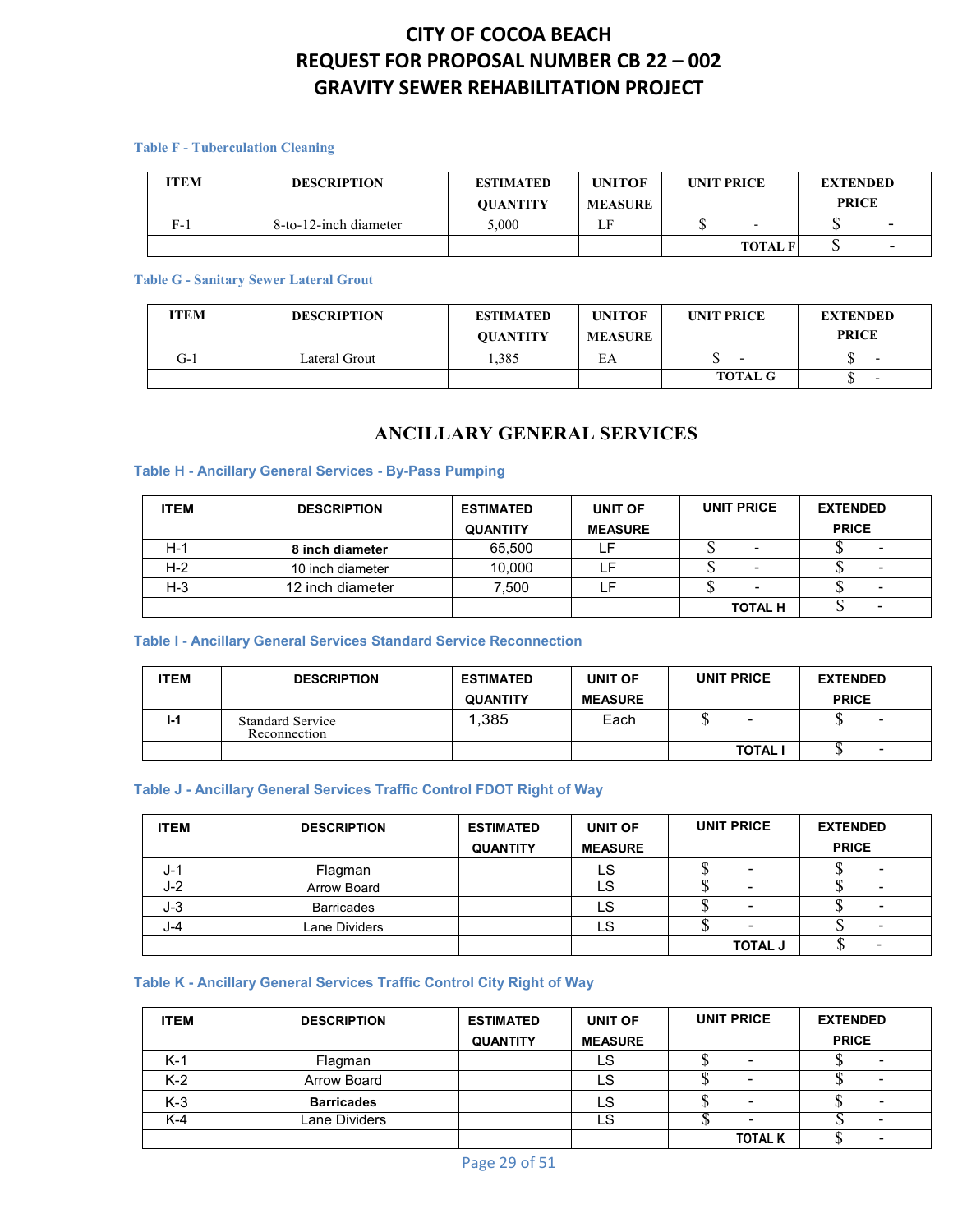# CITY OF COCOA BEACH
# REQUEST FOR PROPOSAL NUMBER CB 22 – 002
# GRAVITY SEWER REHABILITATION PROJECT

### Table F - Tuberculation Cleaning

| ITEM | DESCRIPTION | ESTIMATED QUANTITY | UNITOF MEASURE | UNIT PRICE | EXTENDED PRICE |
|---|---|---|---|---|---|
| F-1 | 8-to-12-inch diameter | 5,000 | LF | $ - | $ - |
| | | | | TOTAL F | $ - |

### Table G - Sanitary Sewer Lateral Grout

| ITEM | DESCRIPTION | ESTIMATED QUANTITY | UNITOF MEASURE | UNIT PRICE | EXTENDED PRICE |
|---|---|---|---|---|---|
| G-1 | Lateral Grout | 1,385 | EA | $ - | $ - |
| | | | | TOTAL G | $ - |

## ANCILLARY GENERAL SERVICES

### Table H - Ancillary General Services - By-Pass Pumping

| ITEM | DESCRIPTION | ESTIMATED QUANTITY | UNIT OF MEASURE | UNIT PRICE | EXTENDED PRICE |
|---|---|---|---|---|---|
| H-1 | **8 inch diameter** | 65,500 | LF | $ - | $ - |
| H-2 | 10 inch diameter | 10,000 | LF | $ - | $ - |
| H-3 | 12 inch diameter | 7,500 | LF | $ - | $ - |
| | | | | TOTAL H | $ - |

### Table I - Ancillary General Services Standard Service Reconnection

| ITEM | DESCRIPTION | ESTIMATED QUANTITY | UNIT OF MEASURE | UNIT PRICE | EXTENDED PRICE |
|---|---|---|---|---|---|
| I-1 | Standard Service Reconnection | 1,385 | Each | $ - | $ - |
| | | | | TOTAL I | $ - |

### Table J - Ancillary General Services Traffic Control FDOT Right of Way

| ITEM | DESCRIPTION | ESTIMATED QUANTITY | UNIT OF MEASURE | UNIT PRICE | EXTENDED PRICE |
|---|---|---|---|---|---|
| J-1 | Flagman | | LS | $ - | $ - |
| J-2 | Arrow Board | | LS | $ - | $ - |
| J-3 | Barricades | | LS | $ - | $ - |
| J-4 | Lane Dividers | | LS | $ - | $ - |
| | | | | TOTAL J | $ - |

### Table K - Ancillary General Services Traffic Control City Right of Way

| ITEM | DESCRIPTION | ESTIMATED QUANTITY | UNIT OF MEASURE | UNIT PRICE | EXTENDED PRICE |
|---|---|---|---|---|---|
| K-1 | Flagman | | LS | $ - | $ - |
| K-2 | Arrow Board | | LS | $ - | $ - |
| K-3 | **Barricades** | | LS | $ - | $ - |
| K-4 | Lane Dividers | | LS | $ - | $ - |
| | | | | TOTAL K | $ - |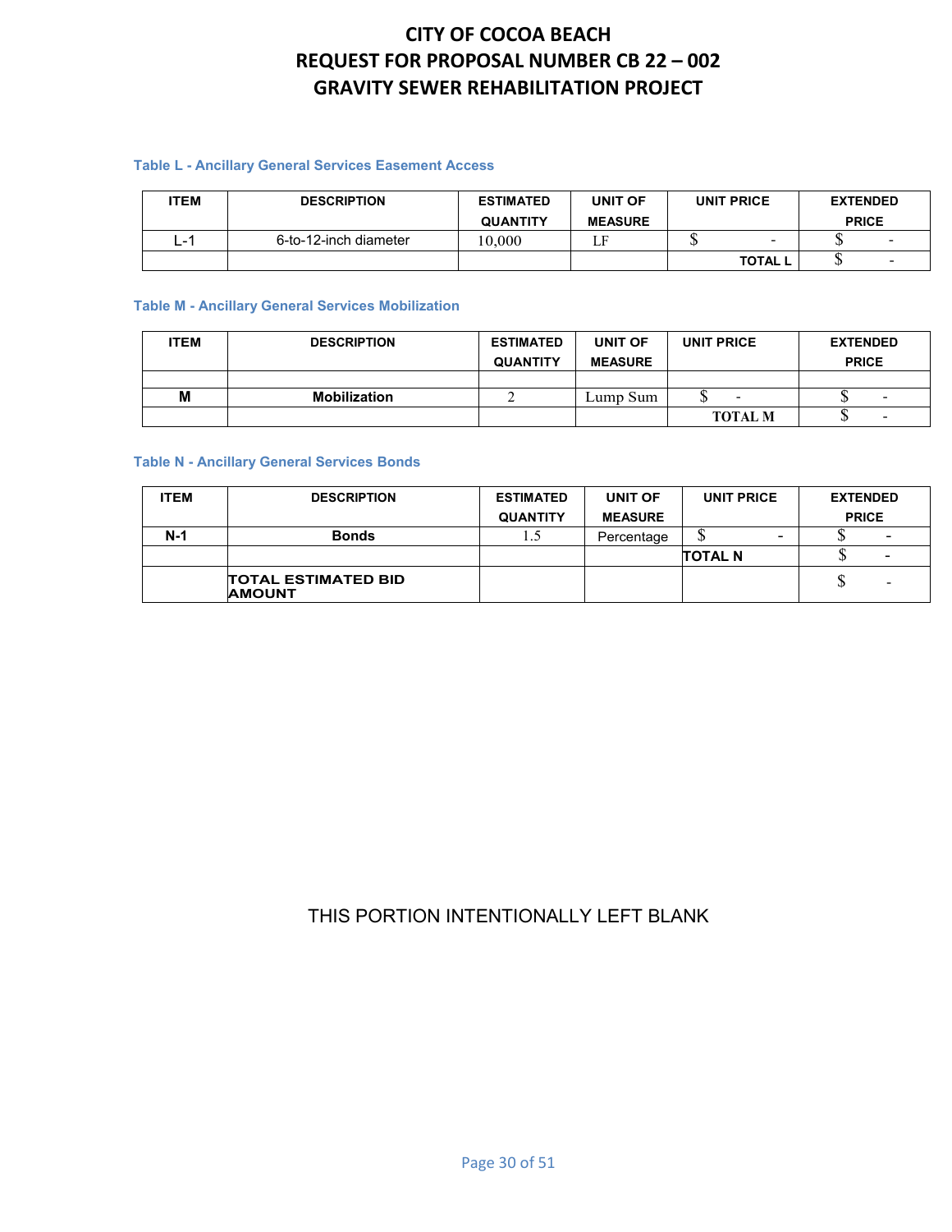# CITY OF COCOA BEACH
# REQUEST FOR PROPOSAL NUMBER CB 22 – 002
# GRAVITY SEWER REHABILITATION PROJECT

### Table L - Ancillary General Services Easement Access

| ITEM | DESCRIPTION | ESTIMATED QUANTITY | UNIT OF MEASURE | UNIT PRICE | EXTENDED PRICE |
|---|---|---|---|---|---|
| L-1 | 6-to-12-inch diameter | 10,000 | LF | $ - | $ - |
| | | | | TOTAL L | $ - |

### Table M - Ancillary General Services Mobilization

| ITEM | DESCRIPTION | ESTIMATED QUANTITY | UNIT OF MEASURE | UNIT PRICE | EXTENDED PRICE |
|---|---|---|---|---|---|
| | | | | | |
| **M** | **Mobilization** | 2 | Lump Sum | $ - | $ - |
| | | | | **TOTAL M** | $ - |

### Table N - Ancillary General Services Bonds

| ITEM | DESCRIPTION | ESTIMATED QUANTITY | UNIT OF MEASURE | UNIT PRICE | EXTENDED PRICE |
|---|---|---|---|---|---|
| **N-1** | **Bonds** | 1.5 | Percentage | $ - | $ - |
| | | | | **TOTAL N** | $ - |
| | **TOTAL ESTIMATED BID AMOUNT** | | | | $ - |

THIS PORTION INTENTIONALLY LEFT BLANK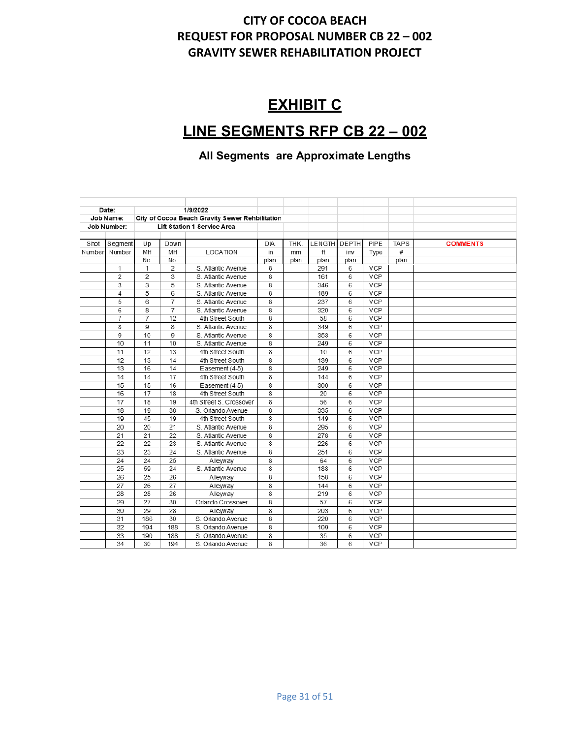# CITY OF COCOA BEACH
# REQUEST FOR PROPOSAL NUMBER CB 22 – 002
# GRAVITY SEWER REHABILITATION PROJECT

## EXHIBIT C

## LINE SEGMENTS RFP CB 22 – 002

**All Segments are Approximate Lengths**

**Date:** 1/9/2022
**Job Name:** City of Cocoa Beach Gravity Sewer Rehbilitation
**Job Number:** Lift Station 1 Service Area

| Shot Number | Segment Number | Up MH No. | Down MH No. | LOCATION | DIA. in plan | THK. mm plan | LENGTH ft plan | DEPTH inv plan | PIPE Type | TAPS # plan | COMMENTS |
|---|---|---|---|---|---|---|---|---|---|---|---|
| | 1 | 1 | 2 | S. Atlantic Avenue | 8 | | 291 | 6 | VCP | | |
| | 2 | 2 | 3 | S. Atlantic Avenue | 8 | | 161 | 6 | VCP | | |
| | 3 | 3 | 5 | S. Atlantic Avenue | 8 | | 346 | 6 | VCP | | |
| | 4 | 5 | 6 | S. Atlantic Avenue | 8 | | 189 | 6 | VCP | | |
| | 5 | 6 | 7 | S. Atlantic Avenue | 8 | | 237 | 6 | VCP | | |
| | 6 | 8 | 7 | S. Atlantic Avenue | 8 | | 320 | 6 | VCP | | |
| | 7 | 7 | 12 | 4th Street South | 8 | | 58 | 6 | VCP | | |
| | 8 | 9 | 8 | S. Atlantic Avenue | 8 | | 349 | 6 | VCP | | |
| | 9 | 10 | 9 | S. Atlantic Avenue | 8 | | 353 | 6 | VCP | | |
| | 10 | 11 | 10 | S. Atlantic Avenue | 8 | | 249 | 6 | VCP | | |
| | 11 | 12 | 13 | 4th Street South | 8 | | 10 | 6 | VCP | | |
| | 12 | 13 | 14 | 4th Street South | 8 | | 139 | 6 | VCP | | |
| | 13 | 16 | 14 | Easement (4-5) | 8 | | 249 | 6 | VCP | | |
| | 14 | 14 | 17 | 4th Street South | 8 | | 144 | 6 | VCP | | |
| | 15 | 15 | 16 | Easement (4-5) | 8 | | 300 | 6 | VCP | | |
| | 16 | 17 | 18 | 4th Street South | 8 | | 20 | 6 | VCP | | |
| | 17 | 18 | 19 | 4th Street S. Crossover | 8 | | 56 | 6 | VCP | | |
| | 18 | 19 | 38 | S. Orlando Avenue | 8 | | 335 | 6 | VCP | | |
| | 19 | 45 | 19 | 4th Street South | 8 | | 149 | 6 | VCP | | |
| | 20 | 20 | 21 | S. Atlantic Avenue | 8 | | 295 | 6 | VCP | | |
| | 21 | 21 | 22 | S. Atlantic Avenue | 8 | | 278 | 6 | VCP | | |
| | 22 | 22 | 23 | S. Atlantic Avenue | 8 | | 226 | 6 | VCP | | |
| | 23 | 23 | 24 | S. Atlantic Avenue | 8 | | 251 | 6 | VCP | | |
| | 24 | 24 | 25 | Alleyway | 8 | | 64 | 6 | VCP | | |
| | 25 | 59 | 24 | S. Atlantic Avenue | 8 | | 188 | 6 | VCP | | |
| | 26 | 25 | 26 | Alleyway | 8 | | 158 | 6 | VCP | | |
| | 27 | 26 | 27 | Alleyway | 8 | | 144 | 6 | VCP | | |
| | 28 | 28 | 26 | Alleyway | 8 | | 219 | 6 | VCP | | |
| | 29 | 27 | 30 | Orlando Crossover | 8 | | 57 | 6 | VCP | | |
| | 30 | 29 | 28 | Alleyway | 8 | | 203 | 6 | VCP | | |
| | 31 | 186 | 30 | S. Orlando Avenue | 8 | | 220 | 6 | VCP | | |
| | 32 | 194 | 188 | S. Orlando Avenue | 8 | | 109 | 6 | VCP | | |
| | 33 | 190 | 188 | S. Orlando Avenue | 8 | | 35 | 6 | VCP | | |
| | 34 | 30 | 194 | S. Orlando Avenue | 8 | | 36 | 6 | VCP | | |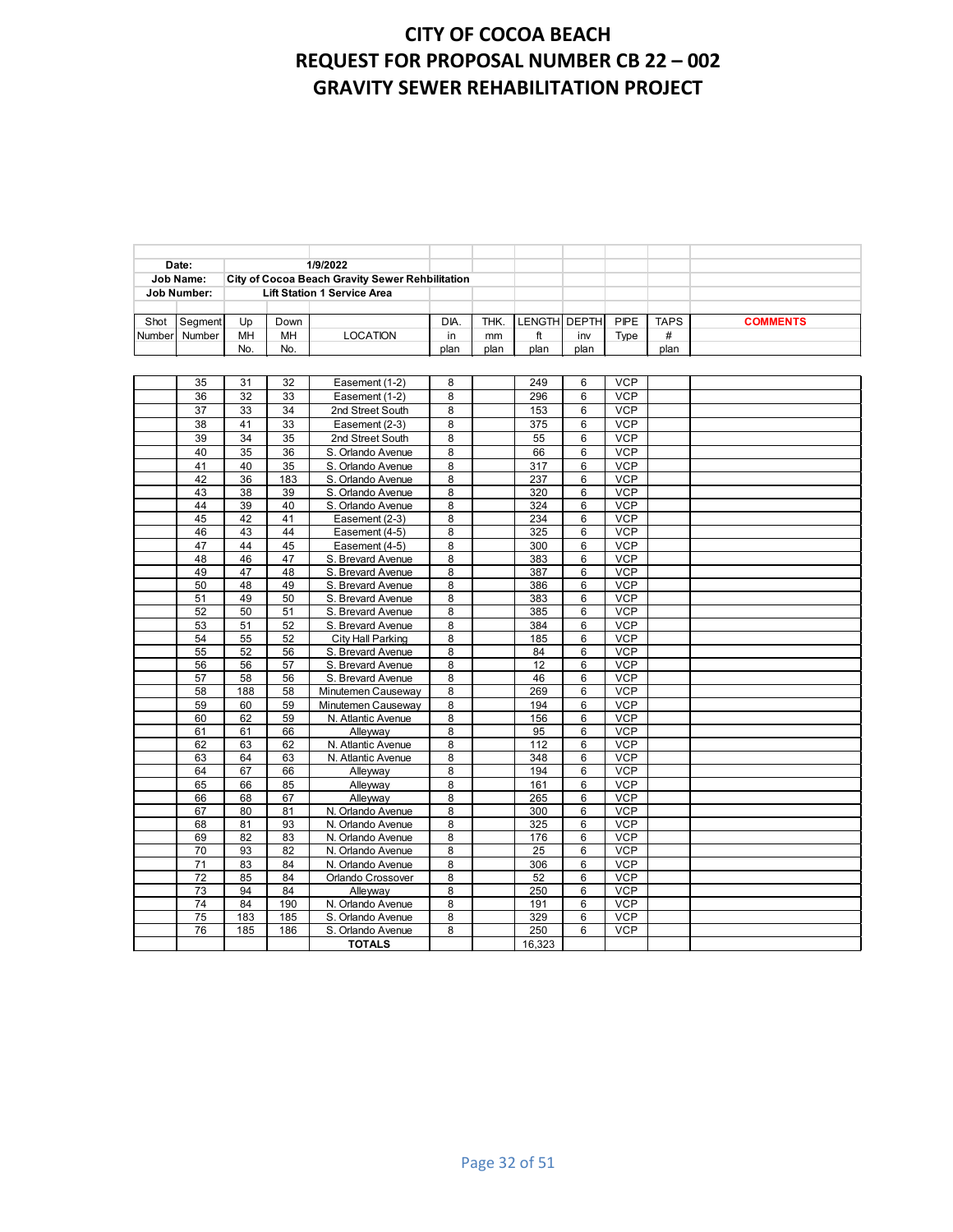# CITY OF COCOA BEACH
# REQUEST FOR PROPOSAL NUMBER CB 22 – 002
# GRAVITY SEWER REHABILITATION PROJECT

| | | | | | | | | | | | |
|---|---|---|---|---|---|---|---|---|---|---|---|
| **Date:** | | | | **1/9/2022** | | | | | | | |
| **Job Name:** | | **City of Cocoa Beach Gravity Sewer Rehbilitation** | | | | | | | | | |
| **Job Number:** | | **Lift Station 1 Service Area** | | | | | | | | | |
| Shot Number | Segment Number | Up MH No. | Down MH No. | LOCATION | DIA. in plan | THK. mm plan | LENGTH ft plan | DEPTH inv plan | PIPE Type | TAPS # plan | **COMMENTS** |
| | 35 | 31 | 32 | Easement (1-2) | 8 | | 249 | 6 | VCP | | |
| | 36 | 32 | 33 | Easement (1-2) | 8 | | 296 | 6 | VCP | | |
| | 37 | 33 | 34 | 2nd Street South | 8 | | 153 | 6 | VCP | | |
| | 38 | 41 | 33 | Easement (2-3) | 8 | | 375 | 6 | VCP | | |
| | 39 | 34 | 35 | 2nd Street South | 8 | | 55 | 6 | VCP | | |
| | 40 | 35 | 36 | S. Orlando Avenue | 8 | | 66 | 6 | VCP | | |
| | 41 | 40 | 35 | S. Orlando Avenue | 8 | | 317 | 6 | VCP | | |
| | 42 | 36 | 183 | S. Orlando Avenue | 8 | | 237 | 6 | VCP | | |
| | 43 | 38 | 39 | S. Orlando Avenue | 8 | | 320 | 6 | VCP | | |
| | 44 | 39 | 40 | S. Orlando Avenue | 8 | | 324 | 6 | VCP | | |
| | 45 | 42 | 41 | Easement (2-3) | 8 | | 234 | 6 | VCP | | |
| | 46 | 43 | 44 | Easement (4-5) | 8 | | 325 | 6 | VCP | | |
| | 47 | 44 | 45 | Easement (4-5) | 8 | | 300 | 6 | VCP | | |
| | 48 | 46 | 47 | S. Brevard Avenue | 8 | | 383 | 6 | VCP | | |
| | 49 | 47 | 48 | S. Brevard Avenue | 8 | | 387 | 6 | VCP | | |
| | 50 | 48 | 49 | S. Brevard Avenue | 8 | | 386 | 6 | VCP | | |
| | 51 | 49 | 50 | S. Brevard Avenue | 8 | | 383 | 6 | VCP | | |
| | 52 | 50 | 51 | S. Brevard Avenue | 8 | | 385 | 6 | VCP | | |
| | 53 | 51 | 52 | S. Brevard Avenue | 8 | | 384 | 6 | VCP | | |
| | 54 | 55 | 52 | City Hall Parking | 8 | | 185 | 6 | VCP | | |
| | 55 | 52 | 56 | S. Brevard Avenue | 8 | | 84 | 6 | VCP | | |
| | 56 | 56 | 57 | S. Brevard Avenue | 8 | | 12 | 6 | VCP | | |
| | 57 | 58 | 56 | S. Brevard Avenue | 8 | | 46 | 6 | VCP | | |
| | 58 | 188 | 58 | Minutemen Causeway | 8 | | 269 | 6 | VCP | | |
| | 59 | 60 | 59 | Minutemen Causeway | 8 | | 194 | 6 | VCP | | |
| | 60 | 62 | 59 | N. Atlantic Avenue | 8 | | 156 | 6 | VCP | | |
| | 61 | 61 | 66 | Alleyway | 8 | | 95 | 6 | VCP | | |
| | 62 | 63 | 62 | N. Atlantic Avenue | 8 | | 112 | 6 | VCP | | |
| | 63 | 64 | 63 | N. Atlantic Avenue | 8 | | 348 | 6 | VCP | | |
| | 64 | 67 | 66 | Alleyway | 8 | | 194 | 6 | VCP | | |
| | 65 | 66 | 85 | Alleyway | 8 | | 161 | 6 | VCP | | |
| | 66 | 68 | 67 | Alleyway | 8 | | 265 | 6 | VCP | | |
| | 67 | 80 | 81 | N. Orlando Avenue | 8 | | 300 | 6 | VCP | | |
| | 68 | 81 | 93 | N. Orlando Avenue | 8 | | 325 | 6 | VCP | | |
| | 69 | 82 | 83 | N. Orlando Avenue | 8 | | 176 | 6 | VCP | | |
| | 70 | 93 | 82 | N. Orlando Avenue | 8 | | 25 | 6 | VCP | | |
| | 71 | 83 | 84 | N. Orlando Avenue | 8 | | 306 | 6 | VCP | | |
| | 72 | 85 | 84 | Orlando Crossover | 8 | | 52 | 6 | VCP | | |
| | 73 | 94 | 84 | Alleyway | 8 | | 250 | 6 | VCP | | |
| | 74 | 84 | 190 | N. Orlando Avenue | 8 | | 191 | 6 | VCP | | |
| | 75 | 183 | 185 | S. Orlando Avenue | 8 | | 329 | 6 | VCP | | |
| | 76 | 185 | 186 | S. Orlando Avenue | 8 | | 250 | 6 | VCP | | |
| | | | | **TOTALS** | | | 16,323 | | | | |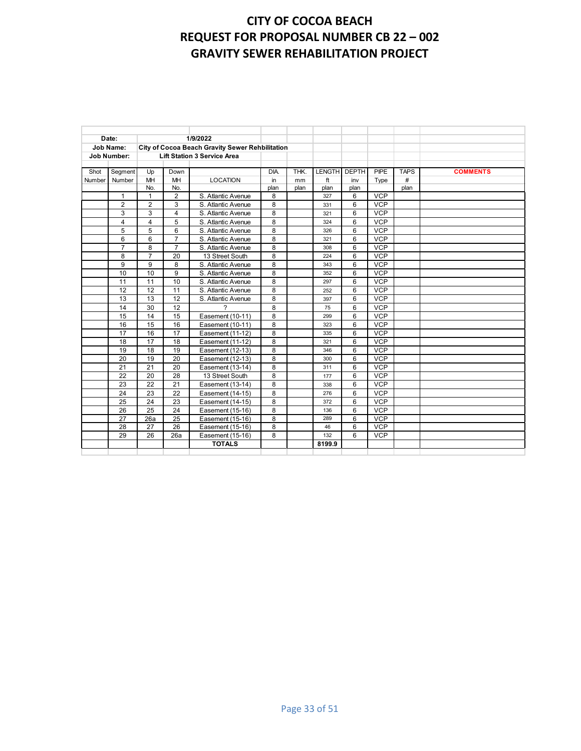# CITY OF COCOA BEACH
# REQUEST FOR PROPOSAL NUMBER CB 22 – 002
# GRAVITY SEWER REHABILITATION PROJECT

| **Date:** | | **1/9/2022** | | | | | | | | | |
|---|---|---|---|---|---|---|---|---|---|---|---|
| **Job Name:** | | **City of Cocoa Beach Gravity Sewer Rehbilitation** | | | | | | | | | |
| **Job Number:** | | **Lift Station 3 Service Area** | | | | | | | | | |
| Shot Number | Segment Number | Up MH No. | Down MH No. | LOCATION | DIA. in plan | THK. mm plan | LENGTH ft plan | DEPTH inv plan | PIPE Type | TAPS # plan | **COMMENTS** |
| | 1 | 1 | 2 | S. Atlantic Avenue | 8 | | 327 | 6 | VCP | | |
| | 2 | 2 | 3 | S. Atlantic Avenue | 8 | | 331 | 6 | VCP | | |
| | 3 | 3 | 4 | S. Atlantic Avenue | 8 | | 321 | 6 | VCP | | |
| | 4 | 4 | 5 | S. Atlantic Avenue | 8 | | 324 | 6 | VCP | | |
| | 5 | 5 | 6 | S. Atlantic Avenue | 8 | | 326 | 6 | VCP | | |
| | 6 | 6 | 7 | S. Atlantic Avenue | 8 | | 321 | 6 | VCP | | |
| | 7 | 8 | 7 | S. Atlantic Avenue | 8 | | 308 | 6 | VCP | | |
| | 8 | 7 | 20 | 13 Street South | 8 | | 224 | 6 | VCP | | |
| | 9 | 9 | 8 | S. Atlantic Avenue | 8 | | 343 | 6 | VCP | | |
| | 10 | 10 | 9 | S. Atlantic Avenue | 8 | | 352 | 6 | VCP | | |
| | 11 | 11 | 10 | S. Atlantic Avenue | 8 | | 297 | 6 | VCP | | |
| | 12 | 12 | 11 | S. Atlantic Avenue | 8 | | 252 | 6 | VCP | | |
| | 13 | 13 | 12 | S. Atlantic Avenue | 8 | | 397 | 6 | VCP | | |
| | 14 | 30 | 12 | ? | 8 | | 75 | 6 | VCP | | |
| | 15 | 14 | 15 | Easement (10-11) | 8 | | 299 | 6 | VCP | | |
| | 16 | 15 | 16 | Easement (10-11) | 8 | | 323 | 6 | VCP | | |
| | 17 | 16 | 17 | Easement (11-12) | 8 | | 335 | 6 | VCP | | |
| | 18 | 17 | 18 | Easement (11-12) | 8 | | 321 | 6 | VCP | | |
| | 19 | 18 | 19 | Easement (12-13) | 8 | | 346 | 6 | VCP | | |
| | 20 | 19 | 20 | Easement (12-13) | 8 | | 300 | 6 | VCP | | |
| | 21 | 21 | 20 | Easement (13-14) | 8 | | 311 | 6 | VCP | | |
| | 22 | 20 | 28 | 13 Street South | 8 | | 177 | 6 | VCP | | |
| | 23 | 22 | 21 | Easement (13-14) | 8 | | 338 | 6 | VCP | | |
| | 24 | 23 | 22 | Easement (14-15) | 8 | | 276 | 6 | VCP | | |
| | 25 | 24 | 23 | Easement (14-15) | 8 | | 372 | 6 | VCP | | |
| | 26 | 25 | 24 | Easement (15-16) | 8 | | 136 | 6 | VCP | | |
| | 27 | 26a | 25 | Easement (15-16) | 8 | | 289 | 6 | VCP | | |
| | 28 | 27 | 26 | Easement (15-16) | 8 | | 46 | 6 | VCP | | |
| | 29 | 26 | 26a | Easement (15-16) | 8 | | 132 | 6 | VCP | | |
| | | | | **TOTALS** | | | **8199.9** | | | | |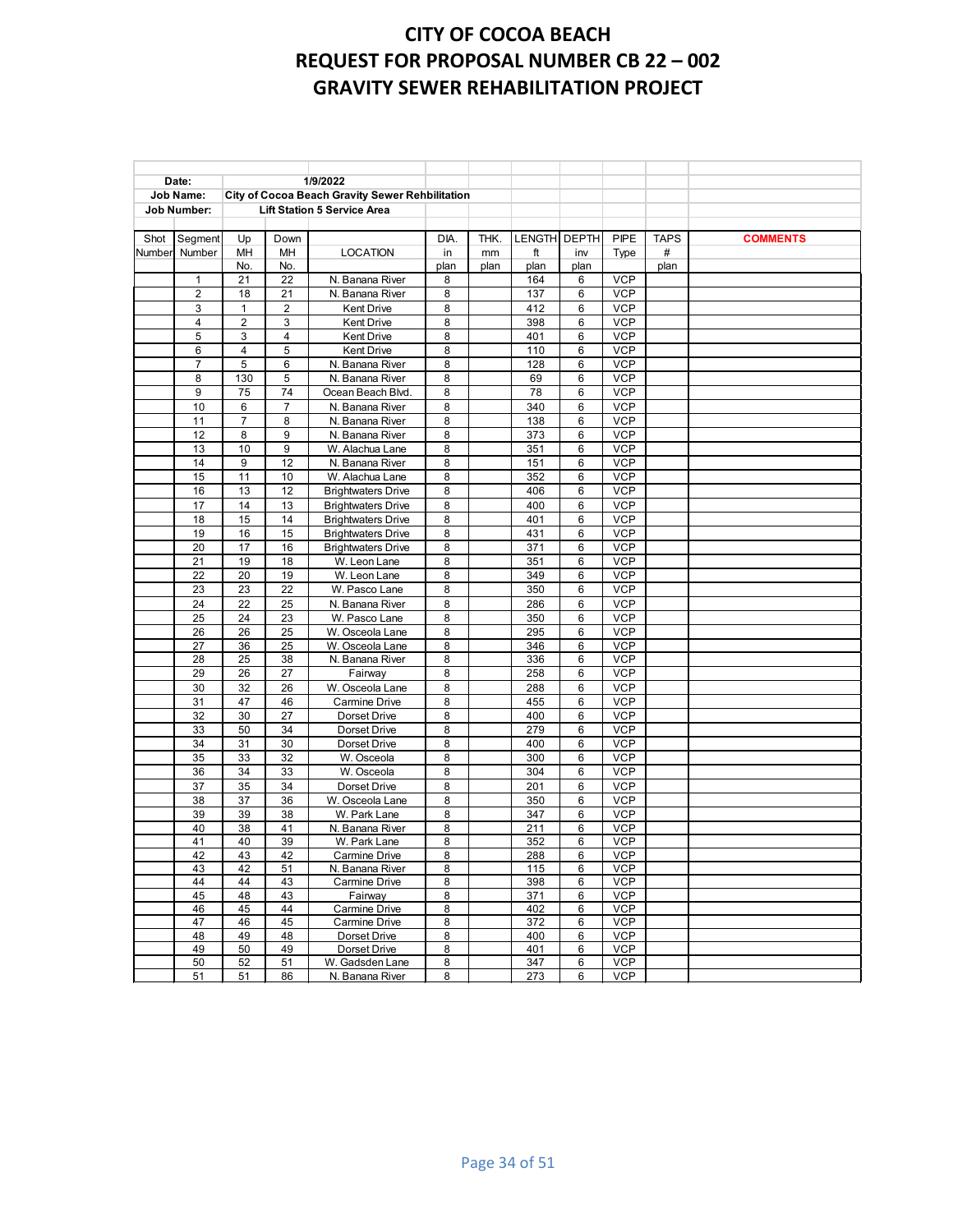# CITY OF COCOA BEACH
# REQUEST FOR PROPOSAL NUMBER CB 22 – 002
# GRAVITY SEWER REHABILITATION PROJECT

| Date: | | 1/9/2022 | | | | | | | | | |
|---|---|---|---|---|---|---|---|---|---|---|---|
| Job Name: | | City of Cocoa Beach Gravity Sewer Rehbilitation | | | | | | | | | |
| Job Number: | | Lift Station 5 Service Area | | | | | | | | | |
| Shot Number | Segment Number | Up MH No. | Down MH No. | LOCATION | DIA. in plan | THK. mm plan | LENGTH ft plan | DEPTH inv plan | PIPE Type | TAPS # plan | COMMENTS |
| | 1 | 21 | 22 | N. Banana River | 8 | | 164 | 6 | VCP | | |
| | 2 | 18 | 21 | N. Banana River | 8 | | 137 | 6 | VCP | | |
| | 3 | 1 | 2 | Kent Drive | 8 | | 412 | 6 | VCP | | |
| | 4 | 2 | 3 | Kent Drive | 8 | | 398 | 6 | VCP | | |
| | 5 | 3 | 4 | Kent Drive | 8 | | 401 | 6 | VCP | | |
| | 6 | 4 | 5 | Kent Drive | 8 | | 110 | 6 | VCP | | |
| | 7 | 5 | 6 | N. Banana River | 8 | | 128 | 6 | VCP | | |
| | 8 | 130 | 5 | N. Banana River | 8 | | 69 | 6 | VCP | | |
| | 9 | 75 | 74 | Ocean Beach Blvd. | 8 | | 78 | 6 | VCP | | |
| | 10 | 6 | 7 | N. Banana River | 8 | | 340 | 6 | VCP | | |
| | 11 | 7 | 8 | N. Banana River | 8 | | 138 | 6 | VCP | | |
| | 12 | 8 | 9 | N. Banana River | 8 | | 373 | 6 | VCP | | |
| | 13 | 10 | 9 | W. Alachua Lane | 8 | | 351 | 6 | VCP | | |
| | 14 | 9 | 12 | N. Banana River | 8 | | 151 | 6 | VCP | | |
| | 15 | 11 | 10 | W. Alachua Lane | 8 | | 352 | 6 | VCP | | |
| | 16 | 13 | 12 | Brightwaters Drive | 8 | | 406 | 6 | VCP | | |
| | 17 | 14 | 13 | Brightwaters Drive | 8 | | 400 | 6 | VCP | | |
| | 18 | 15 | 14 | Brightwaters Drive | 8 | | 401 | 6 | VCP | | |
| | 19 | 16 | 15 | Brightwaters Drive | 8 | | 431 | 6 | VCP | | |
| | 20 | 17 | 16 | Brightwaters Drive | 8 | | 371 | 6 | VCP | | |
| | 21 | 19 | 18 | W. Leon Lane | 8 | | 351 | 6 | VCP | | |
| | 22 | 20 | 19 | W. Leon Lane | 8 | | 349 | 6 | VCP | | |
| | 23 | 23 | 22 | W. Pasco Lane | 8 | | 350 | 6 | VCP | | |
| | 24 | 22 | 25 | N. Banana River | 8 | | 286 | 6 | VCP | | |
| | 25 | 24 | 23 | W. Pasco Lane | 8 | | 350 | 6 | VCP | | |
| | 26 | 26 | 25 | W. Osceola Lane | 8 | | 295 | 6 | VCP | | |
| | 27 | 36 | 25 | W. Osceola Lane | 8 | | 346 | 6 | VCP | | |
| | 28 | 25 | 38 | N. Banana River | 8 | | 336 | 6 | VCP | | |
| | 29 | 26 | 27 | Fairway | 8 | | 258 | 6 | VCP | | |
| | 30 | 32 | 26 | W. Osceola Lane | 8 | | 288 | 6 | VCP | | |
| | 31 | 47 | 46 | Carmine Drive | 8 | | 455 | 6 | VCP | | |
| | 32 | 30 | 27 | Dorset Drive | 8 | | 400 | 6 | VCP | | |
| | 33 | 50 | 34 | Dorset Drive | 8 | | 279 | 6 | VCP | | |
| | 34 | 31 | 30 | Dorset Drive | 8 | | 400 | 6 | VCP | | |
| | 35 | 33 | 32 | W. Osceola | 8 | | 300 | 6 | VCP | | |
| | 36 | 34 | 33 | W. Osceola | 8 | | 304 | 6 | VCP | | |
| | 37 | 35 | 34 | Dorset Drive | 8 | | 201 | 6 | VCP | | |
| | 38 | 37 | 36 | W. Osceola Lane | 8 | | 350 | 6 | VCP | | |
| | 39 | 39 | 38 | W. Park Lane | 8 | | 347 | 6 | VCP | | |
| | 40 | 38 | 41 | N. Banana River | 8 | | 211 | 6 | VCP | | |
| | 41 | 40 | 39 | W. Park Lane | 8 | | 352 | 6 | VCP | | |
| | 42 | 43 | 42 | Carmine Drive | 8 | | 288 | 6 | VCP | | |
| | 43 | 42 | 51 | N. Banana River | 8 | | 115 | 6 | VCP | | |
| | 44 | 44 | 43 | Carmine Drive | 8 | | 398 | 6 | VCP | | |
| | 45 | 48 | 43 | Fairway | 8 | | 371 | 6 | VCP | | |
| | 46 | 45 | 44 | Carmine Drive | 8 | | 402 | 6 | VCP | | |
| | 47 | 46 | 45 | Carmine Drive | 8 | | 372 | 6 | VCP | | |
| | 48 | 49 | 48 | Dorset Drive | 8 | | 400 | 6 | VCP | | |
| | 49 | 50 | 49 | Dorset Drive | 8 | | 401 | 6 | VCP | | |
| | 50 | 52 | 51 | W. Gadsden Lane | 8 | | 347 | 6 | VCP | | |
| | 51 | 51 | 86 | N. Banana River | 8 | | 273 | 6 | VCP | | |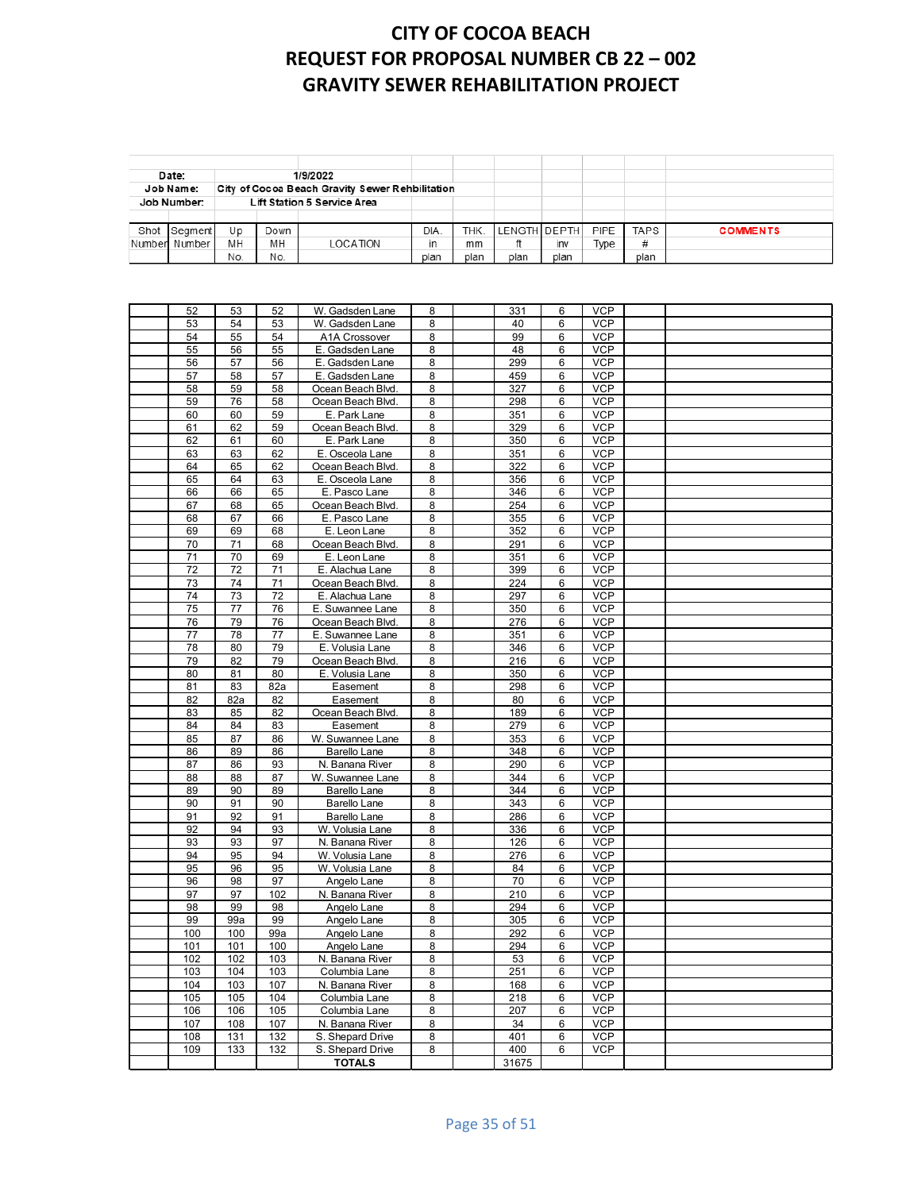# CITY OF COCOA BEACH
# REQUEST FOR PROPOSAL NUMBER CB 22 – 002
# GRAVITY SEWER REHABILITATION PROJECT

| Date: | 1/9/2022 | | | | | | | | | |
|---|---|---|---|---|---|---|---|---|---|---|
| Job Name: | City of Cocoa Beach Gravity Sewer Rehbilitation | | | | | | | | | |
| Job Number: | Lift Station 5 Service Area | | | | | | | | | |

| Shot Number | Segment Number | Up MH No. | Down MH No. | LOCATION | DIA. in plan | THK. mm plan | LENGTH ft plan | DEPTH inv plan | PIPE Type | TAPS # plan | COMMENTS |
|---|---|---|---|---|---|---|---|---|---|---|---|
| | 52 | 53 | 52 | W. Gadsden Lane | 8 | | 331 | 6 | VCP | | |
| | 53 | 54 | 53 | W. Gadsden Lane | 8 | | 40 | 6 | VCP | | |
| | 54 | 55 | 54 | A1A Crossover | 8 | | 99 | 6 | VCP | | |
| | 55 | 56 | 55 | E. Gadsden Lane | 8 | | 48 | 6 | VCP | | |
| | 56 | 57 | 56 | E. Gadsden Lane | 8 | | 299 | 6 | VCP | | |
| | 57 | 58 | 57 | E. Gadsden Lane | 8 | | 459 | 6 | VCP | | |
| | 58 | 59 | 58 | Ocean Beach Blvd. | 8 | | 327 | 6 | VCP | | |
| | 59 | 76 | 58 | Ocean Beach Blvd. | 8 | | 298 | 6 | VCP | | |
| | 60 | 60 | 59 | E. Park Lane | 8 | | 351 | 6 | VCP | | |
| | 61 | 62 | 59 | Ocean Beach Blvd. | 8 | | 329 | 6 | VCP | | |
| | 62 | 61 | 60 | E. Park Lane | 8 | | 350 | 6 | VCP | | |
| | 63 | 63 | 62 | E. Osceola Lane | 8 | | 351 | 6 | VCP | | |
| | 64 | 65 | 62 | Ocean Beach Blvd. | 8 | | 322 | 6 | VCP | | |
| | 65 | 64 | 63 | E. Osceola Lane | 8 | | 356 | 6 | VCP | | |
| | 66 | 66 | 65 | E. Pasco Lane | 8 | | 346 | 6 | VCP | | |
| | 67 | 68 | 65 | Ocean Beach Blvd. | 8 | | 254 | 6 | VCP | | |
| | 68 | 67 | 66 | E. Pasco Lane | 8 | | 355 | 6 | VCP | | |
| | 69 | 69 | 68 | E. Leon Lane | 8 | | 352 | 6 | VCP | | |
| | 70 | 71 | 68 | Ocean Beach Blvd. | 8 | | 291 | 6 | VCP | | |
| | 71 | 70 | 69 | E. Leon Lane | 8 | | 351 | 6 | VCP | | |
| | 72 | 72 | 71 | E. Alachua Lane | 8 | | 399 | 6 | VCP | | |
| | 73 | 74 | 71 | Ocean Beach Blvd. | 8 | | 224 | 6 | VCP | | |
| | 74 | 73 | 72 | E. Alachua Lane | 8 | | 297 | 6 | VCP | | |
| | 75 | 77 | 76 | E. Suwannee Lane | 8 | | 350 | 6 | VCP | | |
| | 76 | 79 | 76 | Ocean Beach Blvd. | 8 | | 276 | 6 | VCP | | |
| | 77 | 78 | 77 | E. Suwannee Lane | 8 | | 351 | 6 | VCP | | |
| | 78 | 80 | 79 | E. Volusia Lane | 8 | | 346 | 6 | VCP | | |
| | 79 | 82 | 79 | Ocean Beach Blvd. | 8 | | 216 | 6 | VCP | | |
| | 80 | 81 | 80 | E. Volusia Lane | 8 | | 350 | 6 | VCP | | |
| | 81 | 83 | 82a | Easement | 8 | | 298 | 6 | VCP | | |
| | 82 | 82a | 82 | Easement | 8 | | 80 | 6 | VCP | | |
| | 83 | 85 | 82 | Ocean Beach Blvd. | 8 | | 189 | 6 | VCP | | |
| | 84 | 84 | 83 | Easement | 8 | | 279 | 6 | VCP | | |
| | 85 | 87 | 86 | W. Suwannee Lane | 8 | | 353 | 6 | VCP | | |
| | 86 | 89 | 86 | Barello Lane | 8 | | 348 | 6 | VCP | | |
| | 87 | 86 | 93 | N. Banana River | 8 | | 290 | 6 | VCP | | |
| | 88 | 88 | 87 | W. Suwannee Lane | 8 | | 344 | 6 | VCP | | |
| | 89 | 90 | 89 | Barello Lane | 8 | | 344 | 6 | VCP | | |
| | 90 | 91 | 90 | Barello Lane | 8 | | 343 | 6 | VCP | | |
| | 91 | 92 | 91 | Barello Lane | 8 | | 286 | 6 | VCP | | |
| | 92 | 94 | 93 | W. Volusia Lane | 8 | | 336 | 6 | VCP | | |
| | 93 | 93 | 97 | N. Banana River | 8 | | 126 | 6 | VCP | | |
| | 94 | 95 | 94 | W. Volusia Lane | 8 | | 276 | 6 | VCP | | |
| | 95 | 96 | 95 | W. Volusia Lane | 8 | | 84 | 6 | VCP | | |
| | 96 | 98 | 97 | Angelo Lane | 8 | | 70 | 6 | VCP | | |
| | 97 | 97 | 102 | N. Banana River | 8 | | 210 | 6 | VCP | | |
| | 98 | 99 | 98 | Angelo Lane | 8 | | 294 | 6 | VCP | | |
| | 99 | 99a | 99 | Angelo Lane | 8 | | 305 | 6 | VCP | | |
| | 100 | 100 | 99a | Angelo Lane | 8 | | 292 | 6 | VCP | | |
| | 101 | 101 | 100 | Angelo Lane | 8 | | 294 | 6 | VCP | | |
| | 102 | 102 | 103 | N. Banana River | 8 | | 53 | 6 | VCP | | |
| | 103 | 104 | 103 | Columbia Lane | 8 | | 251 | 6 | VCP | | |
| | 104 | 103 | 107 | N. Banana River | 8 | | 168 | 6 | VCP | | |
| | 105 | 105 | 104 | Columbia Lane | 8 | | 218 | 6 | VCP | | |
| | 106 | 106 | 105 | Columbia Lane | 8 | | 207 | 6 | VCP | | |
| | 107 | 108 | 107 | N. Banana River | 8 | | 34 | 6 | VCP | | |
| | 108 | 131 | 132 | S. Shepard Drive | 8 | | 401 | 6 | VCP | | |
| | 109 | 133 | 132 | S. Shepard Drive | 8 | | 400 | 6 | VCP | | |
| | | | | **TOTALS** | | | 31675 | | | | |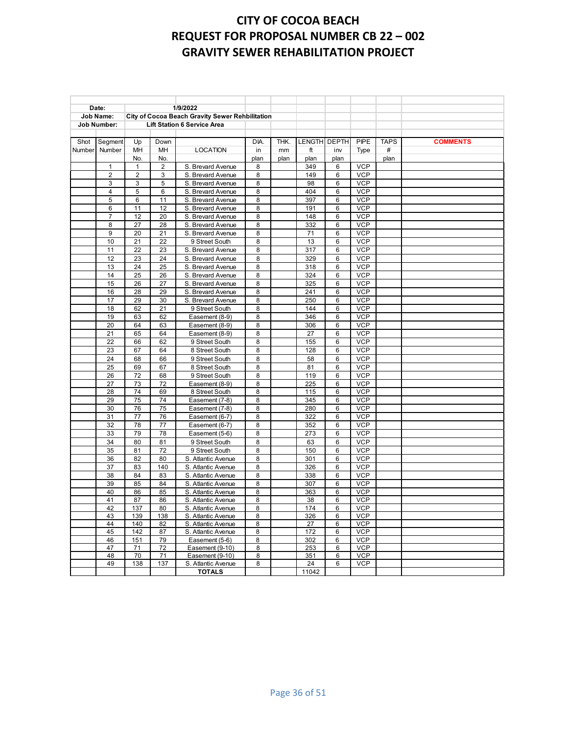# CITY OF COCOA BEACH
# REQUEST FOR PROPOSAL NUMBER CB 22 – 002
# GRAVITY SEWER REHABILITATION PROJECT

| Date: | | 1/9/2022 | | | | | | | | | |
|---|---|---|---|---|---|---|---|---|---|---|---|
| Job Name: | | City of Cocoa Beach Gravity Sewer Rehbilitation | | | | | | | | | |
| Job Number: | | Lift Station 6 Service Area | | | | | | | | | |
| Shot Number | Segment Number | Up MH No. | Down MH No. | LOCATION | DIA. in plan | THK. mm plan | LENGTH ft plan | DEPTH inv plan | PIPE Type | TAPS # plan | COMMENTS |
| | 1 | 1 | 2 | S. Brevard Avenue | 8 | | 349 | 6 | VCP | | |
| | 2 | 2 | 3 | S. Brevard Avenue | 8 | | 149 | 6 | VCP | | |
| | 3 | 3 | 5 | S. Brevard Avenue | 8 | | 98 | 6 | VCP | | |
| | 4 | 5 | 6 | S. Brevard Avenue | 8 | | 404 | 6 | VCP | | |
| | 5 | 6 | 11 | S. Brevard Avenue | 8 | | 397 | 6 | VCP | | |
| | 6 | 11 | 12 | S. Brevard Avenue | 8 | | 191 | 6 | VCP | | |
| | 7 | 12 | 20 | S. Brevard Avenue | 8 | | 148 | 6 | VCP | | |
| | 8 | 27 | 28 | S. Brevard Avenue | 8 | | 332 | 6 | VCP | | |
| | 9 | 20 | 21 | S. Brevard Avenue | 8 | | 71 | 6 | VCP | | |
| | 10 | 21 | 22 | 9 Street South | 8 | | 13 | 6 | VCP | | |
| | 11 | 22 | 23 | S. Brevard Avenue | 8 | | 317 | 6 | VCP | | |
| | 12 | 23 | 24 | S. Brevard Avenue | 8 | | 329 | 6 | VCP | | |
| | 13 | 24 | 25 | S. Brevard Avenue | 8 | | 318 | 6 | VCP | | |
| | 14 | 25 | 26 | S. Brevard Avenue | 8 | | 324 | 6 | VCP | | |
| | 15 | 26 | 27 | S. Brevard Avenue | 8 | | 325 | 6 | VCP | | |
| | 16 | 28 | 29 | S. Brevard Avenue | 8 | | 241 | 6 | VCP | | |
| | 17 | 29 | 30 | S. Brevard Avenue | 8 | | 250 | 6 | VCP | | |
| | 18 | 62 | 21 | 9 Street South | 8 | | 144 | 6 | VCP | | |
| | 19 | 63 | 62 | Easement (8-9) | 8 | | 346 | 6 | VCP | | |
| | 20 | 64 | 63 | Easement (8-9) | 8 | | 306 | 6 | VCP | | |
| | 21 | 65 | 64 | Easement (8-9) | 8 | | 27 | 6 | VCP | | |
| | 22 | 66 | 62 | 9 Street South | 8 | | 155 | 6 | VCP | | |
| | 23 | 67 | 64 | 8 Street South | 8 | | 128 | 6 | VCP | | |
| | 24 | 68 | 66 | 9 Street South | 8 | | 58 | 6 | VCP | | |
| | 25 | 69 | 67 | 8 Street South | 8 | | 81 | 6 | VCP | | |
| | 26 | 72 | 68 | 9 Street South | 8 | | 119 | 6 | VCP | | |
| | 27 | 73 | 72 | Easement (8-9) | 8 | | 225 | 6 | VCP | | |
| | 28 | 74 | 69 | 8 Street South | 8 | | 115 | 6 | VCP | | |
| | 29 | 75 | 74 | Easement (7-8) | 8 | | 345 | 6 | VCP | | |
| | 30 | 76 | 75 | Easement (7-8) | 8 | | 280 | 6 | VCP | | |
| | 31 | 77 | 76 | Easement (6-7) | 8 | | 322 | 6 | VCP | | |
| | 32 | 78 | 77 | Easement (6-7) | 8 | | 352 | 6 | VCP | | |
| | 33 | 79 | 78 | Easement (5-6) | 8 | | 273 | 6 | VCP | | |
| | 34 | 80 | 81 | 9 Street South | 8 | | 63 | 6 | VCP | | |
| | 35 | 81 | 72 | 9 Street South | 8 | | 150 | 6 | VCP | | |
| | 36 | 82 | 80 | S. Atlantic Avenue | 8 | | 301 | 6 | VCP | | |
| | 37 | 83 | 140 | S. Atlantic Avenue | 8 | | 326 | 6 | VCP | | |
| | 38 | 84 | 83 | S. Atlantic Avenue | 8 | | 338 | 6 | VCP | | |
| | 39 | 85 | 84 | S. Atlantic Avenue | 8 | | 307 | 6 | VCP | | |
| | 40 | 86 | 85 | S. Atlantic Avenue | 8 | | 363 | 6 | VCP | | |
| | 41 | 87 | 86 | S. Atlantic Avenue | 8 | | 38 | 6 | VCP | | |
| | 42 | 137 | 80 | S. Atlantic Avenue | 8 | | 174 | 6 | VCP | | |
| | 43 | 139 | 138 | S. Atlantic Avenue | 8 | | 326 | 6 | VCP | | |
| | 44 | 140 | 82 | S. Atlantic Avenue | 8 | | 27 | 6 | VCP | | |
| | 45 | 142 | 87 | S. Atlantic Avenue | 8 | | 172 | 6 | VCP | | |
| | 46 | 151 | 79 | Easement (5-6) | 8 | | 302 | 6 | VCP | | |
| | 47 | 71 | 72 | Easement (9-10) | 8 | | 253 | 6 | VCP | | |
| | 48 | 70 | 71 | Easement (9-10) | 8 | | 351 | 6 | VCP | | |
| | 49 | 138 | 137 | S. Atlantic Avenue | 8 | | 24 | 6 | VCP | | |
| | | | | TOTALS | | | 11042 | | | | |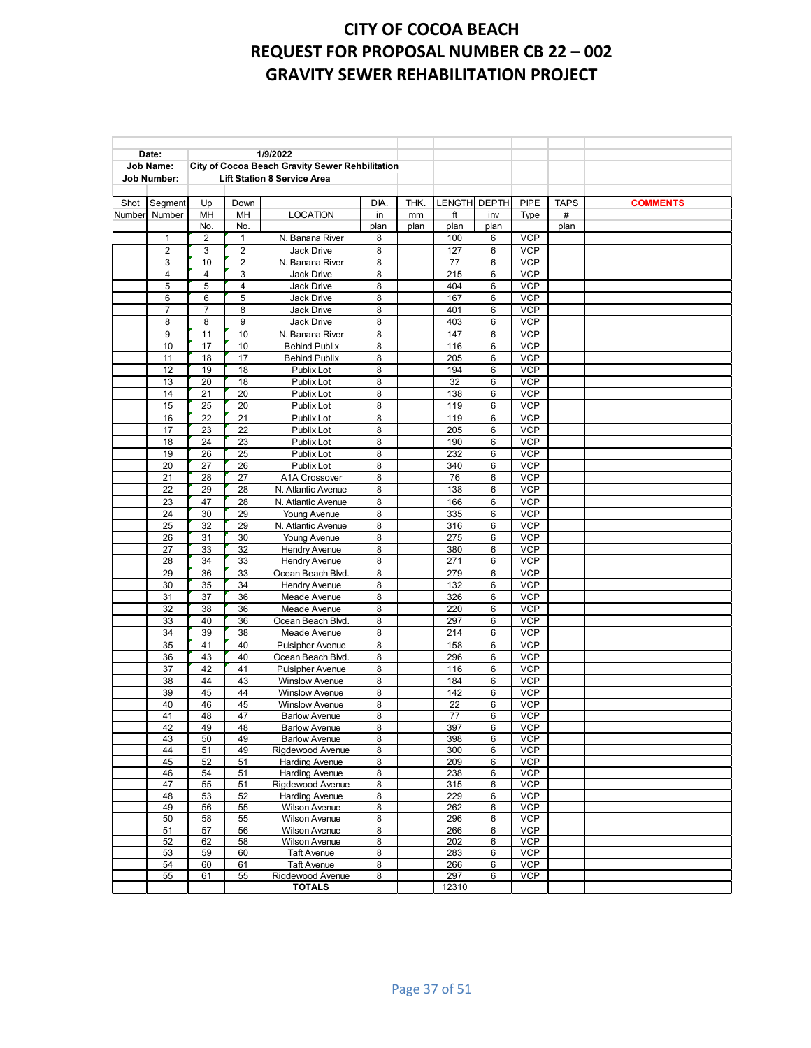# CITY OF COCOA BEACH
# REQUEST FOR PROPOSAL NUMBER CB 22 – 002
# GRAVITY SEWER REHABILITATION PROJECT

| Date: | | 1/9/2022 | | | | | | | | |
|---|---|---|---|---|---|---|---|---|---|---|
| Job Name: | | City of Cocoa Beach Gravity Sewer Rehbilitation | | | | | | | | |
| Job Number: | | Lift Station 8 Service Area | | | | | | | | |

| Shot Number | Segment Number | Up MH No. | Down MH No. | LOCATION | DIA. in plan | THK. mm plan | LENGTH ft plan | DEPTH inv plan | PIPE Type | TAPS # plan | COMMENTS |
|---|---|---|---|---|---|---|---|---|---|---|---|
| | 1 | 2 | 1 | N. Banana River | 8 | | 100 | 6 | VCP | | |
| | 2 | 3 | 2 | Jack Drive | 8 | | 127 | 6 | VCP | | |
| | 3 | 10 | 2 | N. Banana River | 8 | | 77 | 6 | VCP | | |
| | 4 | 4 | 3 | Jack Drive | 8 | | 215 | 6 | VCP | | |
| | 5 | 5 | 4 | Jack Drive | 8 | | 404 | 6 | VCP | | |
| | 6 | 6 | 5 | Jack Drive | 8 | | 167 | 6 | VCP | | |
| | 7 | 7 | 8 | Jack Drive | 8 | | 401 | 6 | VCP | | |
| | 8 | 8 | 9 | Jack Drive | 8 | | 403 | 6 | VCP | | |
| | 9 | 11 | 10 | N. Banana River | 8 | | 147 | 6 | VCP | | |
| | 10 | 17 | 10 | Behind Publix | 8 | | 116 | 6 | VCP | | |
| | 11 | 18 | 17 | Behind Publix | 8 | | 205 | 6 | VCP | | |
| | 12 | 19 | 18 | Publix Lot | 8 | | 194 | 6 | VCP | | |
| | 13 | 20 | 18 | Publix Lot | 8 | | 32 | 6 | VCP | | |
| | 14 | 21 | 20 | Publix Lot | 8 | | 138 | 6 | VCP | | |
| | 15 | 25 | 20 | Publix Lot | 8 | | 119 | 6 | VCP | | |
| | 16 | 22 | 21 | Publix Lot | 8 | | 119 | 6 | VCP | | |
| | 17 | 23 | 22 | Publix Lot | 8 | | 205 | 6 | VCP | | |
| | 18 | 24 | 23 | Publix Lot | 8 | | 190 | 6 | VCP | | |
| | 19 | 26 | 25 | Publix Lot | 8 | | 232 | 6 | VCP | | |
| | 20 | 27 | 26 | Publix Lot | 8 | | 340 | 6 | VCP | | |
| | 21 | 28 | 27 | A1A Crossover | 8 | | 76 | 6 | VCP | | |
| | 22 | 29 | 28 | N. Atlantic Avenue | 8 | | 138 | 6 | VCP | | |
| | 23 | 47 | 28 | N. Atlantic Avenue | 8 | | 166 | 6 | VCP | | |
| | 24 | 30 | 29 | Young Avenue | 8 | | 335 | 6 | VCP | | |
| | 25 | 32 | 29 | N. Atlantic Avenue | 8 | | 316 | 6 | VCP | | |
| | 26 | 31 | 30 | Young Avenue | 8 | | 275 | 6 | VCP | | |
| | 27 | 33 | 32 | Hendry Avenue | 8 | | 380 | 6 | VCP | | |
| | 28 | 34 | 33 | Hendry Avenue | 8 | | 271 | 6 | VCP | | |
| | 29 | 36 | 33 | Ocean Beach Blvd. | 8 | | 279 | 6 | VCP | | |
| | 30 | 35 | 34 | Hendry Avenue | 8 | | 132 | 6 | VCP | | |
| | 31 | 37 | 36 | Meade Avenue | 8 | | 326 | 6 | VCP | | |
| | 32 | 38 | 36 | Meade Avenue | 8 | | 220 | 6 | VCP | | |
| | 33 | 40 | 36 | Ocean Beach Blvd. | 8 | | 297 | 6 | VCP | | |
| | 34 | 39 | 38 | Meade Avenue | 8 | | 214 | 6 | VCP | | |
| | 35 | 41 | 40 | Pulsipher Avenue | 8 | | 158 | 6 | VCP | | |
| | 36 | 43 | 40 | Ocean Beach Blvd. | 8 | | 296 | 6 | VCP | | |
| | 37 | 42 | 41 | Pulsipher Avenue | 8 | | 116 | 6 | VCP | | |
| | 38 | 44 | 43 | Winslow Avenue | 8 | | 184 | 6 | VCP | | |
| | 39 | 45 | 44 | Winslow Avenue | 8 | | 142 | 6 | VCP | | |
| | 40 | 46 | 45 | Winslow Avenue | 8 | | 22 | 6 | VCP | | |
| | 41 | 48 | 47 | Barlow Avenue | 8 | | 77 | 6 | VCP | | |
| | 42 | 49 | 48 | Barlow Avenue | 8 | | 397 | 6 | VCP | | |
| | 43 | 50 | 49 | Barlow Avenue | 8 | | 398 | 6 | VCP | | |
| | 44 | 51 | 49 | Rigdewood Avenue | 8 | | 300 | 6 | VCP | | |
| | 45 | 52 | 51 | Harding Avenue | 8 | | 209 | 6 | VCP | | |
| | 46 | 54 | 51 | Harding Avenue | 8 | | 238 | 6 | VCP | | |
| | 47 | 55 | 51 | Rigdewood Avenue | 8 | | 315 | 6 | VCP | | |
| | 48 | 53 | 52 | Harding Avenue | 8 | | 229 | 6 | VCP | | |
| | 49 | 56 | 55 | Wilson Avenue | 8 | | 262 | 6 | VCP | | |
| | 50 | 58 | 55 | Wilson Avenue | 8 | | 296 | 6 | VCP | | |
| | 51 | 57 | 56 | Wilson Avenue | 8 | | 266 | 6 | VCP | | |
| | 52 | 62 | 58 | Wilson Avenue | 8 | | 202 | 6 | VCP | | |
| | 53 | 59 | 60 | Taft Avenue | 8 | | 283 | 6 | VCP | | |
| | 54 | 60 | 61 | Taft Avenue | 8 | | 266 | 6 | VCP | | |
| | 55 | 61 | 55 | Rigdewood Avenue | 8 | | 297 | 6 | VCP | | |
| | | | | **TOTALS** | | | 12310 | | | | |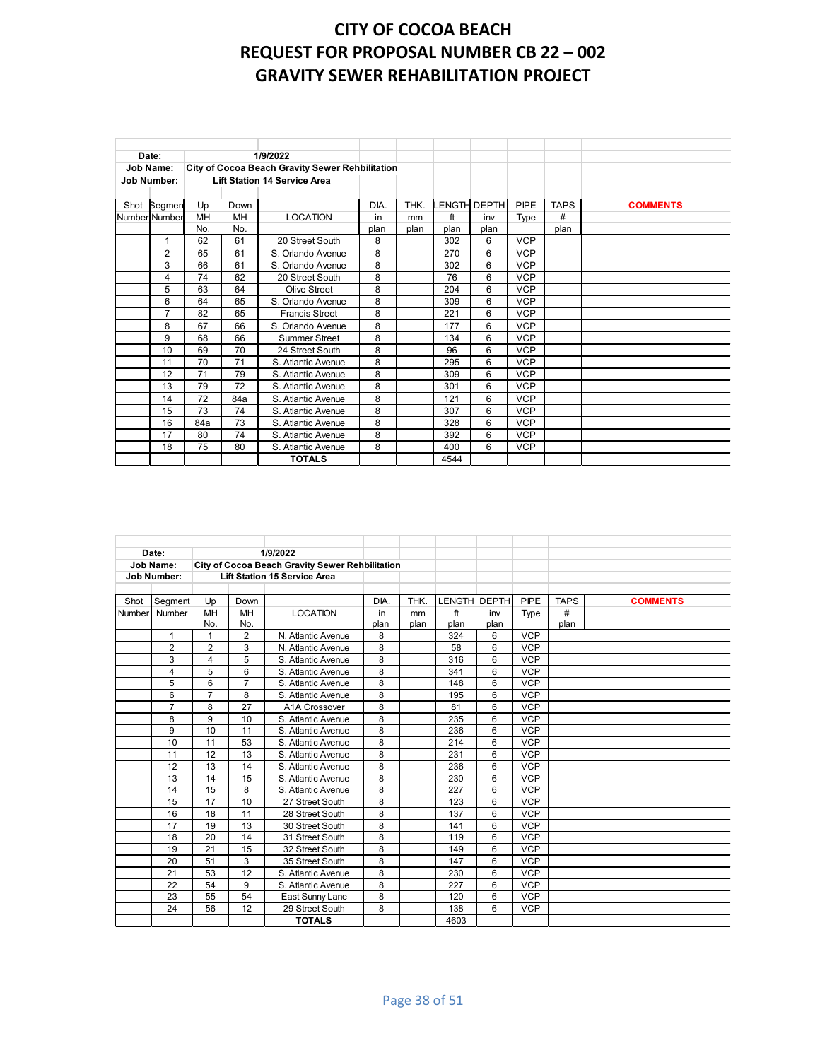# CITY OF COCOA BEACH
# REQUEST FOR PROPOSAL NUMBER CB 22 – 002
# GRAVITY SEWER REHABILITATION PROJECT

| Date: | | 1/9/2022 | | | | | | | | | |
|---|---|---|---|---|---|---|---|---|---|---|---|
| Job Name: | | City of Cocoa Beach Gravity Sewer Rehbilitation | | | | | | | | | |
| Job Number: | | Lift Station 14 Service Area | | | | | | | | | |
| Shot Number | Segment Number | Up MH No. | Down MH No. | LOCATION | DIA. in plan | THK. mm plan | LENGTH ft plan | DEPTH inv plan | PIPE Type | TAPS # plan | COMMENTS |
| | 1 | 62 | 61 | 20 Street South | 8 | | 302 | 6 | VCP | | |
| | 2 | 65 | 61 | S. Orlando Avenue | 8 | | 270 | 6 | VCP | | |
| | 3 | 66 | 61 | S. Orlando Avenue | 8 | | 302 | 6 | VCP | | |
| | 4 | 74 | 62 | 20 Street South | 8 | | 76 | 6 | VCP | | |
| | 5 | 63 | 64 | Olive Street | 8 | | 204 | 6 | VCP | | |
| | 6 | 64 | 65 | S. Orlando Avenue | 8 | | 309 | 6 | VCP | | |
| | 7 | 82 | 65 | Francis Street | 8 | | 221 | 6 | VCP | | |
| | 8 | 67 | 66 | S. Orlando Avenue | 8 | | 177 | 6 | VCP | | |
| | 9 | 68 | 66 | Summer Street | 8 | | 134 | 6 | VCP | | |
| | 10 | 69 | 70 | 24 Street South | 8 | | 96 | 6 | VCP | | |
| | 11 | 70 | 71 | S. Atlantic Avenue | 8 | | 295 | 6 | VCP | | |
| | 12 | 71 | 79 | S. Atlantic Avenue | 8 | | 309 | 6 | VCP | | |
| | 13 | 79 | 72 | S. Atlantic Avenue | 8 | | 301 | 6 | VCP | | |
| | 14 | 72 | 84a | S. Atlantic Avenue | 8 | | 121 | 6 | VCP | | |
| | 15 | 73 | 74 | S. Atlantic Avenue | 8 | | 307 | 6 | VCP | | |
| | 16 | 84a | 73 | S. Atlantic Avenue | 8 | | 328 | 6 | VCP | | |
| | 17 | 80 | 74 | S. Atlantic Avenue | 8 | | 392 | 6 | VCP | | |
| | 18 | 75 | 80 | S. Atlantic Avenue | 8 | | 400 | 6 | VCP | | |
| | | | | **TOTALS** | | | 4544 | | | | |

| Date: | | 1/9/2022 | | | | | | | | | |
|---|---|---|---|---|---|---|---|---|---|---|---|
| Job Name: | | City of Cocoa Beach Gravity Sewer Rehbilitation | | | | | | | | | |
| Job Number: | | Lift Station 15 Service Area | | | | | | | | | |
| Shot Number | Segment Number | Up MH No. | Down MH No. | LOCATION | DIA. in plan | THK. mm plan | LENGTH ft plan | DEPTH inv plan | PIPE Type | TAPS # plan | COMMENTS |
| | 1 | 1 | 2 | N. Atlantic Avenue | 8 | | 324 | 6 | VCP | | |
| | 2 | 2 | 3 | N. Atlantic Avenue | 8 | | 58 | 6 | VCP | | |
| | 3 | 4 | 5 | S. Atlantic Avenue | 8 | | 316 | 6 | VCP | | |
| | 4 | 5 | 6 | S. Atlantic Avenue | 8 | | 341 | 6 | VCP | | |
| | 5 | 6 | 7 | S. Atlantic Avenue | 8 | | 148 | 6 | VCP | | |
| | 6 | 7 | 8 | S. Atlantic Avenue | 8 | | 195 | 6 | VCP | | |
| | 7 | 8 | 27 | A1A Crossover | 8 | | 81 | 6 | VCP | | |
| | 8 | 9 | 10 | S. Atlantic Avenue | 8 | | 235 | 6 | VCP | | |
| | 9 | 10 | 11 | S. Atlantic Avenue | 8 | | 236 | 6 | VCP | | |
| | 10 | 11 | 53 | S. Atlantic Avenue | 8 | | 214 | 6 | VCP | | |
| | 11 | 12 | 13 | S. Atlantic Avenue | 8 | | 231 | 6 | VCP | | |
| | 12 | 13 | 14 | S. Atlantic Avenue | 8 | | 236 | 6 | VCP | | |
| | 13 | 14 | 15 | S. Atlantic Avenue | 8 | | 230 | 6 | VCP | | |
| | 14 | 15 | 8 | S. Atlantic Avenue | 8 | | 227 | 6 | VCP | | |
| | 15 | 17 | 10 | 27 Street South | 8 | | 123 | 6 | VCP | | |
| | 16 | 18 | 11 | 28 Street South | 8 | | 137 | 6 | VCP | | |
| | 17 | 19 | 13 | 30 Street South | 8 | | 141 | 6 | VCP | | |
| | 18 | 20 | 14 | 31 Street South | 8 | | 119 | 6 | VCP | | |
| | 19 | 21 | 15 | 32 Street South | 8 | | 149 | 6 | VCP | | |
| | 20 | 51 | 3 | 35 Street South | 8 | | 147 | 6 | VCP | | |
| | 21 | 53 | 12 | S. Atlantic Avenue | 8 | | 230 | 6 | VCP | | |
| | 22 | 54 | 9 | S. Atlantic Avenue | 8 | | 227 | 6 | VCP | | |
| | 23 | 55 | 54 | East Sunny Lane | 8 | | 120 | 6 | VCP | | |
| | 24 | 56 | 12 | 29 Street South | 8 | | 138 | 6 | VCP | | |
| | | | | **TOTALS** | | | 4603 | | | | |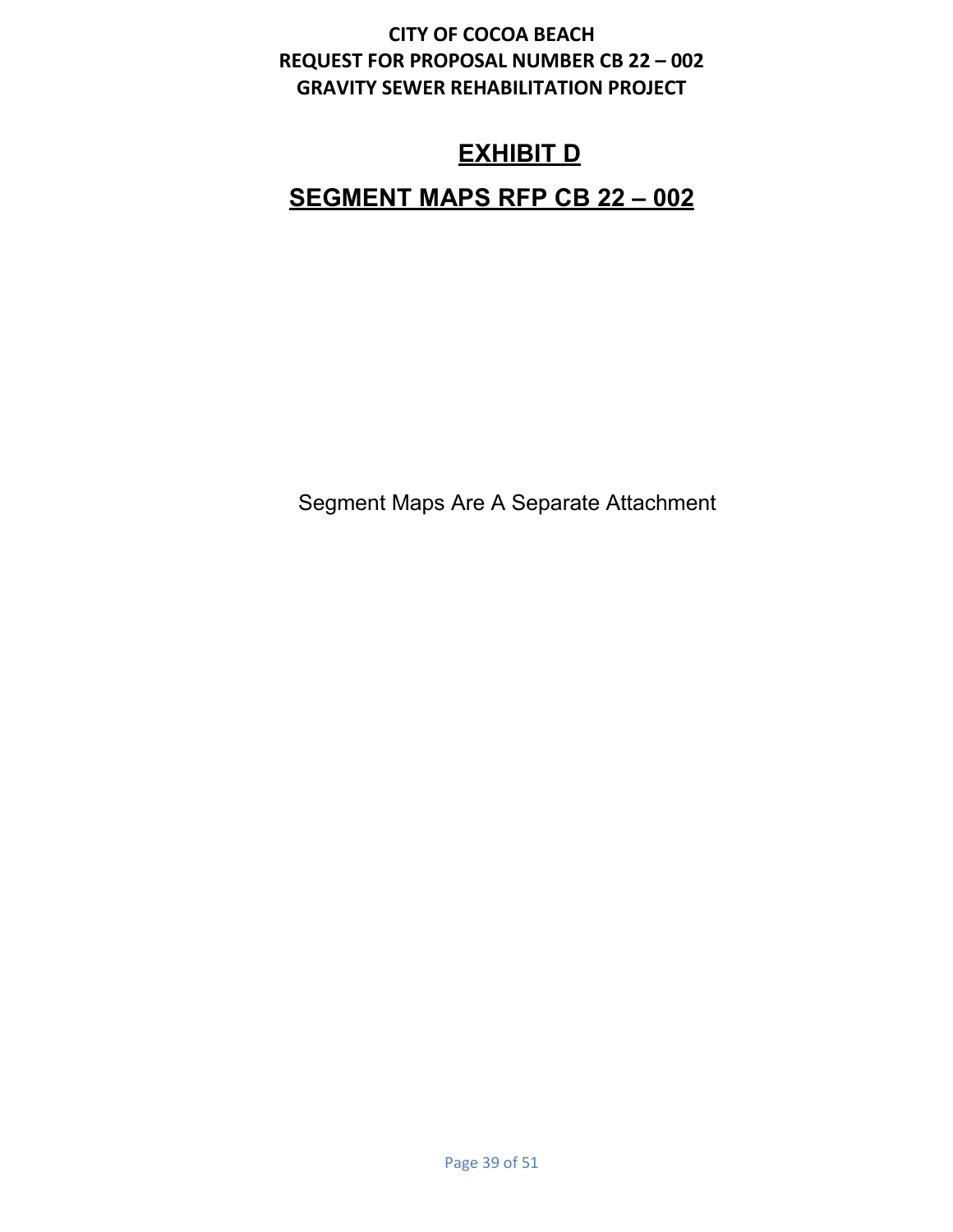**CITY OF COCOA BEACH**
**REQUEST FOR PROPOSAL NUMBER CB 22 – 002**
**GRAVITY SEWER REHABILITATION PROJECT**

# EXHIBIT D

# SEGMENT MAPS RFP CB 22 – 002

Segment Maps Are A Separate Attachment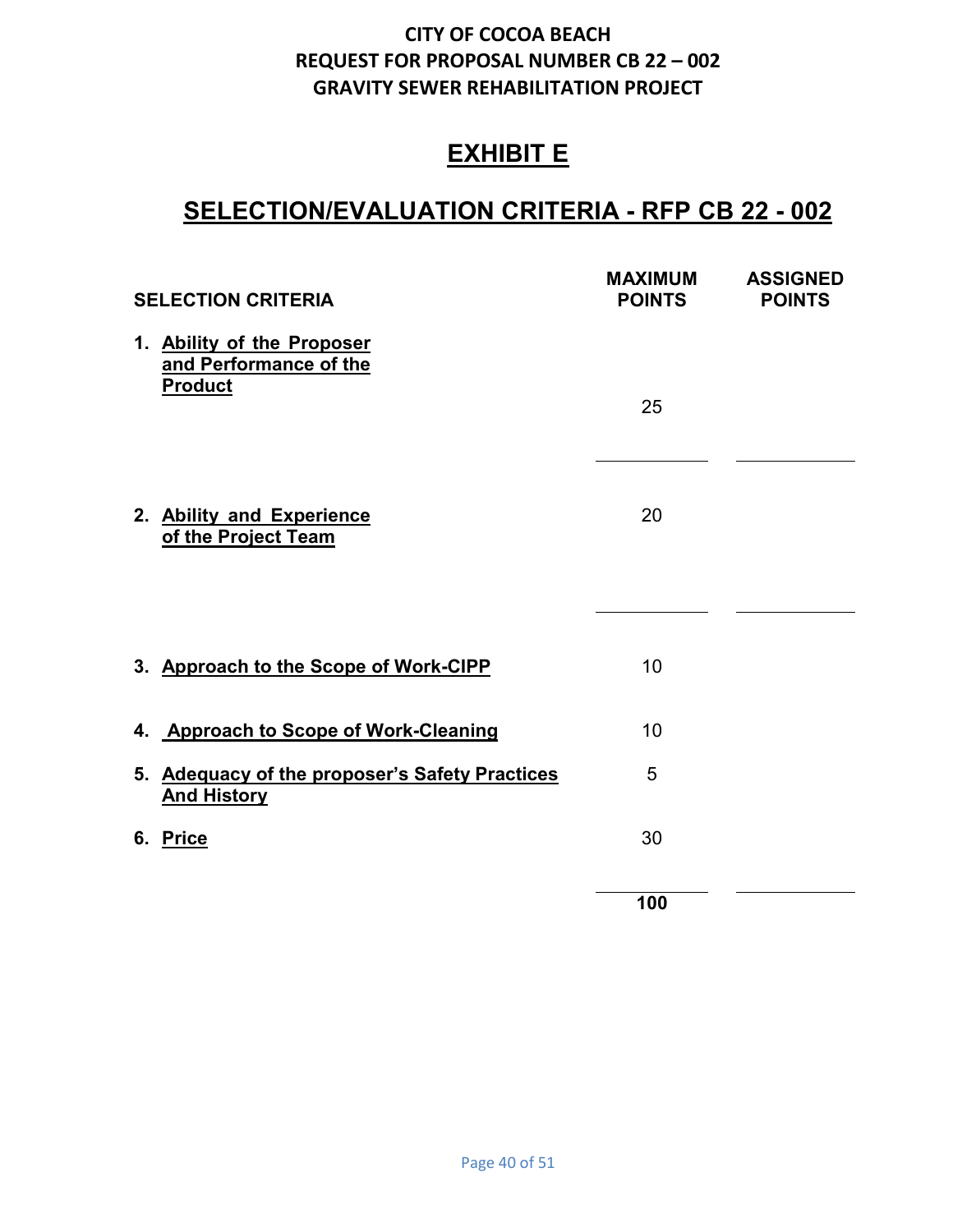**CITY OF COCOA BEACH**
**REQUEST FOR PROPOSAL NUMBER CB 22 – 002**
**GRAVITY SEWER REHABILITATION PROJECT**

# EXHIBIT E

## SELECTION/EVALUATION CRITERIA - RFP CB 22 - 002

| SELECTION CRITERIA | MAXIMUM POINTS | ASSIGNED POINTS |
|---|---|---|
| 1. Ability of the Proposer and Performance of the Product | 25 | |
| 2. Ability and Experience of the Project Team | 20 | |
| 3. Approach to the Scope of Work-CIPP | 10 | |
| 4. Approach to Scope of Work-Cleaning | 10 | |
| 5. Adequacy of the proposer's Safety Practices And History | 5 | |
| 6. Price | 30 | |
| | **100** | |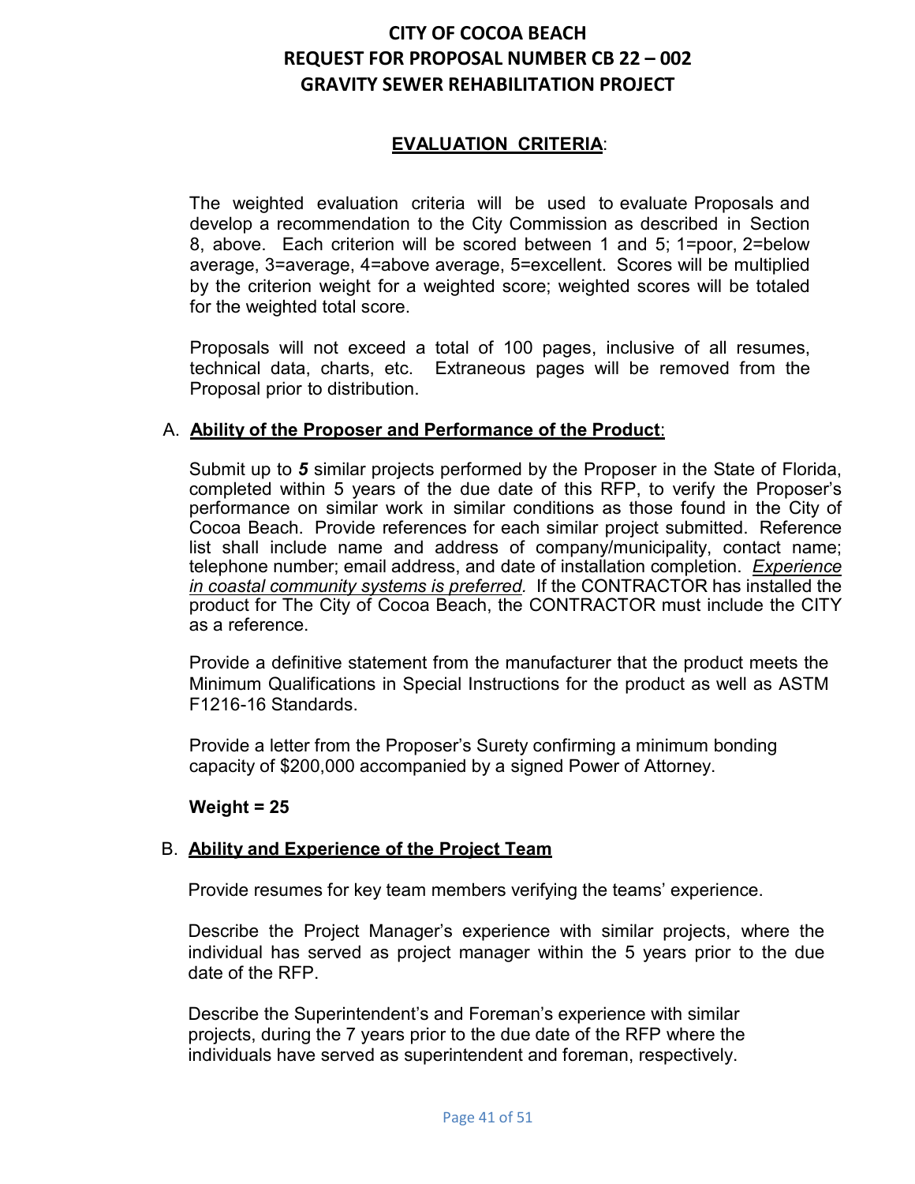# CITY OF COCOA BEACH
# REQUEST FOR PROPOSAL NUMBER CB 22 – 002
# GRAVITY SEWER REHABILITATION PROJECT

## EVALUATION CRITERIA:

The weighted evaluation criteria will be used to evaluate Proposals and develop a recommendation to the City Commission as described in Section 8, above. Each criterion will be scored between 1 and 5; 1=poor, 2=below average, 3=average, 4=above average, 5=excellent. Scores will be multiplied by the criterion weight for a weighted score; weighted scores will be totaled for the weighted total score.

Proposals will not exceed a total of 100 pages, inclusive of all resumes, technical data, charts, etc. Extraneous pages will be removed from the Proposal prior to distribution.

### A. Ability of the Proposer and Performance of the Product:

Submit up to ***5*** similar projects performed by the Proposer in the State of Florida, completed within 5 years of the due date of this RFP, to verify the Proposer's performance on similar work in similar conditions as those found in the City of Cocoa Beach. Provide references for each similar project submitted. Reference list shall include name and address of company/municipality, contact name; telephone number; email address, and date of installation completion. *Experience in coastal community systems is preferred.* If the CONTRACTOR has installed the product for The City of Cocoa Beach, the CONTRACTOR must include the CITY as a reference.

Provide a definitive statement from the manufacturer that the product meets the Minimum Qualifications in Special Instructions for the product as well as ASTM F1216-16 Standards.

Provide a letter from the Proposer's Surety confirming a minimum bonding capacity of $200,000 accompanied by a signed Power of Attorney.

**Weight = 25**

### B. Ability and Experience of the Project Team

Provide resumes for key team members verifying the teams' experience.

Describe the Project Manager's experience with similar projects, where the individual has served as project manager within the 5 years prior to the due date of the RFP.

Describe the Superintendent's and Foreman's experience with similar projects, during the 7 years prior to the due date of the RFP where the individuals have served as superintendent and foreman, respectively.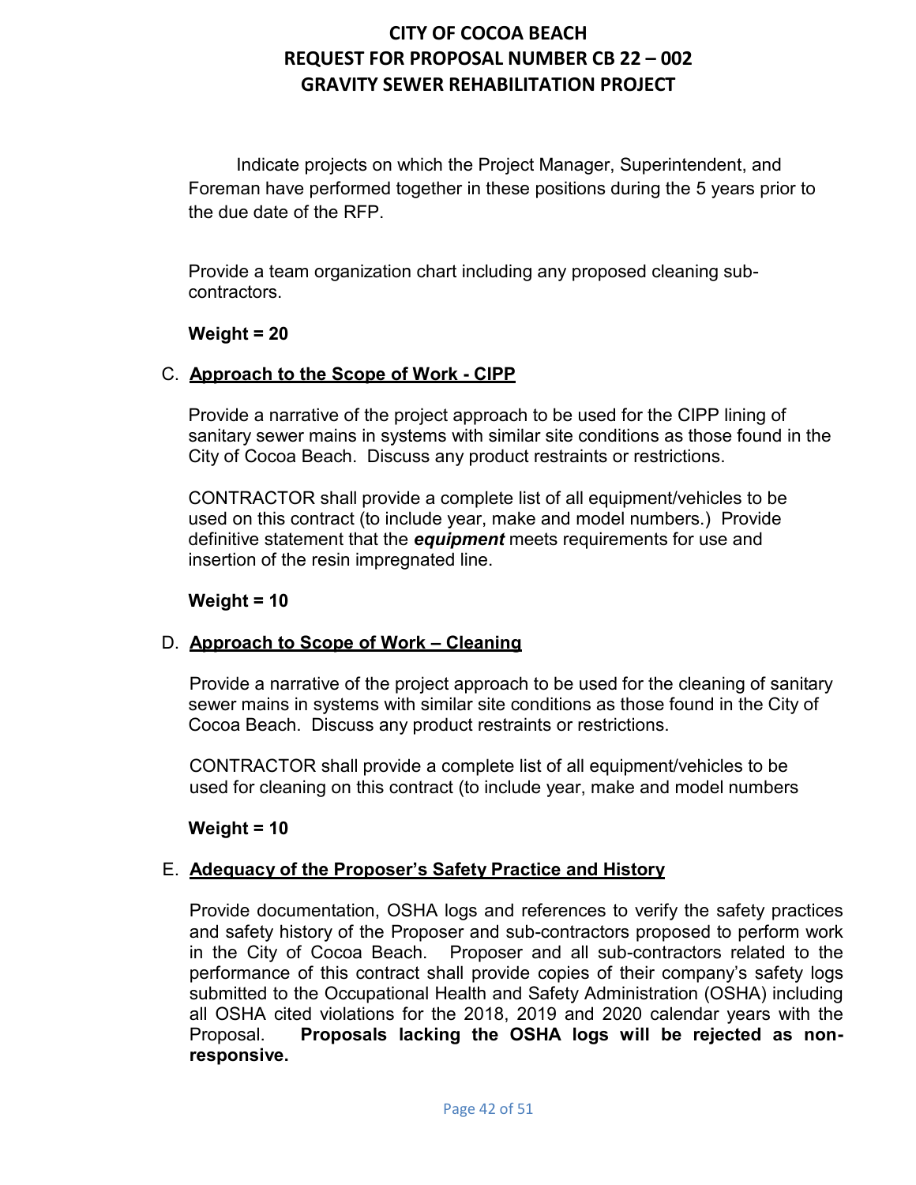Indicate projects on which the Project Manager, Superintendent, and Foreman have performed together in these positions during the 5 years prior to the due date of the RFP.

Provide a team organization chart including any proposed cleaning sub-contractors.

**Weight = 20**

C. **Approach to the Scope of Work - CIPP**

Provide a narrative of the project approach to be used for the CIPP lining of sanitary sewer mains in systems with similar site conditions as those found in the City of Cocoa Beach. Discuss any product restraints or restrictions.

CONTRACTOR shall provide a complete list of all equipment/vehicles to be used on this contract (to include year, make and model numbers.) Provide definitive statement that the ***equipment*** meets requirements for use and insertion of the resin impregnated line.

**Weight = 10**

D. **Approach to Scope of Work – Cleaning**

Provide a narrative of the project approach to be used for the cleaning of sanitary sewer mains in systems with similar site conditions as those found in the City of Cocoa Beach. Discuss any product restraints or restrictions.

CONTRACTOR shall provide a complete list of all equipment/vehicles to be used for cleaning on this contract (to include year, make and model numbers

**Weight = 10**

E. **Adequacy of the Proposer's Safety Practice and History**

Provide documentation, OSHA logs and references to verify the safety practices and safety history of the Proposer and sub-contractors proposed to perform work in the City of Cocoa Beach. Proposer and all sub-contractors related to the performance of this contract shall provide copies of their company's safety logs submitted to the Occupational Health and Safety Administration (OSHA) including all OSHA cited violations for the 2018, 2019 and 2020 calendar years with the Proposal. **Proposals lacking the OSHA logs will be rejected as non-responsive.**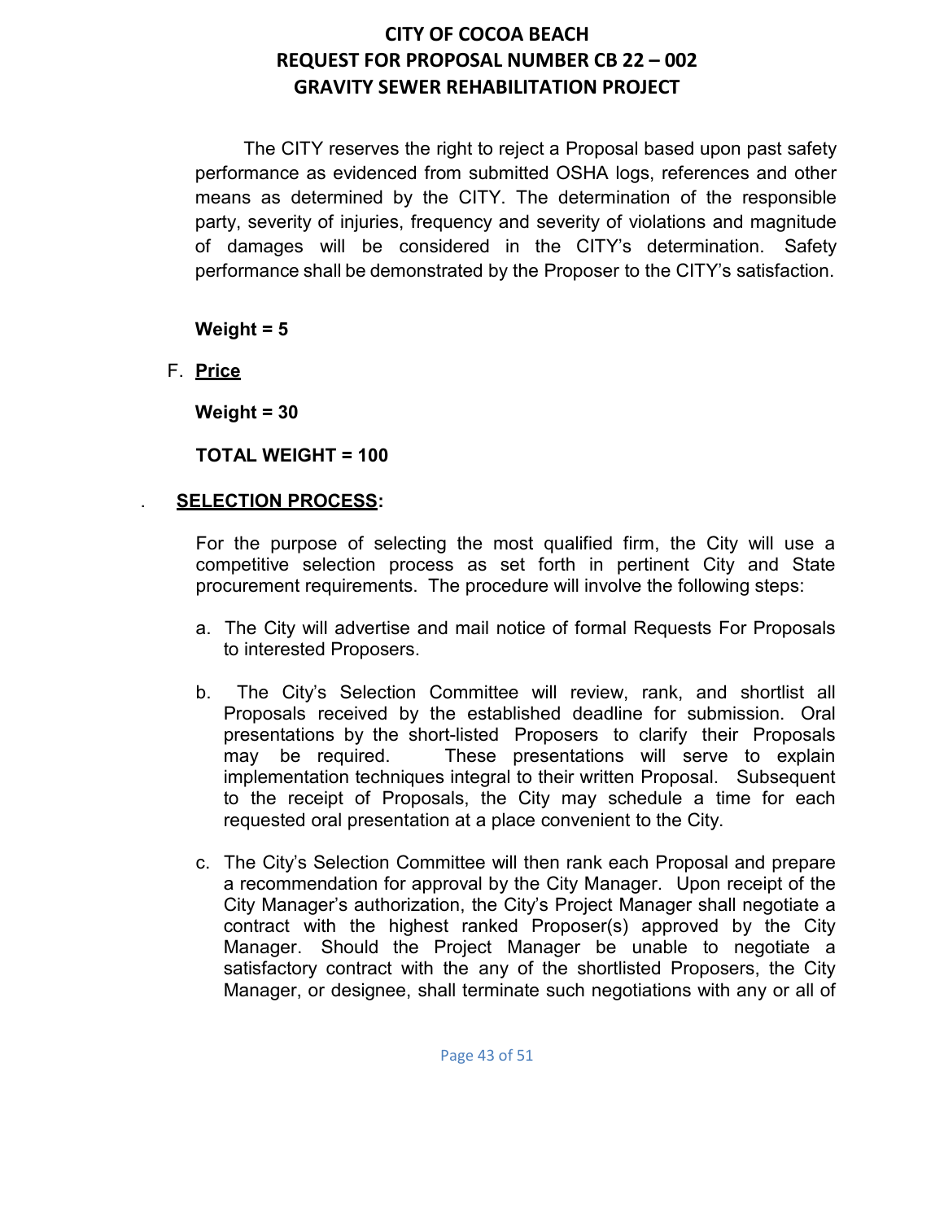The CITY reserves the right to reject a Proposal based upon past safety performance as evidenced from submitted OSHA logs, references and other means as determined by the CITY. The determination of the responsible party, severity of injuries, frequency and severity of violations and magnitude of damages will be considered in the CITY's determination. Safety performance shall be demonstrated by the Proposer to the CITY's satisfaction.

**Weight = 5**

F. **<u>Price</u>**

**Weight = 30**

**TOTAL WEIGHT = 100**

. **<u>SELECTION PROCESS</u>:**

For the purpose of selecting the most qualified firm, the City will use a competitive selection process as set forth in pertinent City and State procurement requirements. The procedure will involve the following steps:

a. The City will advertise and mail notice of formal Requests For Proposals to interested Proposers.

b. The City's Selection Committee will review, rank, and shortlist all Proposals received by the established deadline for submission. Oral presentations by the short-listed Proposers to clarify their Proposals may be required. These presentations will serve to explain implementation techniques integral to their written Proposal. Subsequent to the receipt of Proposals, the City may schedule a time for each requested oral presentation at a place convenient to the City.

c. The City's Selection Committee will then rank each Proposal and prepare a recommendation for approval by the City Manager. Upon receipt of the City Manager's authorization, the City's Project Manager shall negotiate a contract with the highest ranked Proposer(s) approved by the City Manager. Should the Project Manager be unable to negotiate a satisfactory contract with the any of the shortlisted Proposers, the City Manager, or designee, shall terminate such negotiations with any or all of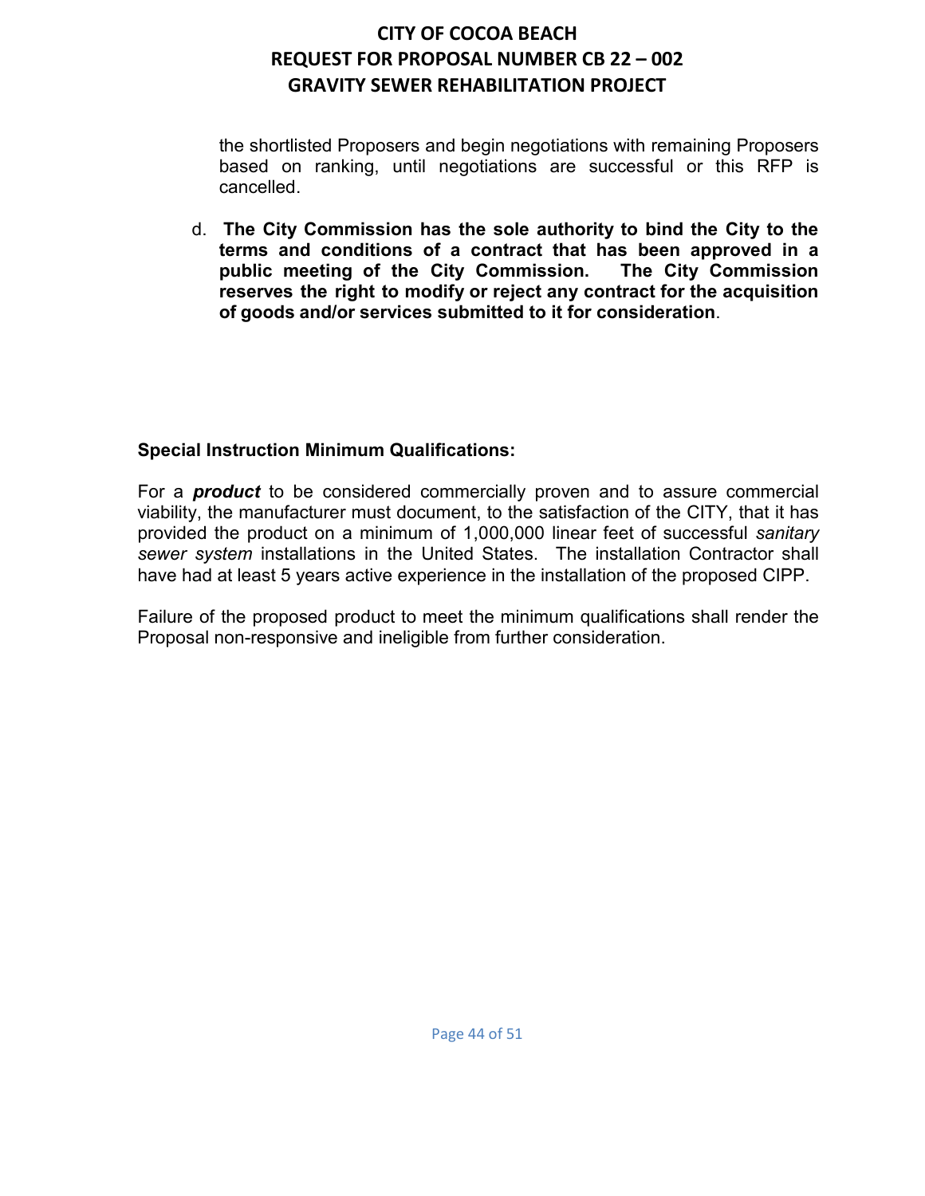the shortlisted Proposers and begin negotiations with remaining Proposers based on ranking, until negotiations are successful or this RFP is cancelled.

d. **The City Commission has the sole authority to bind the City to the terms and conditions of a contract that has been approved in a public meeting of the City Commission. The City Commission reserves the right to modify or reject any contract for the acquisition of goods and/or services submitted to it for consideration**.

**Special Instruction Minimum Qualifications:**

For a ***product*** to be considered commercially proven and to assure commercial viability, the manufacturer must document, to the satisfaction of the CITY, that it has provided the product on a minimum of 1,000,000 linear feet of successful *sanitary sewer system* installations in the United States. The installation Contractor shall have had at least 5 years active experience in the installation of the proposed CIPP.

Failure of the proposed product to meet the minimum qualifications shall render the Proposal non-responsive and ineligible from further consideration.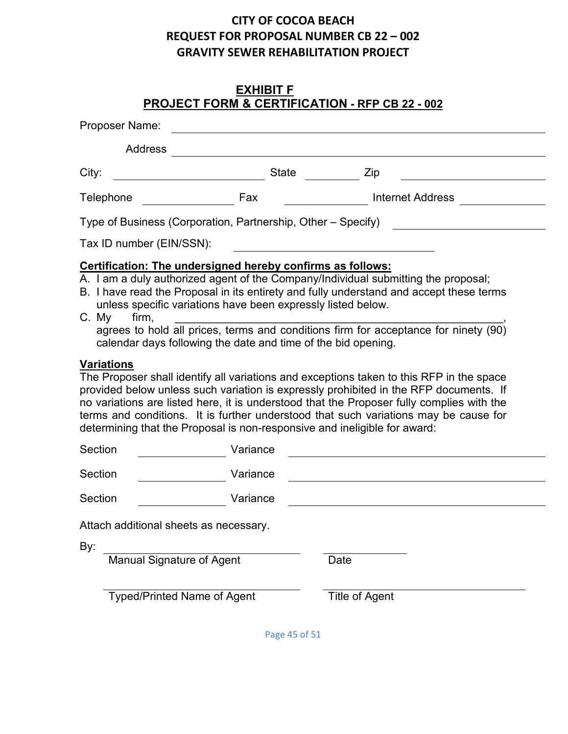# CITY OF COCOA BEACH
# REQUEST FOR PROPOSAL NUMBER CB 22 – 002
# GRAVITY SEWER REHABILITATION PROJECT

## EXHIBIT F
## PROJECT FORM & CERTIFICATION - RFP CB 22 - 002

Proposer Name: ______________________________________________

Address ______________________________________________

City: ____________________ State __________ Zip ____________________

Telephone ______________ Fax ______________ Internet Address ______________

Type of Business (Corporation, Partnership, Other – Specify) ____________________

Tax ID number (EIN/SSN): ______________________________

**Certification: The undersigned hereby confirms as follows:**

A. I am a duly authorized agent of the Company/Individual submitting the proposal;
B. I have read the Proposal in its entirety and fully understand and accept these terms unless specific variations have been expressly listed below.
C. My firm, ______________________________________________, agrees to hold all prices, terms and conditions firm for acceptance for ninety (90) calendar days following the date and time of the bid opening.

**Variations**

The Proposer shall identify all variations and exceptions taken to this RFP in the space provided below unless such variation is expressly prohibited in the RFP documents. If no variations are listed here, it is understood that the Proposer fully complies with the terms and conditions. It is further understood that such variations may be cause for determining that the Proposal is non-responsive and ineligible for award:

Section ______________ Variance ______________________________

Section ______________ Variance ______________________________

Section ______________ Variance ______________________________

Attach additional sheets as necessary.

By: ______________________________ ______________

Manual Signature of Agent Date

______________________________ ______________________________

Typed/Printed Name of Agent Title of Agent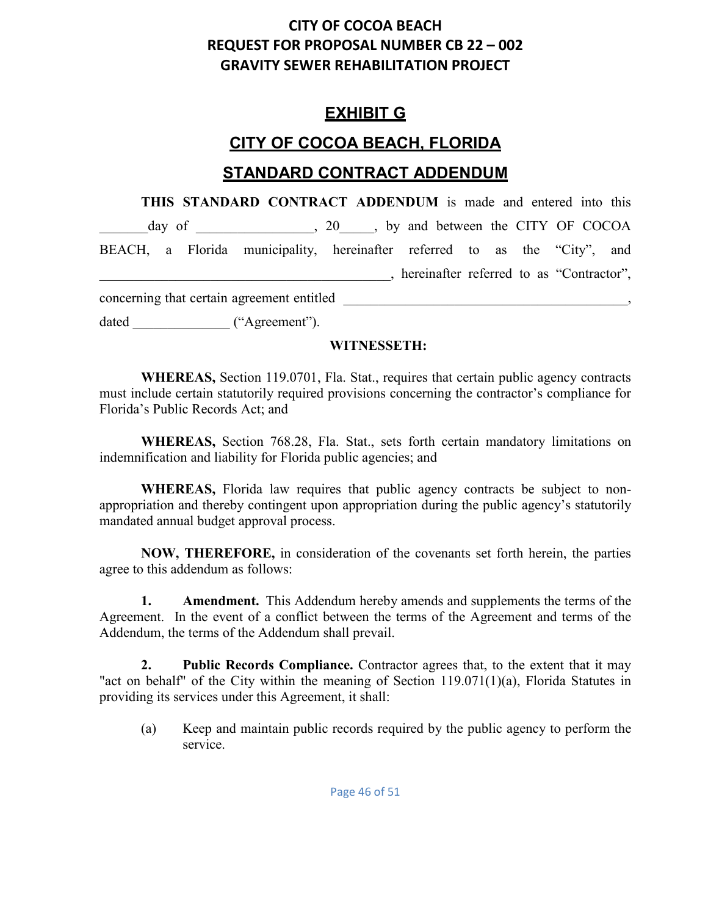# EXHIBIT G

## CITY OF COCOA BEACH, FLORIDA

## STANDARD CONTRACT ADDENDUM

**THIS STANDARD CONTRACT ADDENDUM** is made and entered into this _______day of ________________, 20_____, by and between the CITY OF COCOA BEACH, a Florida municipality, hereinafter referred to as the "City", and __________________________________________, hereinafter referred to as "Contractor", concerning that certain agreement entitled ________________________________________, dated ______________ ("Agreement").

**WITNESSETH:**

**WHEREAS,** Section 119.0701, Fla. Stat., requires that certain public agency contracts must include certain statutorily required provisions concerning the contractor's compliance for Florida's Public Records Act; and

**WHEREAS,** Section 768.28, Fla. Stat., sets forth certain mandatory limitations on indemnification and liability for Florida public agencies; and

**WHEREAS,** Florida law requires that public agency contracts be subject to non-appropriation and thereby contingent upon appropriation during the public agency's statutorily mandated annual budget approval process.

**NOW, THEREFORE,** in consideration of the covenants set forth herein, the parties agree to this addendum as follows:

**1. Amendment.** This Addendum hereby amends and supplements the terms of the Agreement. In the event of a conflict between the terms of the Agreement and terms of the Addendum, the terms of the Addendum shall prevail.

**2. Public Records Compliance.** Contractor agrees that, to the extent that it may "act on behalf" of the City within the meaning of Section 119.071(1)(a), Florida Statutes in providing its services under this Agreement, it shall:

(a) Keep and maintain public records required by the public agency to perform the service.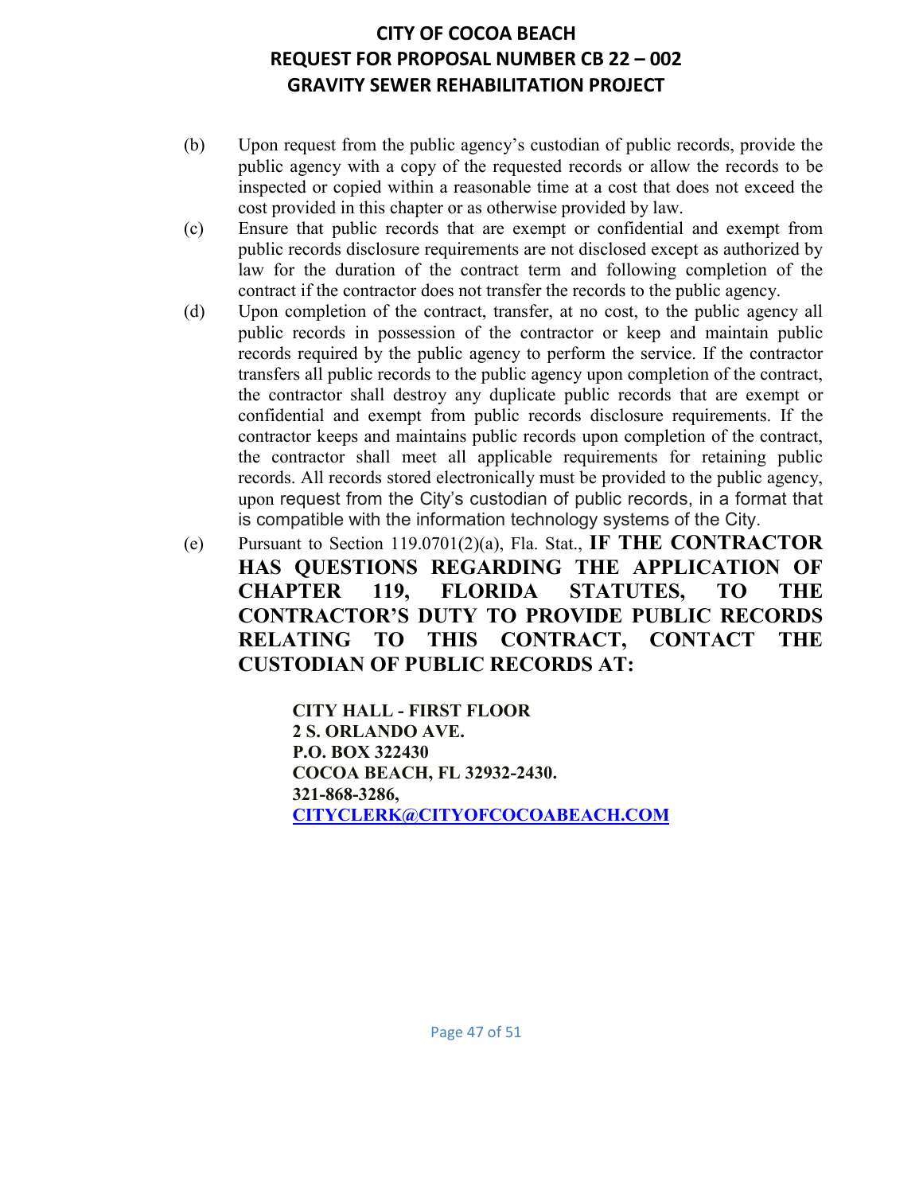(b) Upon request from the public agency's custodian of public records, provide the public agency with a copy of the requested records or allow the records to be inspected or copied within a reasonable time at a cost that does not exceed the cost provided in this chapter or as otherwise provided by law.

(c) Ensure that public records that are exempt or confidential and exempt from public records disclosure requirements are not disclosed except as authorized by law for the duration of the contract term and following completion of the contract if the contractor does not transfer the records to the public agency.

(d) Upon completion of the contract, transfer, at no cost, to the public agency all public records in possession of the contractor or keep and maintain public records required by the public agency to perform the service. If the contractor transfers all public records to the public agency upon completion of the contract, the contractor shall destroy any duplicate public records that are exempt or confidential and exempt from public records disclosure requirements. If the contractor keeps and maintains public records upon completion of the contract, the contractor shall meet all applicable requirements for retaining public records. All records stored electronically must be provided to the public agency, upon request from the City's custodian of public records, in a format that is compatible with the information technology systems of the City.

(e) Pursuant to Section 119.0701(2)(a), Fla. Stat., **IF THE CONTRACTOR HAS QUESTIONS REGARDING THE APPLICATION OF CHAPTER 119, FLORIDA STATUTES, TO THE CONTRACTOR'S DUTY TO PROVIDE PUBLIC RECORDS RELATING TO THIS CONTRACT, CONTACT THE CUSTODIAN OF PUBLIC RECORDS AT:**

> **CITY HALL - FIRST FLOOR**
> **2 S. ORLANDO AVE.**
> **P.O. BOX 322430**
> **COCOA BEACH, FL 32932-2430.**
> **321-868-3286,**
> **CITYCLERK@CITYOFCOCOABEACH.COM**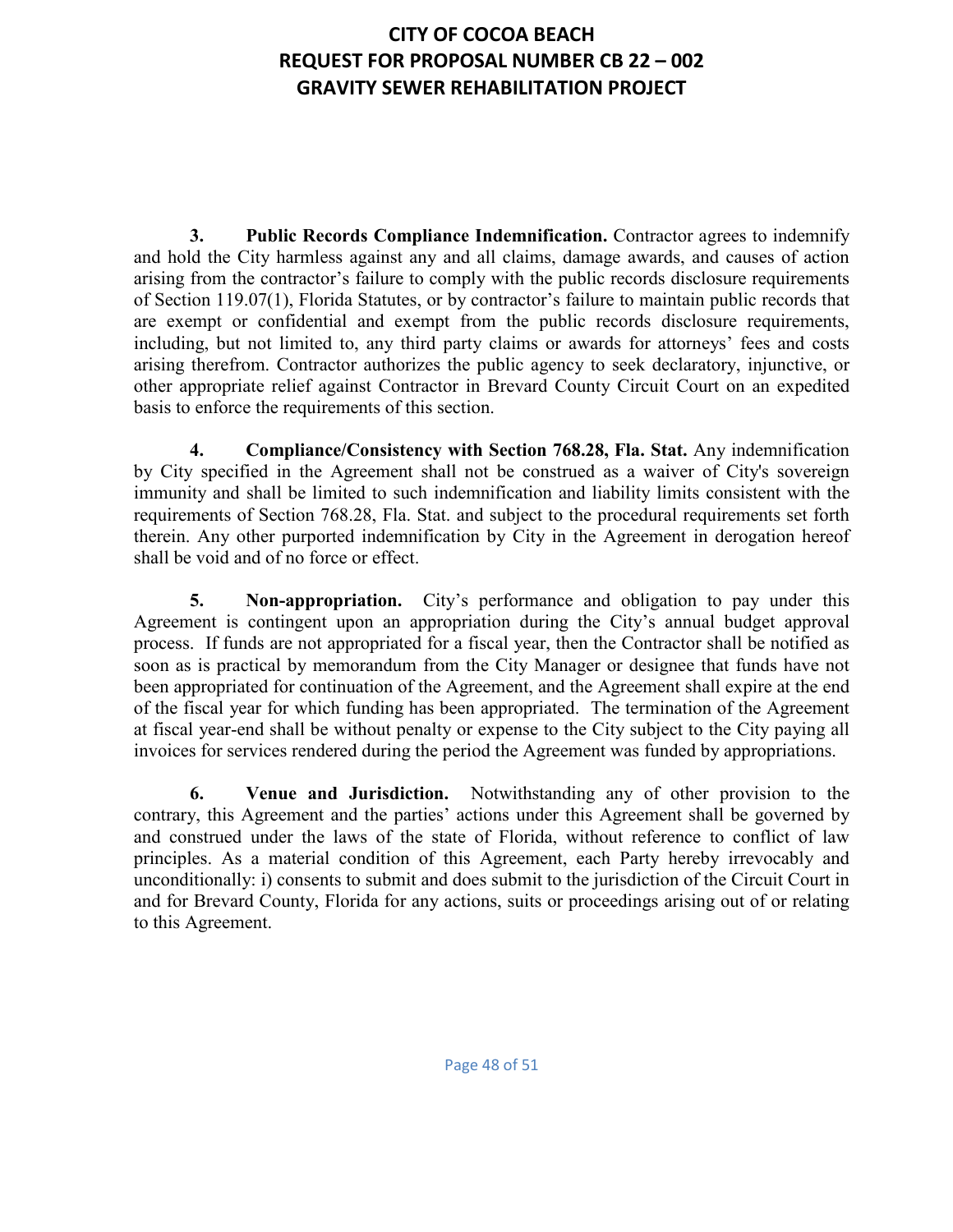**3. Public Records Compliance Indemnification.** Contractor agrees to indemnify and hold the City harmless against any and all claims, damage awards, and causes of action arising from the contractor's failure to comply with the public records disclosure requirements of Section 119.07(1), Florida Statutes, or by contractor's failure to maintain public records that are exempt or confidential and exempt from the public records disclosure requirements, including, but not limited to, any third party claims or awards for attorneys' fees and costs arising therefrom. Contractor authorizes the public agency to seek declaratory, injunctive, or other appropriate relief against Contractor in Brevard County Circuit Court on an expedited basis to enforce the requirements of this section.

**4. Compliance/Consistency with Section 768.28, Fla. Stat.** Any indemnification by City specified in the Agreement shall not be construed as a waiver of City's sovereign immunity and shall be limited to such indemnification and liability limits consistent with the requirements of Section 768.28, Fla. Stat. and subject to the procedural requirements set forth therein. Any other purported indemnification by City in the Agreement in derogation hereof shall be void and of no force or effect.

**5. Non-appropriation.** City's performance and obligation to pay under this Agreement is contingent upon an appropriation during the City's annual budget approval process. If funds are not appropriated for a fiscal year, then the Contractor shall be notified as soon as is practical by memorandum from the City Manager or designee that funds have not been appropriated for continuation of the Agreement, and the Agreement shall expire at the end of the fiscal year for which funding has been appropriated. The termination of the Agreement at fiscal year-end shall be without penalty or expense to the City subject to the City paying all invoices for services rendered during the period the Agreement was funded by appropriations.

**6. Venue and Jurisdiction.** Notwithstanding any of other provision to the contrary, this Agreement and the parties' actions under this Agreement shall be governed by and construed under the laws of the state of Florida, without reference to conflict of law principles. As a material condition of this Agreement, each Party hereby irrevocably and unconditionally: i) consents to submit and does submit to the jurisdiction of the Circuit Court in and for Brevard County, Florida for any actions, suits or proceedings arising out of or relating to this Agreement.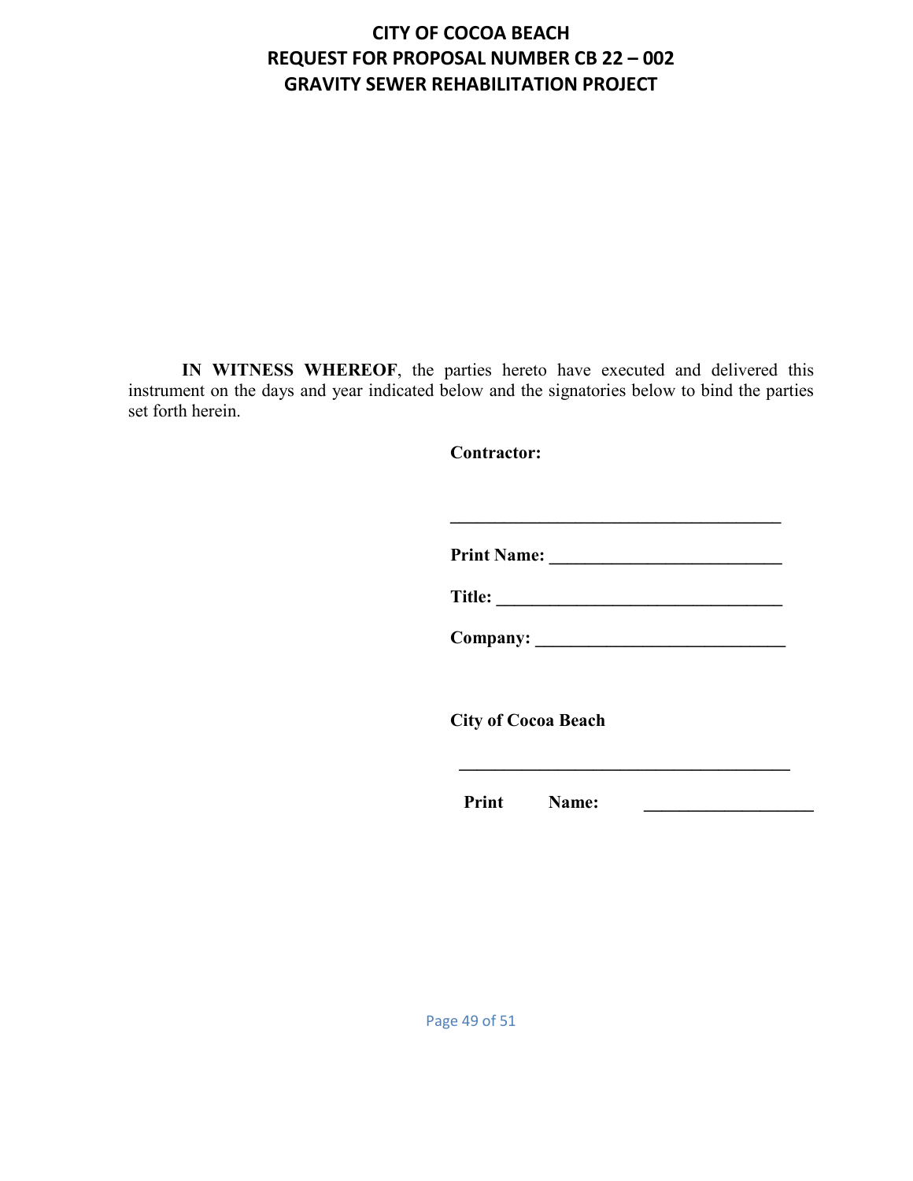**IN WITNESS WHEREOF**, the parties hereto have executed and delivered this instrument on the days and year indicated below and the signatories below to bind the parties set forth herein.

**Contractor:**

**______________________________________**

**Print Name: __________________________**

**Title: ________________________________**

**Company: ____________________________**

**City of Cocoa Beach**

**______________________________________**

**Print Name: ___________________**